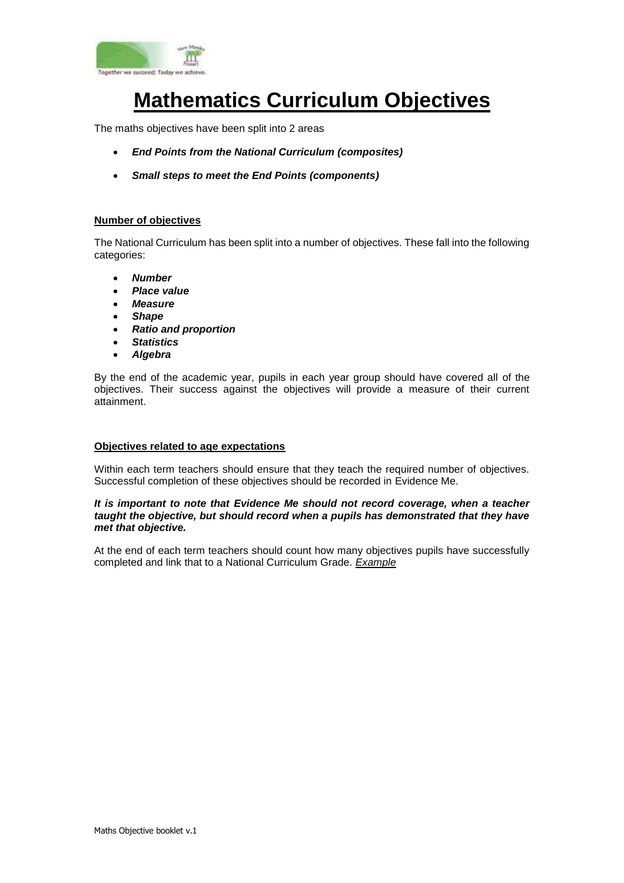# Mathematics Curriculum Objectives

The maths objectives have been split into 2 areas

- ***End Points from the National Curriculum (composites)***
- ***Small steps to meet the End Points (components)***

## Number of objectives

The National Curriculum has been split into a number of objectives. These fall into the following categories:

- ***Number***
- ***Place value***
- ***Measure***
- ***Shape***
- ***Ratio and proportion***
- ***Statistics***
- ***Algebra***

By the end of the academic year, pupils in each year group should have covered all of the objectives. Their success against the objectives will provide a measure of their current attainment.

## Objectives related to age expectations

Within each term teachers should ensure that they teach the required number of objectives. Successful completion of these objectives should be recorded in Evidence Me.

***It is important to note that Evidence Me should not record coverage, when a teacher taught the objective, but should record when a pupils has demonstrated that they have met that objective.***

At the end of each term teachers should count how many objectives pupils have successfully completed and link that to a National Curriculum Grade. *Example*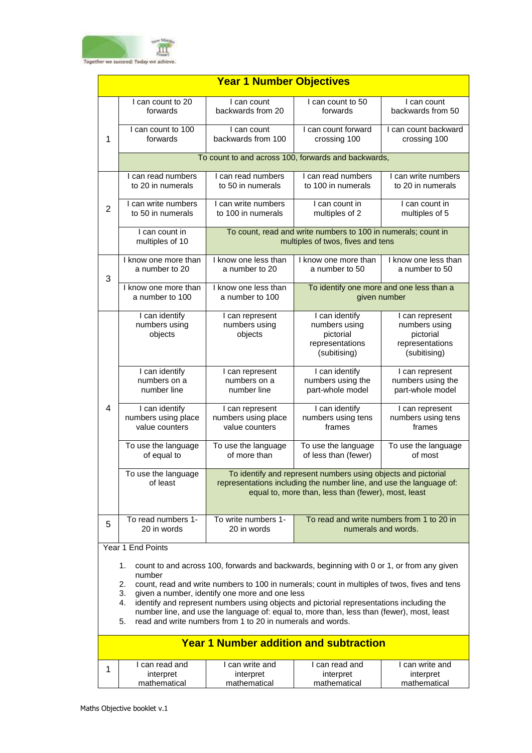## Year 1 Number Objectives

| | | | | |
|---|---|---|---|---|
| 1 | I can count to 20 forwards | I can count backwards from 20 | I can count to 50 forwards | I can count backwards from 50 |
| | I can count to 100 forwards | I can count backwards from 100 | I can count forward crossing 100 | I can count backward crossing 100 |
| | To count to and across 100, forwards and backwards, | | | |
| 2 | I can read numbers to 20 in numerals | I can read numbers to 50 in numerals | I can read numbers to 100 in numerals | I can write numbers to 20 in numerals |
| | I can write numbers to 50 in numerals | I can write numbers to 100 in numerals | I can count in multiples of 2 | I can count in multiples of 5 |
| | I can count in multiples of 10 | To count, read and write numbers to 100 in numerals; count in multiples of twos, fives and tens | | |
| 3 | I know one more than a number to 20 | I know one less than a number to 20 | I know one more than a number to 50 | I know one less than a number to 50 |
| | I know one more than a number to 100 | I know one less than a number to 100 | To identify one more and one less than a given number | |
| 4 | I can identify numbers using objects | I can represent numbers using objects | I can identify numbers using pictorial representations (subitising) | I can represent numbers using pictorial representations (subitising) |
| | I can identify numbers on a number line | I can represent numbers on a number line | I can identify numbers using the part-whole model | I can represent numbers using the part-whole model |
| | I can identify numbers using place value counters | I can represent numbers using place value counters | I can identify numbers using tens frames | I can represent numbers using tens frames |
| | To use the language of equal to | To use the language of more than | To use the language of less than (fewer) | To use the language of most |
| | To use the language of least | To identify and represent numbers using objects and pictorial representations including the number line, and use the language of: equal to, more than, less than (fewer), most, least | | |
| 5 | To read numbers 1-20 in words | To write numbers 1-20 in words | To read and write numbers from 1 to 20 in numerals and words. | |

Year 1 End Points

1. count to and across 100, forwards and backwards, beginning with 0 or 1, or from any given number
2. count, read and write numbers to 100 in numerals; count in multiples of twos, fives and tens
3. given a number, identify one more and one less
4. identify and represent numbers using objects and pictorial representations including the number line, and use the language of: equal to, more than, less than (fewer), most, least
5. read and write numbers from 1 to 20 in numerals and words.

## Year 1 Number addition and subtraction

| | | | | |
|---|---|---|---|---|
| 1 | I can read and interpret mathematical | I can write and interpret mathematical | I can read and interpret mathematical | I can write and interpret mathematical |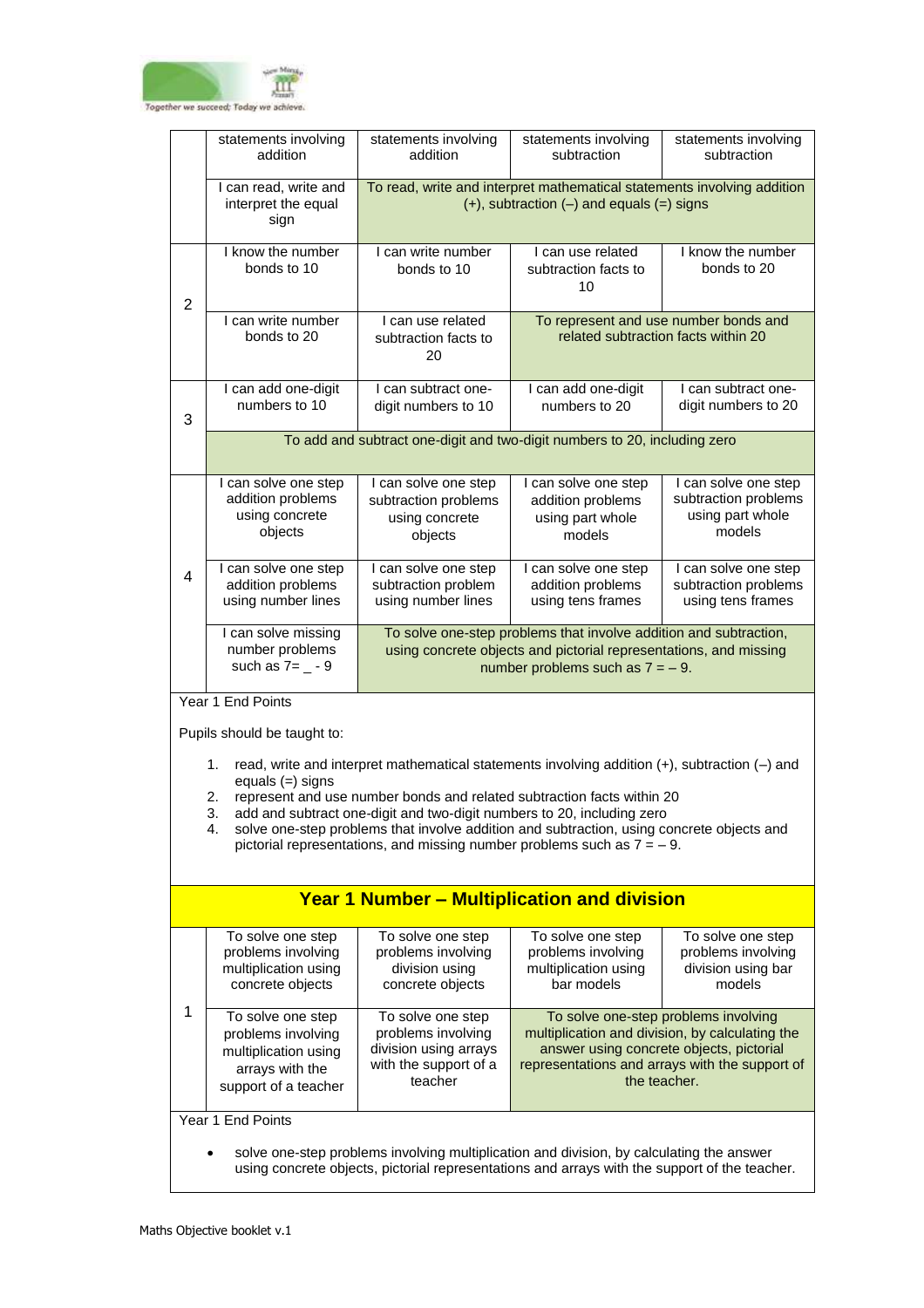| | | | | |
|---|---|---|---|---|
| | statements involving addition | statements involving addition | statements involving subtraction | statements involving subtraction |
| | I can read, write and interpret the equal sign | To read, write and interpret mathematical statements involving addition (+), subtraction (–) and equals (=) signs | | |
| 2 | I know the number bonds to 10 | I can write number bonds to 10 | I can use related subtraction facts to 10 | I know the number bonds to 20 |
| | I can write number bonds to 20 | I can use related subtraction facts to 20 | To represent and use number bonds and related subtraction facts within 20 | |
| 3 | I can add one-digit numbers to 10 | I can subtract one-digit numbers to 10 | I can add one-digit numbers to 20 | I can subtract one-digit numbers to 20 |
| | To add and subtract one-digit and two-digit numbers to 20, including zero | | | |
| 4 | I can solve one step addition problems using concrete objects | I can solve one step subtraction problems using concrete objects | I can solve one step addition problems using part whole models | I can solve one step subtraction problems using part whole models |
| | I can solve one step addition problems using number lines | I can solve one step subtraction problem using number lines | I can solve one step addition problems using tens frames | I can solve one step subtraction problems using tens frames |
| | I can solve missing number problems such as 7= _ - 9 | To solve one-step problems that involve addition and subtraction, using concrete objects and pictorial representations, and missing number problems such as 7 = – 9. | | |

Year 1 End Points

Pupils should be taught to:

1. read, write and interpret mathematical statements involving addition (+), subtraction (–) and equals (=) signs
2. represent and use number bonds and related subtraction facts within 20
3. add and subtract one-digit and two-digit numbers to 20, including zero
4. solve one-step problems that involve addition and subtraction, using concrete objects and pictorial representations, and missing number problems such as 7 = – 9.

## Year 1 Number – Multiplication and division

| | | | | |
|---|---|---|---|---|
| 1 | To solve one step problems involving multiplication using concrete objects | To solve one step problems involving division using concrete objects | To solve one step problems involving multiplication using bar models | To solve one step problems involving division using bar models |
| | To solve one step problems involving multiplication using arrays with the support of a teacher | To solve one step problems involving division using arrays with the support of a teacher | To solve one-step problems involving multiplication and division, by calculating the answer using concrete objects, pictorial representations and arrays with the support of the teacher. | |

Year 1 End Points

- solve one-step problems involving multiplication and division, by calculating the answer using concrete objects, pictorial representations and arrays with the support of the teacher.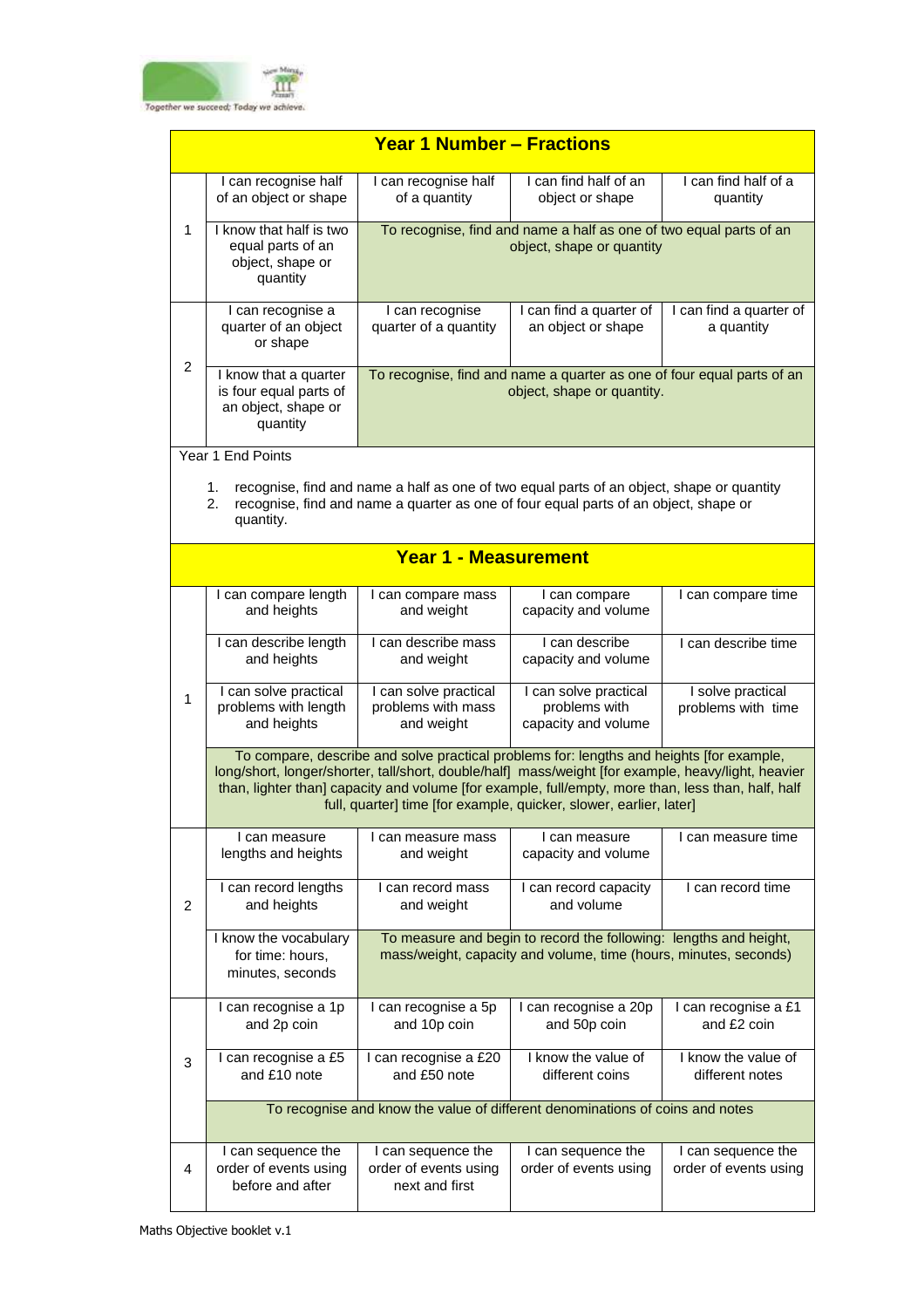## Year 1 Number – Fractions

| | | | | |
|---|---|---|---|---|
| 1 | I can recognise half of an object or shape | I can recognise half of a quantity | I can find half of an object or shape | I can find half of a quantity |
| | I know that half is two equal parts of an object, shape or quantity | To recognise, find and name a half as one of two equal parts of an object, shape or quantity | | |
| 2 | I can recognise a quarter of an object or shape | I can recognise quarter of a quantity | I can find a quarter of an object or shape | I can find a quarter of a quantity |
| | I know that a quarter is four equal parts of an object, shape or quantity | To recognise, find and name a quarter as one of four equal parts of an object, shape or quantity. | | |

Year 1 End Points

1. recognise, find and name a half as one of two equal parts of an object, shape or quantity
2. recognise, find and name a quarter as one of four equal parts of an object, shape or quantity.

## Year 1 - Measurement

| | | | | |
|---|---|---|---|---|
| 1 | I can compare length and heights | I can compare mass and weight | I can compare capacity and volume | I can compare time |
| | I can describe length and heights | I can describe mass and weight | I can describe capacity and volume | I can describe time |
| | I can solve practical problems with length and heights | I can solve practical problems with mass and weight | I can solve practical problems with capacity and volume | I solve practical problems with time |
| | To compare, describe and solve practical problems for: lengths and heights [for example, long/short, longer/shorter, tall/short, double/half] mass/weight [for example, heavy/light, heavier than, lighter than] capacity and volume [for example, full/empty, more than, less than, half, half full, quarter] time [for example, quicker, slower, earlier, later] | | | |
| 2 | I can measure lengths and heights | I can measure mass and weight | I can measure capacity and volume | I can measure time |
| | I can record lengths and heights | I can record mass and weight | I can record capacity and volume | I can record time |
| | I know the vocabulary for time: hours, minutes, seconds | To measure and begin to record the following: lengths and height, mass/weight, capacity and volume, time (hours, minutes, seconds) | | |
| 3 | I can recognise a 1p and 2p coin | I can recognise a 5p and 10p coin | I can recognise a 20p and 50p coin | I can recognise a £1 and £2 coin |
| | I can recognise a £5 and £10 note | I can recognise a £20 and £50 note | I know the value of different coins | I know the value of different notes |
| | To recognise and know the value of different denominations of coins and notes | | | |
| 4 | I can sequence the order of events using before and after | I can sequence the order of events using next and first | I can sequence the order of events using | I can sequence the order of events using |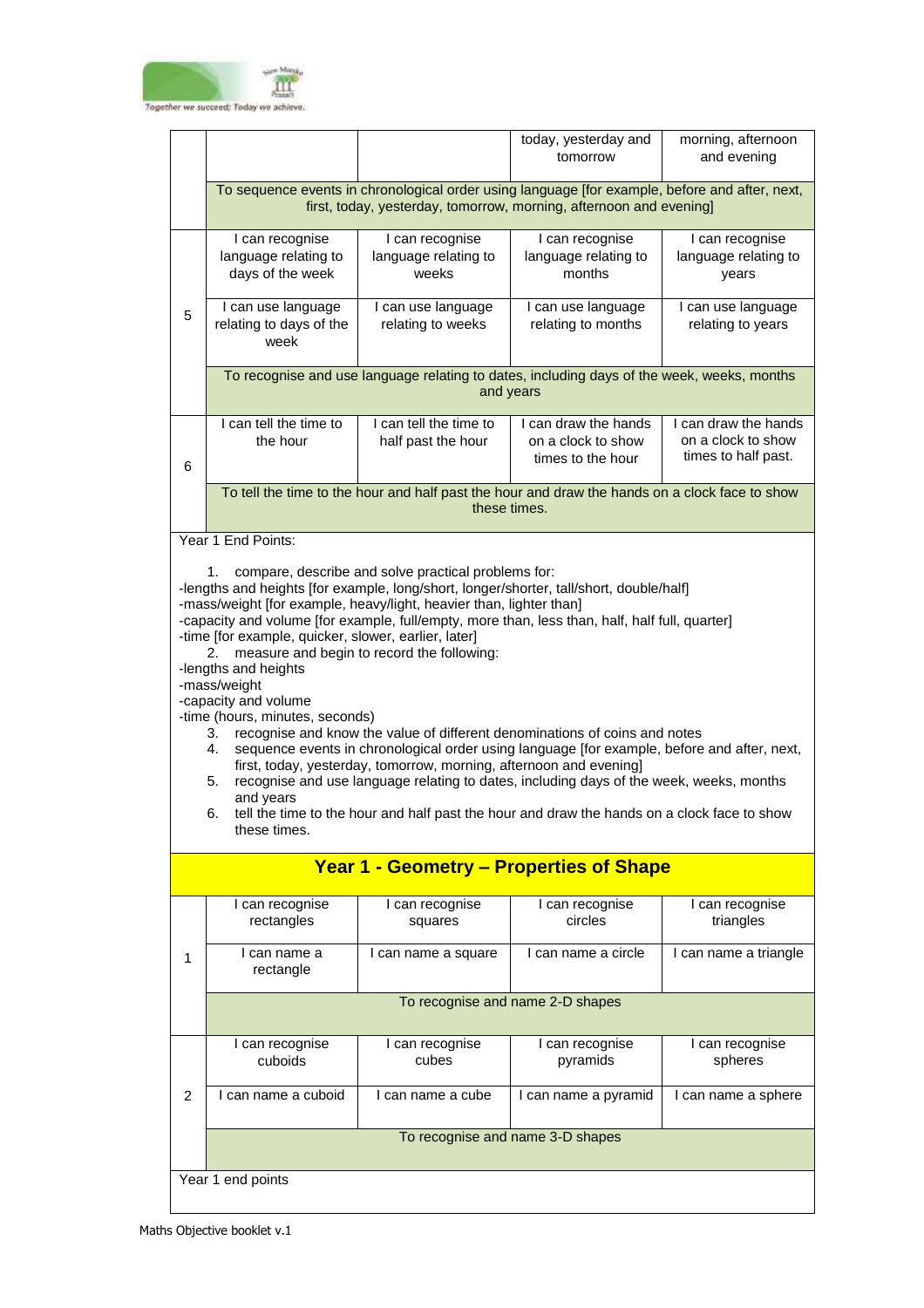|  |  |  | today, yesterday and tomorrow | morning, afternoon and evening |
|---|---|---|---|---|
|  | To sequence events in chronological order using language [for example, before and after, next, first, today, yesterday, tomorrow, morning, afternoon and evening] |  |  |  |
| 5 | I can recognise language relating to days of the week | I can recognise language relating to weeks | I can recognise language relating to months | I can recognise language relating to years |
|  | I can use language relating to days of the week | I can use language relating to weeks | I can use language relating to months | I can use language relating to years |
|  | To recognise and use language relating to dates, including days of the week, weeks, months and years |  |  |  |
| 6 | I can tell the time to the hour | I can tell the time to half past the hour | I can draw the hands on a clock to show times to the hour | I can draw the hands on a clock to show times to half past. |
|  | To tell the time to the hour and half past the hour and draw the hands on a clock face to show these times. |  |  |  |

Year 1 End Points:

1. compare, describe and solve practical problems for:

-lengths and heights [for example, long/short, longer/shorter, tall/short, double/half]
-mass/weight [for example, heavy/light, heavier than, lighter than]
-capacity and volume [for example, full/empty, more than, less than, half, half full, quarter]
-time [for example, quicker, slower, earlier, later]

2. measure and begin to record the following:

-lengths and heights
-mass/weight
-capacity and volume
-time (hours, minutes, seconds)

3. recognise and know the value of different denominations of coins and notes
4. sequence events in chronological order using language [for example, before and after, next, first, today, yesterday, tomorrow, morning, afternoon and evening]
5. recognise and use language relating to dates, including days of the week, weeks, months and years
6. tell the time to the hour and half past the hour and draw the hands on a clock face to show these times.

## Year 1 - Geometry – Properties of Shape

|  |  |  |  |  |
|---|---|---|---|---|
| 1 | I can recognise rectangles | I can recognise squares | I can recognise circles | I can recognise triangles |
|  | I can name a rectangle | I can name a square | I can name a circle | I can name a triangle |
|  | To recognise and name 2-D shapes |  |  |  |
| 2 | I can recognise cuboids | I can recognise cubes | I can recognise pyramids | I can recognise spheres |
|  | I can name a cuboid | I can name a cube | I can name a pyramid | I can name a sphere |
|  | To recognise and name 3-D shapes |  |  |  |

Year 1 end points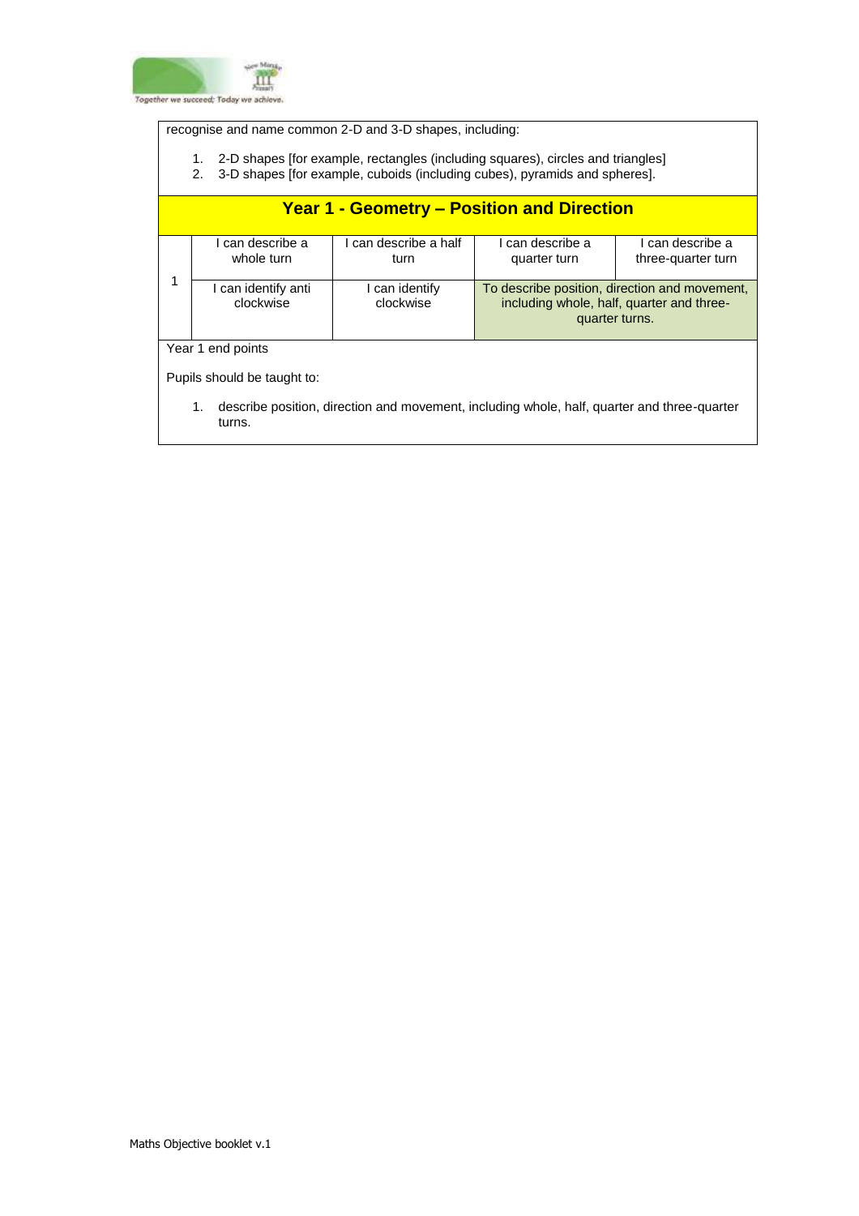recognise and name common 2-D and 3-D shapes, including:

1. 2-D shapes [for example, rectangles (including squares), circles and triangles]
2. 3-D shapes [for example, cuboids (including cubes), pyramids and spheres].

## Year 1 - Geometry – Position and Direction

| | | | | |
|---|---|---|---|---|
| 1 | I can describe a whole turn | I can describe a half turn | I can describe a quarter turn | I can describe a three-quarter turn |
| | I can identify anti clockwise | I can identify clockwise | To describe position, direction and movement, including whole, half, quarter and three-quarter turns. | |

Year 1 end points

Pupils should be taught to:

1. describe position, direction and movement, including whole, half, quarter and three-quarter turns.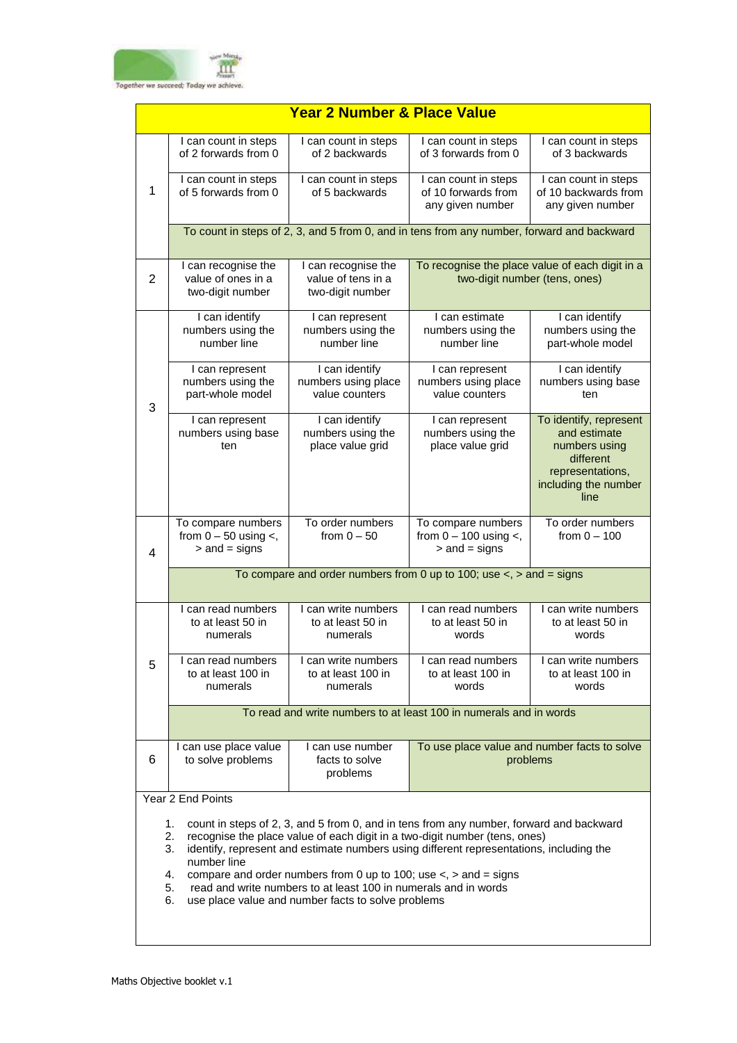## Year 2 Number & Place Value

| | | | | |
|---|---|---|---|---|
| 1 | I can count in steps of 2 forwards from 0 | I can count in steps of 2 backwards | I can count in steps of 3 forwards from 0 | I can count in steps of 3 backwards |
| | I can count in steps of 5 forwards from 0 | I can count in steps of 5 backwards | I can count in steps of 10 forwards from any given number | I can count in steps of 10 backwards from any given number |
| | To count in steps of 2, 3, and 5 from 0, and in tens from any number, forward and backward | | | |
| 2 | I can recognise the value of ones in a two-digit number | I can recognise the value of tens in a two-digit number | To recognise the place value of each digit in a two-digit number (tens, ones) | |
| 3 | I can identify numbers using the number line | I can represent numbers using the number line | I can estimate numbers using the number line | I can identify numbers using the part-whole model |
| | I can represent numbers using the part-whole model | I can identify numbers using place value counters | I can represent numbers using place value counters | I can identify numbers using base ten |
| | I can represent numbers using base ten | I can identify numbers using the place value grid | I can represent numbers using the place value grid | To identify, represent and estimate numbers using different representations, including the number line |
| 4 | To compare numbers from 0 – 50 using <, > and = signs | To order numbers from 0 – 50 | To compare numbers from 0 – 100 using <, > and = signs | To order numbers from 0 – 100 |
| | To compare and order numbers from 0 up to 100; use <, > and = signs | | | |
| 5 | I can read numbers to at least 50 in numerals | I can write numbers to at least 50 in numerals | I can read numbers to at least 50 in words | I can write numbers to at least 50 in words |
| | I can read numbers to at least 100 in numerals | I can write numbers to at least 100 in numerals | I can read numbers to at least 100 in words | I can write numbers to at least 100 in words |
| | To read and write numbers to at least 100 in numerals and in words | | | |
| 6 | I can use place value to solve problems | I can use number facts to solve problems | To use place value and number facts to solve problems | |

Year 2 End Points

1. count in steps of 2, 3, and 5 from 0, and in tens from any number, forward and backward
2. recognise the place value of each digit in a two-digit number (tens, ones)
3. identify, represent and estimate numbers using different representations, including the number line
4. compare and order numbers from 0 up to 100; use <, > and = signs
5. read and write numbers to at least 100 in numerals and in words
6. use place value and number facts to solve problems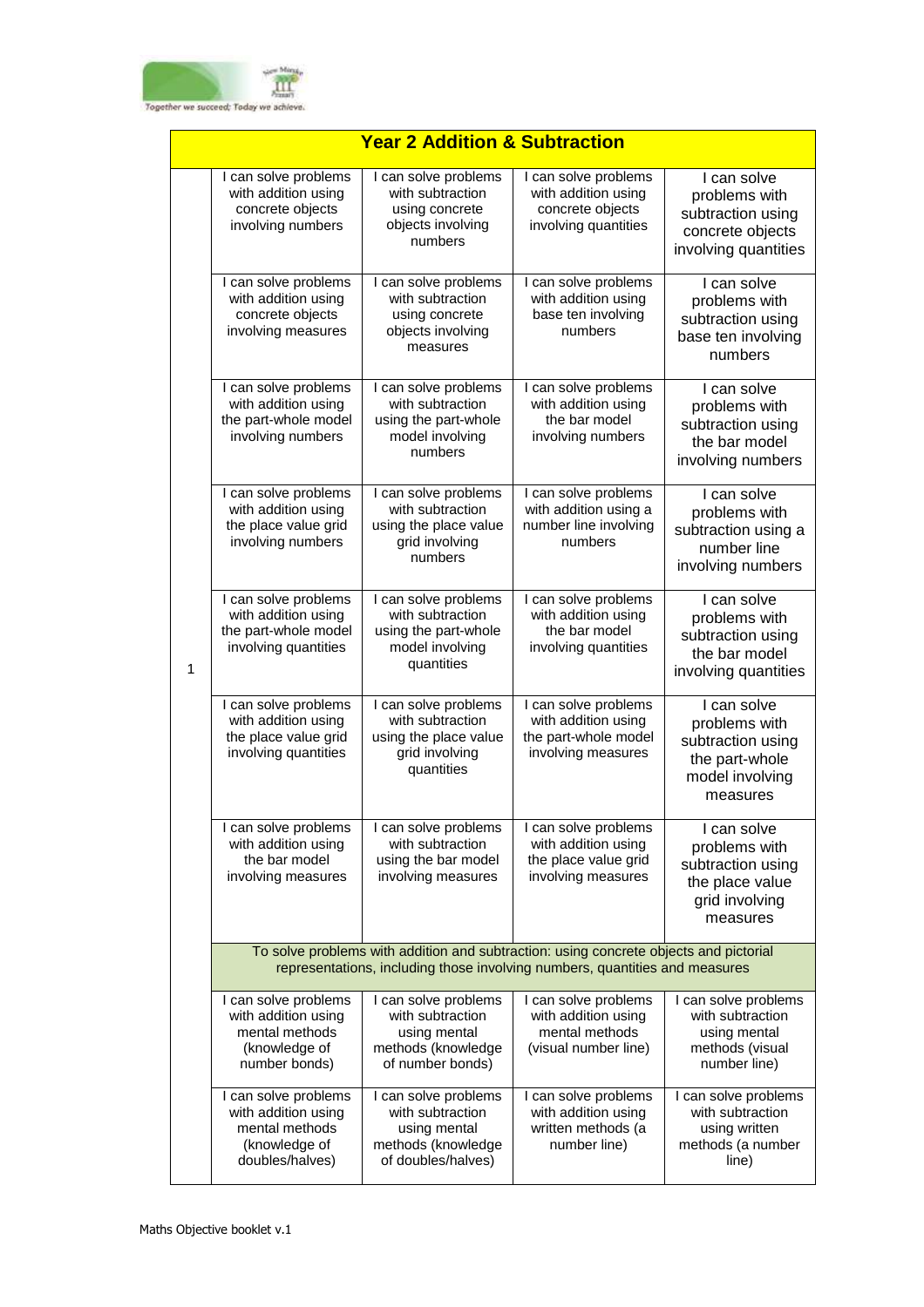| Year 2 Addition & Subtraction | | | | |
|---|---|---|---|---|
| 1 | I can solve problems with addition using concrete objects involving numbers | I can solve problems with subtraction using concrete objects involving numbers | I can solve problems with addition using concrete objects involving quantities | I can solve problems with subtraction using concrete objects involving quantities |
| | I can solve problems with addition using concrete objects involving measures | I can solve problems with subtraction using concrete objects involving measures | I can solve problems with addition using base ten involving numbers | I can solve problems with subtraction using base ten involving numbers |
| | I can solve problems with addition using the part-whole model involving numbers | I can solve problems with subtraction using the part-whole model involving numbers | I can solve problems with addition using the bar model involving numbers | I can solve problems with subtraction using the bar model involving numbers |
| | I can solve problems with addition using the place value grid involving numbers | I can solve problems with subtraction using the place value grid involving numbers | I can solve problems with addition using a number line involving numbers | I can solve problems with subtraction using a number line involving numbers |
| | I can solve problems with addition using the part-whole model involving quantities | I can solve problems with subtraction using the part-whole model involving quantities | I can solve problems with addition using the bar model involving quantities | I can solve problems with subtraction using the bar model involving quantities |
| | I can solve problems with addition using the place value grid involving quantities | I can solve problems with subtraction using the place value grid involving quantities | I can solve problems with addition using the part-whole model involving measures | I can solve problems with subtraction using the part-whole model involving measures |
| | I can solve problems with addition using the bar model involving measures | I can solve problems with subtraction using the bar model involving measures | I can solve problems with addition using the place value grid involving measures | I can solve problems with subtraction using the place value grid involving measures |
| | To solve problems with addition and subtraction: using concrete objects and pictorial representations, including those involving numbers, quantities and measures | | | |
| | I can solve problems with addition using mental methods (knowledge of number bonds) | I can solve problems with subtraction using mental methods (knowledge of number bonds) | I can solve problems with addition using mental methods (visual number line) | I can solve problems with subtraction using mental methods (visual number line) |
| | I can solve problems with addition using mental methods (knowledge of doubles/halves) | I can solve problems with subtraction using mental methods (knowledge of doubles/halves) | I can solve problems with addition using written methods (a number line) | I can solve problems with subtraction using written methods (a number line) |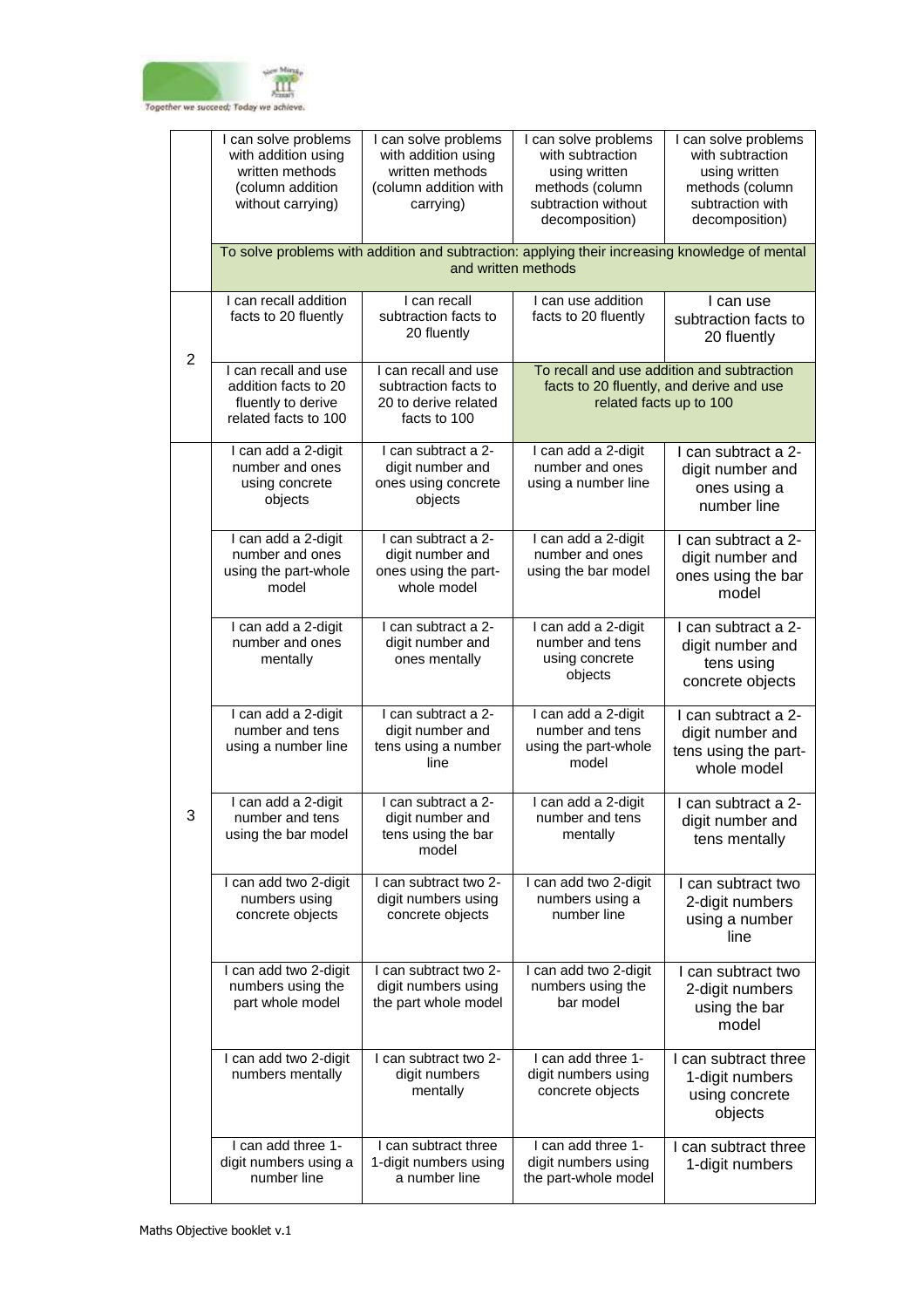| | | | | |
|---|---|---|---|---|
| | I can solve problems with addition using written methods (column addition without carrying) | I can solve problems with addition using written methods (column addition with carrying) | I can solve problems with subtraction using written methods (column subtraction without decomposition) | I can solve problems with subtraction using written methods (column subtraction with decomposition) |
| | To solve problems with addition and subtraction: applying their increasing knowledge of mental and written methods | | | |
| 2 | I can recall addition facts to 20 fluently | I can recall subtraction facts to 20 fluently | I can use addition facts to 20 fluently | I can use subtraction facts to 20 fluently |
| | I can recall and use addition facts to 20 fluently to derive related facts to 100 | I can recall and use subtraction facts to 20 to derive related facts to 100 | To recall and use addition and subtraction facts to 20 fluently, and derive and use related facts up to 100 | |
| 3 | I can add a 2-digit number and ones using concrete objects | I can subtract a 2-digit number and ones using concrete objects | I can add a 2-digit number and ones using a number line | I can subtract a 2-digit number and ones using a number line |
| | I can add a 2-digit number and ones using the part-whole model | I can subtract a 2-digit number and ones using the part-whole model | I can add a 2-digit number and ones using the bar model | I can subtract a 2-digit number and ones using the bar model |
| | I can add a 2-digit number and ones mentally | I can subtract a 2-digit number and ones mentally | I can add a 2-digit number and tens using concrete objects | I can subtract a 2-digit number and tens using concrete objects |
| | I can add a 2-digit number and tens using a number line | I can subtract a 2-digit number and tens using a number line | I can add a 2-digit number and tens using the part-whole model | I can subtract a 2-digit number and tens using the part-whole model |
| | I can add a 2-digit number and tens using the bar model | I can subtract a 2-digit number and tens using the bar model | I can add a 2-digit number and tens mentally | I can subtract a 2-digit number and tens mentally |
| | I can add two 2-digit numbers using concrete objects | I can subtract two 2-digit numbers using concrete objects | I can add two 2-digit numbers using a number line | I can subtract two 2-digit numbers using a number line |
| | I can add two 2-digit numbers using the part whole model | I can subtract two 2-digit numbers using the part whole model | I can add two 2-digit numbers using the bar model | I can subtract two 2-digit numbers using the bar model |
| | I can add two 2-digit numbers mentally | I can subtract two 2-digit numbers mentally | I can add three 1-digit numbers using concrete objects | I can subtract three 1-digit numbers using concrete objects |
| | I can add three 1-digit numbers using a number line | I can subtract three 1-digit numbers using a number line | I can add three 1-digit numbers using the part-whole model | I can subtract three 1-digit numbers |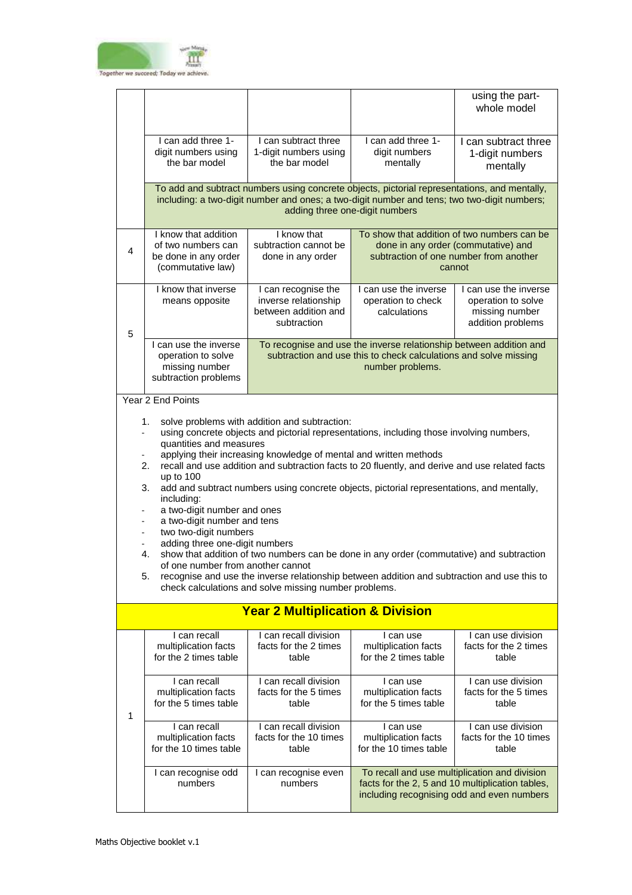| | | | | |
|---|---|---|---|---|
| | | | | using the part-whole model |
| | I can add three 1-digit numbers using the bar model | I can subtract three 1-digit numbers using the bar model | I can add three 1-digit numbers mentally | I can subtract three 1-digit numbers mentally |
| | To add and subtract numbers using concrete objects, pictorial representations, and mentally, including: a two-digit number and ones; a two-digit number and tens; two two-digit numbers; adding three one-digit numbers | | | |
| 4 | I know that addition of two numbers can be done in any order (commutative law) | I know that subtraction cannot be done in any order | To show that addition of two numbers can be done in any order (commutative) and subtraction of one number from another cannot | |
| 5 | I know that inverse means opposite | I can recognise the inverse relationship between addition and subtraction | I can use the inverse operation to check calculations | I can use the inverse operation to solve missing number addition problems |
| | I can use the inverse operation to solve missing number subtraction problems | To recognise and use the inverse relationship between addition and subtraction and use this to check calculations and solve missing number problems. | | |

Year 2 End Points

1. solve problems with addition and subtraction:
   - using concrete objects and pictorial representations, including those involving numbers, quantities and measures
   - applying their increasing knowledge of mental and written methods
2. recall and use addition and subtraction facts to 20 fluently, and derive and use related facts up to 100
3. add and subtract numbers using concrete objects, pictorial representations, and mentally, including:
   - a two-digit number and ones
   - a two-digit number and tens
   - two two-digit numbers
   - adding three one-digit numbers
4. show that addition of two numbers can be done in any order (commutative) and subtraction of one number from another cannot
5. recognise and use the inverse relationship between addition and subtraction and use this to check calculations and solve missing number problems.

## Year 2 Multiplication & Division

| | | | | |
|---|---|---|---|---|
| 1 | I can recall multiplication facts for the 2 times table | I can recall division facts for the 2 times table | I can use multiplication facts for the 2 times table | I can use division facts for the 2 times table |
| | I can recall multiplication facts for the 5 times table | I can recall division facts for the 5 times table | I can use multiplication facts for the 5 times table | I can use division facts for the 5 times table |
| | I can recall multiplication facts for the 10 times table | I can recall division facts for the 10 times table | I can use multiplication facts for the 10 times table | I can use division facts for the 10 times table |
| | I can recognise odd numbers | I can recognise even numbers | To recall and use multiplication and division facts for the 2, 5 and 10 multiplication tables, including recognising odd and even numbers | |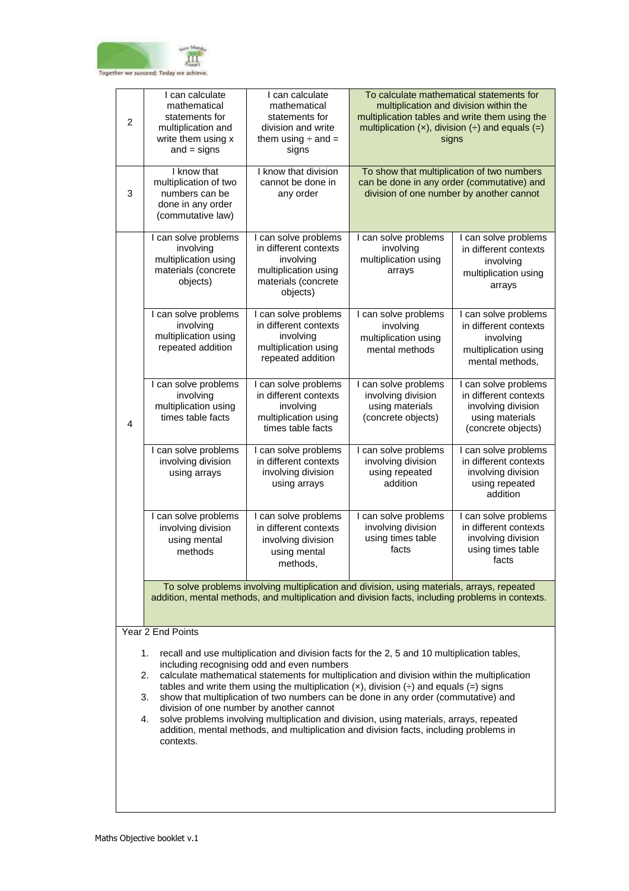| | | | | |
|---|---|---|---|---|
| 2 | I can calculate mathematical statements for multiplication and write them using x and = signs | I can calculate mathematical statements for division and write them using ÷ and = signs | To calculate mathematical statements for multiplication and division within the multiplication tables and write them using the multiplication (×), division (÷) and equals (=) signs | |
| 3 | I know that multiplication of two numbers can be done in any order (commutative law) | I know that division cannot be done in any order | To show that multiplication of two numbers can be done in any order (commutative) and division of one number by another cannot | |
| 4 | I can solve problems involving multiplication using materials (concrete objects) | I can solve problems in different contexts involving multiplication using materials (concrete objects) | I can solve problems involving multiplication using arrays | I can solve problems in different contexts involving multiplication using arrays |
| | I can solve problems involving multiplication using repeated addition | I can solve problems in different contexts involving multiplication using repeated addition | I can solve problems involving multiplication using mental methods | I can solve problems in different contexts involving multiplication using mental methods, |
| | I can solve problems involving multiplication using times table facts | I can solve problems in different contexts involving multiplication using times table facts | I can solve problems involving division using materials (concrete objects) | I can solve problems in different contexts involving division using materials (concrete objects) |
| | I can solve problems involving division using arrays | I can solve problems in different contexts involving division using arrays | I can solve problems involving division using repeated addition | I can solve problems in different contexts involving division using repeated addition |
| | I can solve problems involving division using mental methods | I can solve problems in different contexts involving division using mental methods, | I can solve problems involving division using times table facts | I can solve problems in different contexts involving division using times table facts |
| | To solve problems involving multiplication and division, using materials, arrays, repeated addition, mental methods, and multiplication and division facts, including problems in contexts. | | | |

Year 2 End Points

1. recall and use multiplication and division facts for the 2, 5 and 10 multiplication tables, including recognising odd and even numbers
2. calculate mathematical statements for multiplication and division within the multiplication tables and write them using the multiplication (×), division (÷) and equals (=) signs
3. show that multiplication of two numbers can be done in any order (commutative) and division of one number by another cannot
4. solve problems involving multiplication and division, using materials, arrays, repeated addition, mental methods, and multiplication and division facts, including problems in contexts.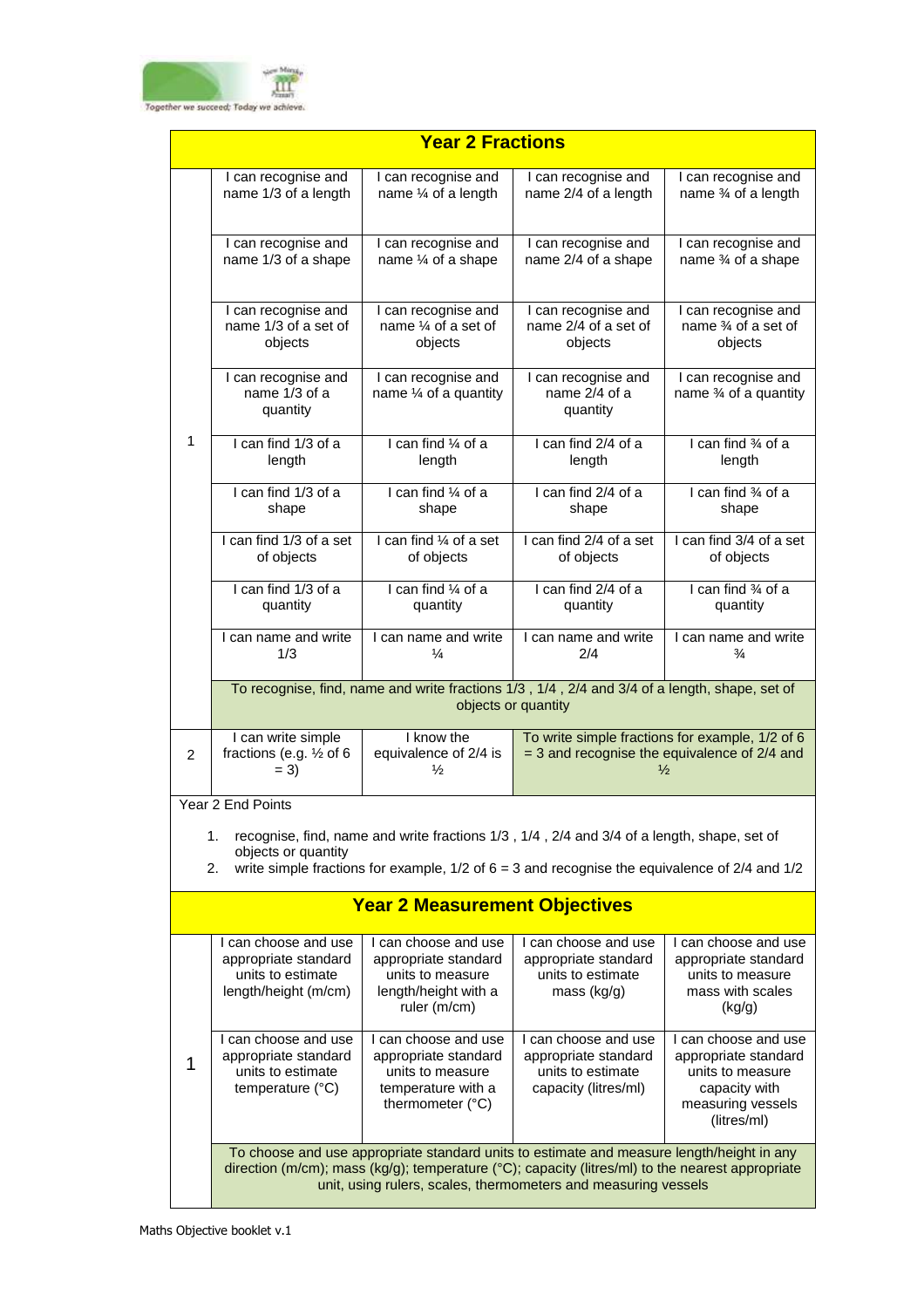| Year 2 Fractions | | | | |
|---|---|---|---|---|
| 1 | I can recognise and name 1/3 of a length | I can recognise and name ¼ of a length | I can recognise and name 2/4 of a length | I can recognise and name ¾ of a length |
| | I can recognise and name 1/3 of a shape | I can recognise and name ¼ of a shape | I can recognise and name 2/4 of a shape | I can recognise and name ¾ of a shape |
| | I can recognise and name 1/3 of a set of objects | I can recognise and name ¼ of a set of objects | I can recognise and name 2/4 of a set of objects | I can recognise and name ¾ of a set of objects |
| | I can recognise and name 1/3 of a quantity | I can recognise and name ¼ of a quantity | I can recognise and name 2/4 of a quantity | I can recognise and name ¾ of a quantity |
| | I can find 1/3 of a length | I can find ¼ of a length | I can find 2/4 of a length | I can find ¾ of a length |
| | I can find 1/3 of a shape | I can find ¼ of a shape | I can find 2/4 of a shape | I can find ¾ of a shape |
| | I can find 1/3 of a set of objects | I can find ¼ of a set of objects | I can find 2/4 of a set of objects | I can find 3/4 of a set of objects |
| | I can find 1/3 of a quantity | I can find ¼ of a quantity | I can find 2/4 of a quantity | I can find ¾ of a quantity |
| | I can name and write 1/3 | I can name and write ¼ | I can name and write 2/4 | I can name and write ¾ |
| | To recognise, find, name and write fractions 1/3 , 1/4 , 2/4 and 3/4 of a length, shape, set of objects or quantity | | | |
| 2 | I can write simple fractions (e.g. ½ of 6 = 3) | I know the equivalence of 2/4 is ½ | To write simple fractions for example, 1/2 of 6 = 3 and recognise the equivalence of 2/4 and ½ | |

Year 2 End Points

1. recognise, find, name and write fractions 1/3 , 1/4 , 2/4 and 3/4 of a length, shape, set of objects or quantity
2. write simple fractions for example, 1/2 of 6 = 3 and recognise the equivalence of 2/4 and 1/2

| Year 2 Measurement Objectives | | | | |
|---|---|---|---|---|
| 1 | I can choose and use appropriate standard units to estimate length/height (m/cm) | I can choose and use appropriate standard units to measure length/height with a ruler (m/cm) | I can choose and use appropriate standard units to estimate mass (kg/g) | I can choose and use appropriate standard units to measure mass with scales (kg/g) |
| | I can choose and use appropriate standard units to estimate temperature (°C) | I can choose and use appropriate standard units to measure temperature with a thermometer (°C) | I can choose and use appropriate standard units to estimate capacity (litres/ml) | I can choose and use appropriate standard units to measure capacity with measuring vessels (litres/ml) |
| | To choose and use appropriate standard units to estimate and measure length/height in any direction (m/cm); mass (kg/g); temperature (°C); capacity (litres/ml) to the nearest appropriate unit, using rulers, scales, thermometers and measuring vessels | | | |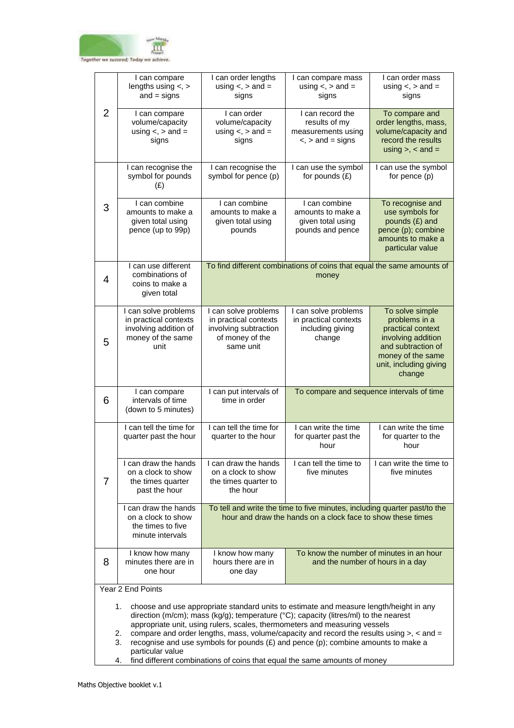| | | | | |
|---|---|---|---|---|
| 2 | I can compare lengths using <, > and = signs | I can order lengths using <, > and = signs | I can compare mass using <, > and = signs | I can order mass using <, > and = signs |
| | I can compare volume/capacity using <, > and = signs | I can order volume/capacity using <, > and = signs | I can record the results of my measurements using <, > and = signs | To compare and order lengths, mass, volume/capacity and record the results using >, < and = |
| 3 | I can recognise the symbol for pounds (£) | I can recognise the symbol for pence (p) | I can use the symbol for pounds (£) | I can use the symbol for pence (p) |
| | I can combine amounts to make a given total using pence (up to 99p) | I can combine amounts to make a given total using pounds | I can combine amounts to make a given total using pounds and pence | To recognise and use symbols for pounds (£) and pence (p); combine amounts to make a particular value |
| 4 | I can use different combinations of coins to make a given total | To find different combinations of coins that equal the same amounts of money | | |
| 5 | I can solve problems in practical contexts involving addition of money of the same unit | I can solve problems in practical contexts involving subtraction of money of the same unit | I can solve problems in practical contexts including giving change | To solve simple problems in a practical context involving addition and subtraction of money of the same unit, including giving change |
| 6 | I can compare intervals of time (down to 5 minutes) | I can put intervals of time in order | To compare and sequence intervals of time | |
| 7 | I can tell the time for quarter past the hour | I can tell the time for quarter to the hour | I can write the time for quarter past the hour | I can write the time for quarter to the hour |
| | I can draw the hands on a clock to show the times quarter past the hour | I can draw the hands on a clock to show the times quarter to the hour | I can tell the time to five minutes | I can write the time to five minutes |
| | I can draw the hands on a clock to show the times to five minute intervals | To tell and write the time to five minutes, including quarter past/to the hour and draw the hands on a clock face to show these times | | |
| 8 | I know how many minutes there are in one hour | I know how many hours there are in one day | To know the number of minutes in an hour and the number of hours in a day | |

Year 2 End Points

1. choose and use appropriate standard units to estimate and measure length/height in any direction (m/cm); mass (kg/g); temperature (°C); capacity (litres/ml) to the nearest appropriate unit, using rulers, scales, thermometers and measuring vessels
2. compare and order lengths, mass, volume/capacity and record the results using >, < and =
3. recognise and use symbols for pounds (£) and pence (p); combine amounts to make a particular value
4. find different combinations of coins that equal the same amounts of money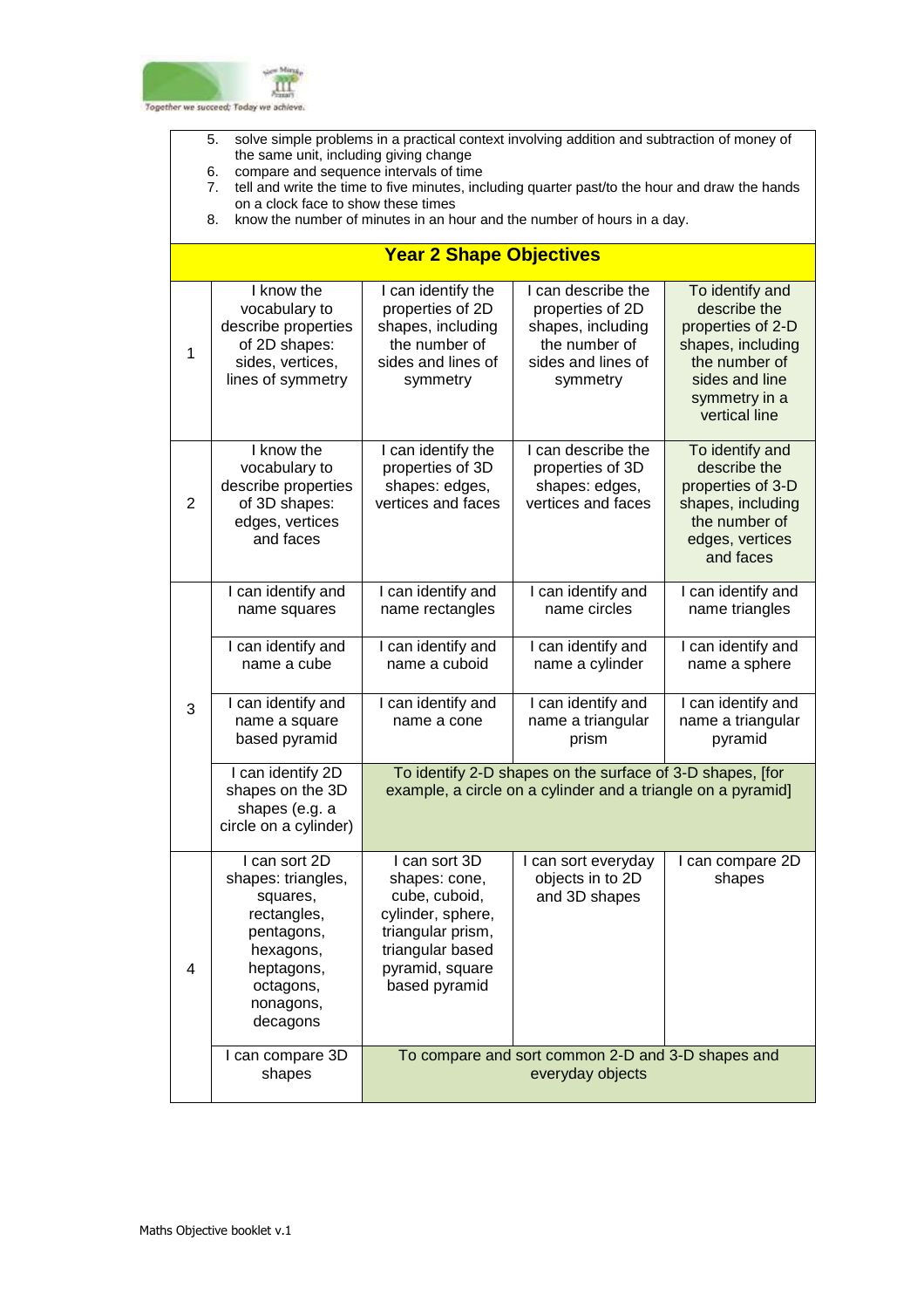5. solve simple problems in a practical context involving addition and subtraction of money of the same unit, including giving change
6. compare and sequence intervals of time
7. tell and write the time to five minutes, including quarter past/to the hour and draw the hands on a clock face to show these times
8. know the number of minutes in an hour and the number of hours in a day.

## Year 2 Shape Objectives

| | | | | |
|---|---|---|---|---|
| 1 | I know the vocabulary to describe properties of 2D shapes: sides, vertices, lines of symmetry | I can identify the properties of 2D shapes, including the number of sides and lines of symmetry | I can describe the properties of 2D shapes, including the number of sides and lines of symmetry | To identify and describe the properties of 2-D shapes, including the number of sides and line symmetry in a vertical line |
| 2 | I know the vocabulary to describe properties of 3D shapes: edges, vertices and faces | I can identify the properties of 3D shapes: edges, vertices and faces | I can describe the properties of 3D shapes: edges, vertices and faces | To identify and describe the properties of 3-D shapes, including the number of edges, vertices and faces |
| 3 | I can identify and name squares | I can identify and name rectangles | I can identify and name circles | I can identify and name triangles |
| | I can identify and name a cube | I can identify and name a cuboid | I can identify and name a cylinder | I can identify and name a sphere |
| | I can identify and name a square based pyramid | I can identify and name a cone | I can identify and name a triangular prism | I can identify and name a triangular pyramid |
| | I can identify 2D shapes on the 3D shapes (e.g. a circle on a cylinder) | To identify 2-D shapes on the surface of 3-D shapes, [for example, a circle on a cylinder and a triangle on a pyramid] | | |
| 4 | I can sort 2D shapes: triangles, squares, rectangles, pentagons, hexagons, heptagons, octagons, nonagons, decagons | I can sort 3D shapes: cone, cuboid, cylinder, sphere, triangular prism, triangular based pyramid, square based pyramid | I can sort everyday objects in to 2D and 3D shapes | I can compare 2D shapes |
| | I can compare 3D shapes | To compare and sort common 2-D and 3-D shapes and everyday objects | | |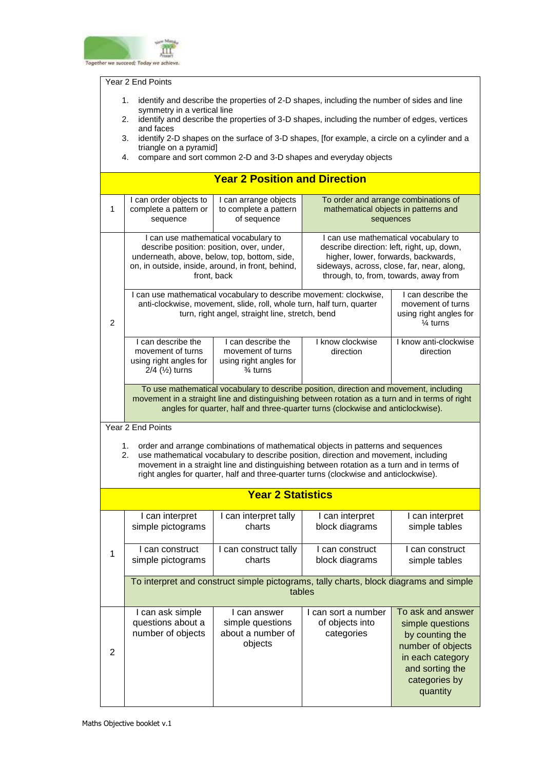Year 2 End Points

1. identify and describe the properties of 2-D shapes, including the number of sides and line symmetry in a vertical line
2. identify and describe the properties of 3-D shapes, including the number of edges, vertices and faces
3. identify 2-D shapes on the surface of 3-D shapes, [for example, a circle on a cylinder and a triangle on a pyramid]
4. compare and sort common 2-D and 3-D shapes and everyday objects

## Year 2 Position and Direction

| | | | | |
|---|---|---|---|---|
| 1 | I can order objects to complete a pattern or sequence | I can arrange objects to complete a pattern of sequence | To order and arrange combinations of mathematical objects in patterns and sequences | |
| 2 | I can use mathematical vocabulary to describe position: position, over, under, underneath, above, below, top, bottom, side, on, in outside, inside, around, in front, behind, front, back | | I can use mathematical vocabulary to describe direction: left, right, up, down, higher, lower, forwards, backwards, sideways, across, close, far, near, along, through, to, from, towards, away from | |
| | I can use mathematical vocabulary to describe movement: clockwise, anti-clockwise, movement, slide, roll, whole turn, half turn, quarter turn, right angel, straight line, stretch, bend | | | I can describe the movement of turns using right angles for ¼ turns |
| | I can describe the movement of turns using right angles for 2/4 (½) turns | I can describe the movement of turns using right angles for ¾ turns | I know clockwise direction | I know anti-clockwise direction |
| | To use mathematical vocabulary to describe position, direction and movement, including movement in a straight line and distinguishing between rotation as a turn and in terms of right angles for quarter, half and three-quarter turns (clockwise and anticlockwise). | | | |

Year 2 End Points

1. order and arrange combinations of mathematical objects in patterns and sequences
2. use mathematical vocabulary to describe position, direction and movement, including movement in a straight line and distinguishing between rotation as a turn and in terms of right angles for quarter, half and three-quarter turns (clockwise and anticlockwise).

## Year 2 Statistics

| | | | | |
|---|---|---|---|---|
| 1 | I can interpret simple pictograms | I can interpret tally charts | I can interpret block diagrams | I can interpret simple tables |
| | I can construct simple pictograms | I can construct tally charts | I can construct block diagrams | I can construct simple tables |
| | To interpret and construct simple pictograms, tally charts, block diagrams and simple tables | | | |
| 2 | I can ask simple questions about a number of objects | I can answer simple questions about a number of objects | I can sort a number of objects into categories | To ask and answer simple questions by counting the number of objects in each category and sorting the categories by quantity |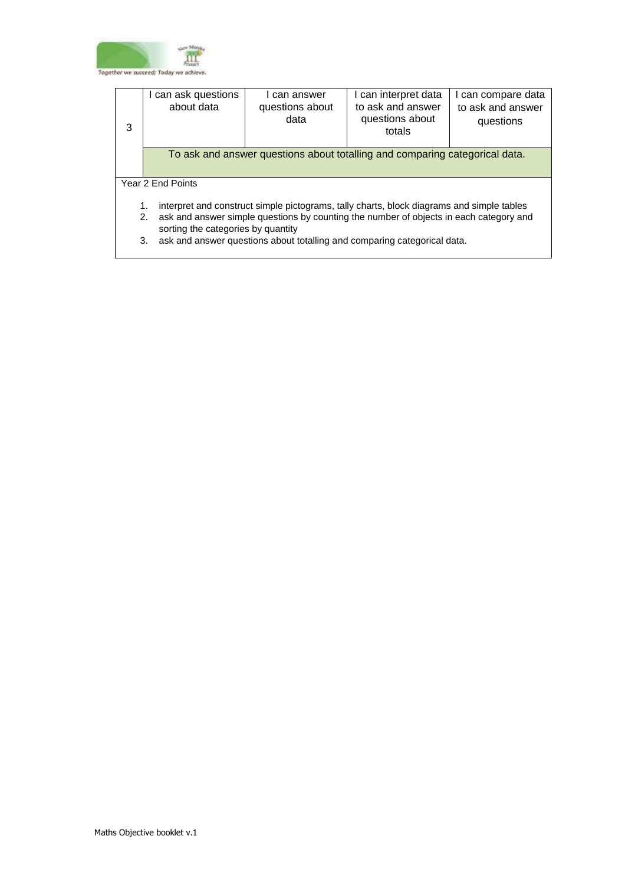| 3 | I can ask questions about data | I can answer questions about data | I can interpret data to ask and answer questions about totals | I can compare data to ask and answer questions |
|---|---|---|---|---|
| | To ask and answer questions about totalling and comparing categorical data. | | | |

Year 2 End Points

1. interpret and construct simple pictograms, tally charts, block diagrams and simple tables
2. ask and answer simple questions by counting the number of objects in each category and sorting the categories by quantity
3. ask and answer questions about totalling and comparing categorical data.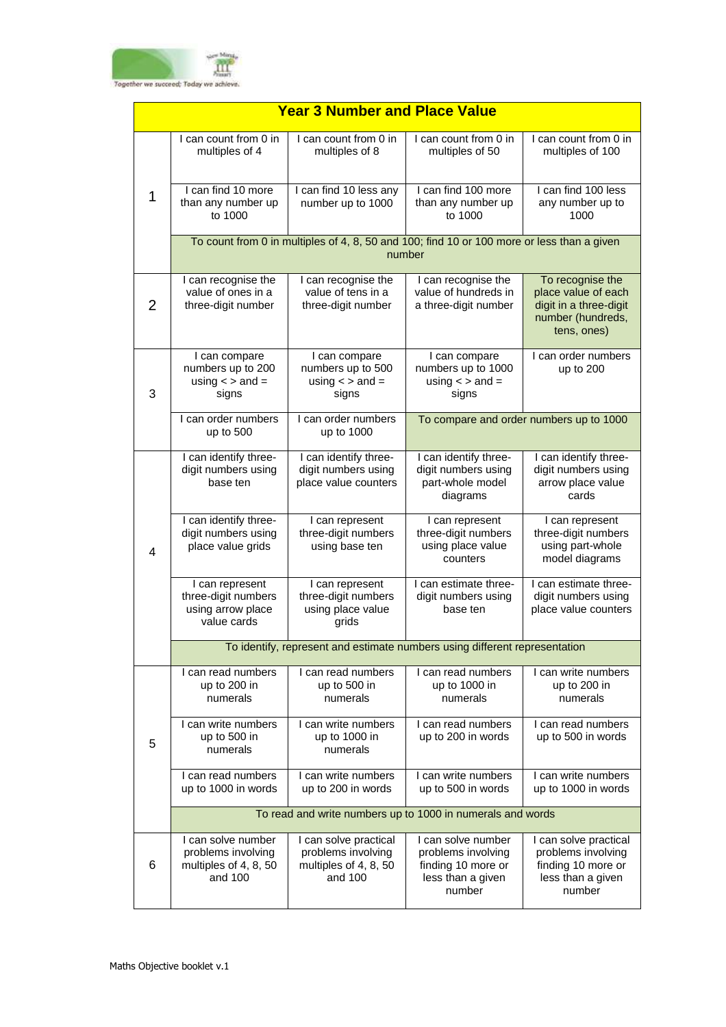| Year 3 Number and Place Value | | | | |
|---|---|---|---|---|
| 1 | I can count from 0 in multiples of 4 | I can count from 0 in multiples of 8 | I can count from 0 in multiples of 50 | I can count from 0 in multiples of 100 |
| | I can find 10 more than any number up to 1000 | I can find 10 less any number up to 1000 | I can find 100 more than any number up to 1000 | I can find 100 less any number up to 1000 |
| | To count from 0 in multiples of 4, 8, 50 and 100; find 10 or 100 more or less than a given number | | | |
| 2 | I can recognise the value of ones in a three-digit number | I can recognise the value of tens in a three-digit number | I can recognise the value of hundreds in a three-digit number | To recognise the place value of each digit in a three-digit number (hundreds, tens, ones) |
| 3 | I can compare numbers up to 200 using < > and = signs | I can compare numbers up to 500 using < > and = signs | I can compare numbers up to 1000 using < > and = signs | I can order numbers up to 200 |
| | I can order numbers up to 500 | I can order numbers up to 1000 | To compare and order numbers up to 1000 | |
| 4 | I can identify three-digit numbers using base ten | I can identify three-digit numbers using place value counters | I can identify three-digit numbers using part-whole model diagrams | I can identify three-digit numbers using arrow place value cards |
| | I can identify three-digit numbers using place value grids | I can represent three-digit numbers using base ten | I can represent three-digit numbers using place value counters | I can represent three-digit numbers using part-whole model diagrams |
| | I can represent three-digit numbers using arrow place value cards | I can represent three-digit numbers using place value grids | I can estimate three-digit numbers using base ten | I can estimate three-digit numbers using place value counters |
| | To identify, represent and estimate numbers using different representation | | | |
| 5 | I can read numbers up to 200 in numerals | I can read numbers up to 500 in numerals | I can read numbers up to 1000 in numerals | I can write numbers up to 200 in numerals |
| | I can write numbers up to 500 in numerals | I can write numbers up to 1000 in numerals | I can read numbers up to 200 in words | I can read numbers up to 500 in words |
| | I can read numbers up to 1000 in words | I can write numbers up to 200 in words | I can write numbers up to 500 in words | I can write numbers up to 1000 in words |
| | To read and write numbers up to 1000 in numerals and words | | | |
| 6 | I can solve number problems involving multiples of 4, 8, 50 and 100 | I can solve practical problems involving multiples of 4, 8, 50 and 100 | I can solve number problems involving finding 10 more or less than a given number | I can solve practical problems involving finding 10 more or less than a given number |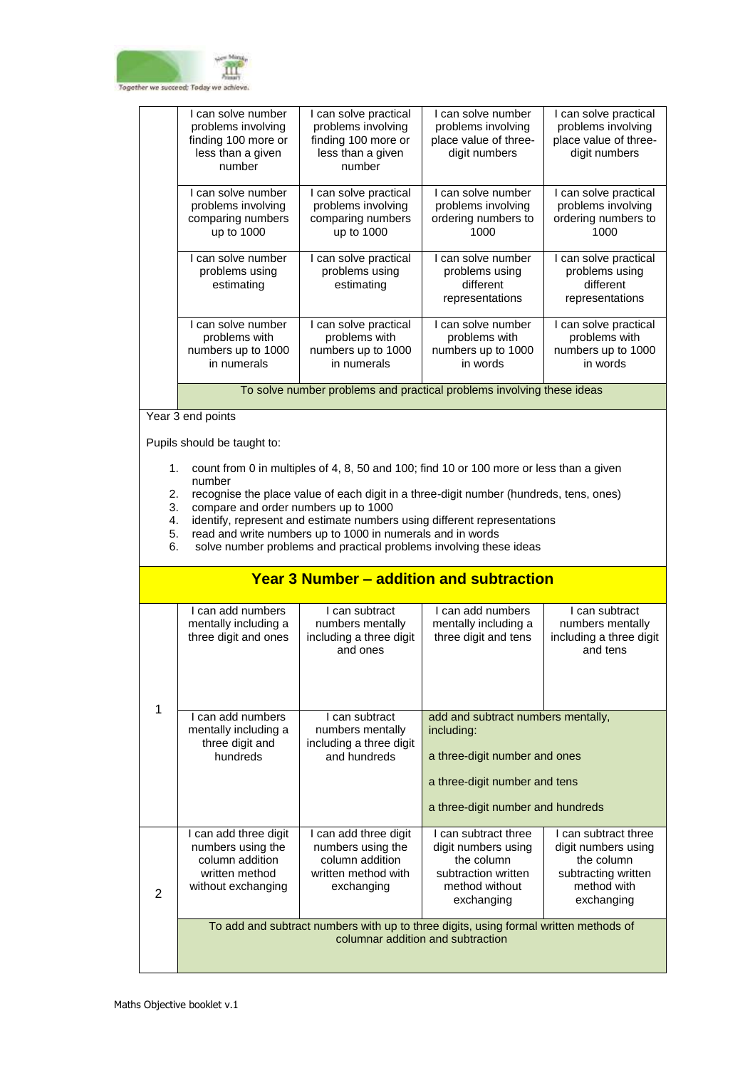| | | | | |
|---|---|---|---|---|
| | I can solve number problems involving finding 100 more or less than a given number | I can solve practical problems involving finding 100 more or less than a given number | I can solve number problems involving place value of three-digit numbers | I can solve practical problems involving place value of three-digit numbers |
| | I can solve number problems involving comparing numbers up to 1000 | I can solve practical problems involving comparing numbers up to 1000 | I can solve number problems involving ordering numbers to 1000 | I can solve practical problems involving ordering numbers to 1000 |
| | I can solve number problems using estimating | I can solve practical problems using estimating | I can solve number problems using different representations | I can solve practical problems using different representations |
| | I can solve number problems with numbers up to 1000 in numerals | I can solve practical problems with numbers up to 1000 in numerals | I can solve number problems with numbers up to 1000 in words | I can solve practical problems with numbers up to 1000 in words |
| | To solve number problems and practical problems involving these ideas | | | |

Year 3 end points

Pupils should be taught to:

1. count from 0 in multiples of 4, 8, 50 and 100; find 10 or 100 more or less than a given number
2. recognise the place value of each digit in a three-digit number (hundreds, tens, ones)
3. compare and order numbers up to 1000
4. identify, represent and estimate numbers using different representations
5. read and write numbers up to 1000 in numerals and in words
6. solve number problems and practical problems involving these ideas

## Year 3 Number – addition and subtraction

| | | | | |
|---|---|---|---|---|
| 1 | I can add numbers mentally including a three digit and ones | I can subtract numbers mentally including a three digit and ones | I can add numbers mentally including a three digit and tens | I can subtract numbers mentally including a three digit and tens |
| | I can add numbers mentally including a three digit and hundreds | I can subtract numbers mentally including a three digit and hundreds | add and subtract numbers mentally, including:<br><br>a three-digit number and ones<br><br>a three-digit number and tens<br><br>a three-digit number and hundreds | |
| 2 | I can add three digit numbers using the column addition written method without exchanging | I can add three digit numbers using the column addition written method with exchanging | I can subtract three digit numbers using the column subtraction written method without exchanging | I can subtract three digit numbers using the column subtracting written method with exchanging |
| | To add and subtract numbers with up to three digits, using formal written methods of columnar addition and subtraction | | | |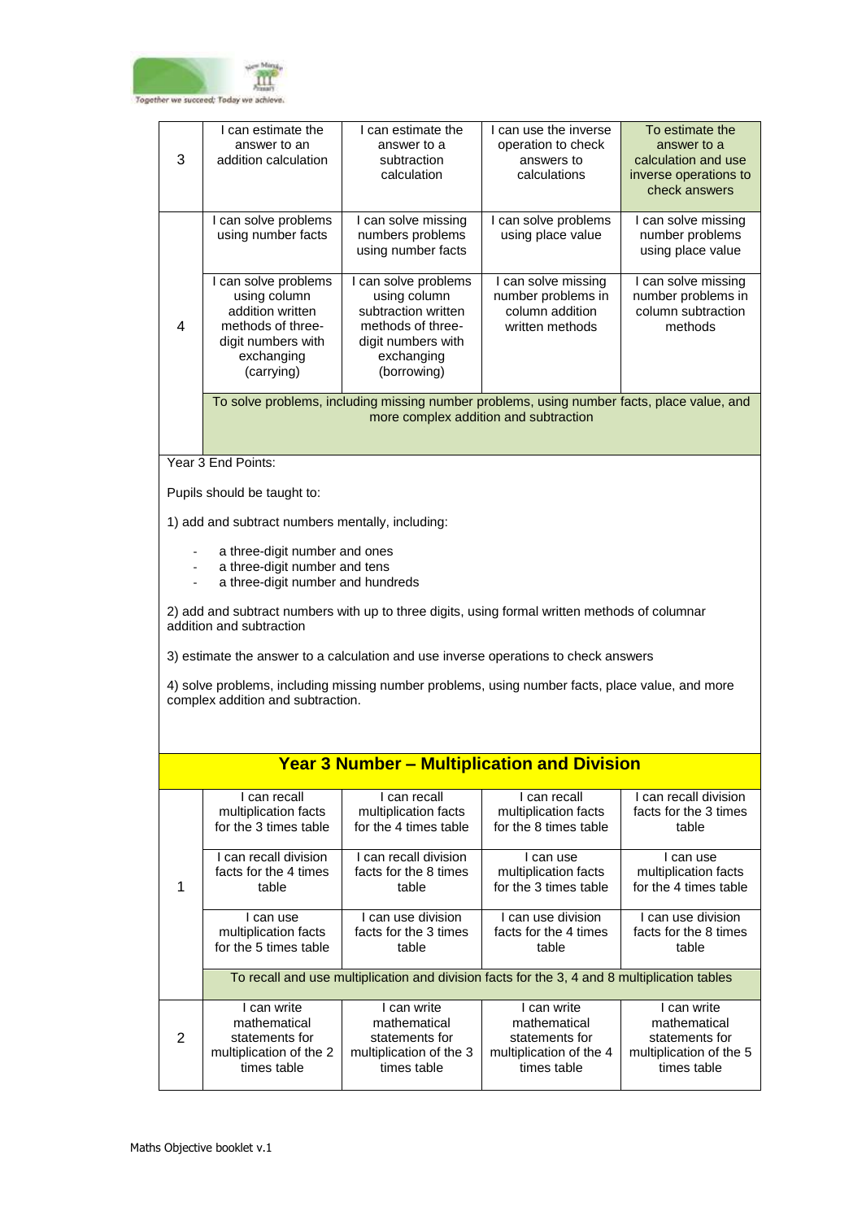| | | | | |
|---|---|---|---|---|
| 3 | I can estimate the answer to an addition calculation | I can estimate the answer to a subtraction calculation | I can use the inverse operation to check answers to calculations | To estimate the answer to a calculation and use inverse operations to check answers |
| 4 | I can solve problems using number facts | I can solve missing numbers problems using number facts | I can solve problems using place value | I can solve missing number problems using place value |
| | I can solve problems using column addition written methods of three-digit numbers with exchanging (carrying) | I can solve problems using column subtraction written methods of three-digit numbers with exchanging (borrowing) | I can solve missing number problems in column addition written methods | I can solve missing number problems in column subtraction methods |
| | To solve problems, including missing number problems, using number facts, place value, and more complex addition and subtraction | | | |

Year 3 End Points:

Pupils should be taught to:

1) add and subtract numbers mentally, including:

- a three-digit number and ones
- a three-digit number and tens
- a three-digit number and hundreds

2) add and subtract numbers with up to three digits, using formal written methods of columnar addition and subtraction

3) estimate the answer to a calculation and use inverse operations to check answers

4) solve problems, including missing number problems, using number facts, place value, and more complex addition and subtraction.

## Year 3 Number – Multiplication and Division

| | | | | |
|---|---|---|---|---|
| 1 | I can recall multiplication facts for the 3 times table | I can recall multiplication facts for the 4 times table | I can recall multiplication facts for the 8 times table | I can recall division facts for the 3 times table |
| | I can recall division facts for the 4 times table | I can recall division facts for the 8 times table | I can use multiplication facts for the 3 times table | I can use multiplication facts for the 4 times table |
| | I can use multiplication facts for the 5 times table | I can use division facts for the 3 times table | I can use division facts for the 4 times table | I can use division facts for the 8 times table |
| | To recall and use multiplication and division facts for the 3, 4 and 8 multiplication tables | | | |
| 2 | I can write mathematical statements for multiplication of the 2 times table | I can write mathematical statements for multiplication of the 3 times table | I can write mathematical statements for multiplication of the 4 times table | I can write mathematical statements for multiplication of the 5 times table |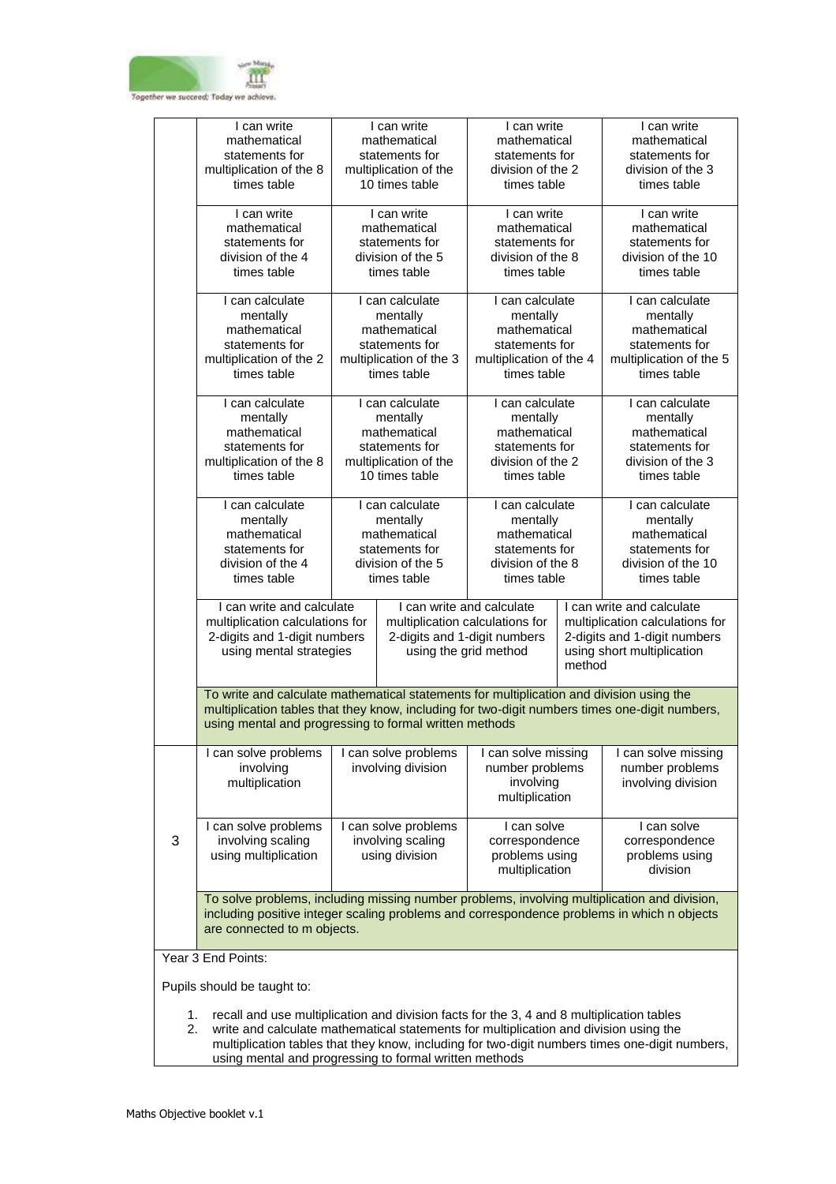| | | | | |
|---|---|---|---|---|
| | I can write mathematical statements for multiplication of the 8 times table | I can write mathematical statements for multiplication of the 10 times table | I can write mathematical statements for division of the 2 times table | I can write mathematical statements for division of the 3 times table |
| | I can write mathematical statements for division of the 4 times table | I can write mathematical statements for division of the 5 times table | I can write mathematical statements for division of the 8 times table | I can write mathematical statements for division of the 10 times table |
| | I can calculate mentally mathematical statements for multiplication of the 2 times table | I can calculate mentally mathematical statements for multiplication of the 3 times table | I can calculate mentally mathematical statements for multiplication of the 4 times table | I can calculate mentally mathematical statements for multiplication of the 5 times table |
| | I can calculate mentally mathematical statements for multiplication of the 8 times table | I can calculate mentally mathematical statements for multiplication of the 10 times table | I can calculate mentally mathematical statements for division of the 2 times table | I can calculate mentally mathematical statements for division of the 3 times table |
| | I can calculate mentally mathematical statements for division of the 4 times table | I can calculate mentally mathematical statements for division of the 5 times table | I can calculate mentally mathematical statements for division of the 8 times table | I can calculate mentally mathematical statements for division of the 10 times table |
| | I can write and calculate multiplication calculations for 2-digits and 1-digit numbers using mental strategies | I can write and calculate multiplication calculations for 2-digits and 1-digit numbers using the grid method | I can write and calculate multiplication calculations for 2-digits and 1-digit numbers using short multiplication method | |
| | To write and calculate mathematical statements for multiplication and division using the multiplication tables that they know, including for two-digit numbers times one-digit numbers, using mental and progressing to formal written methods | | | |
| 3 | I can solve problems involving multiplication | I can solve problems involving division | I can solve missing number problems involving multiplication | I can solve missing number problems involving division |
| | I can solve problems involving scaling using multiplication | I can solve problems involving scaling using division | I can solve correspondence problems using multiplication | I can solve correspondence problems using division |
| | To solve problems, including missing number problems, involving multiplication and division, including positive integer scaling problems and correspondence problems in which n objects are connected to m objects. | | | |

Year 3 End Points:

Pupils should be taught to:

1. recall and use multiplication and division facts for the 3, 4 and 8 multiplication tables
2. write and calculate mathematical statements for multiplication and division using the multiplication tables that they know, including for two-digit numbers times one-digit numbers, using mental and progressing to formal written methods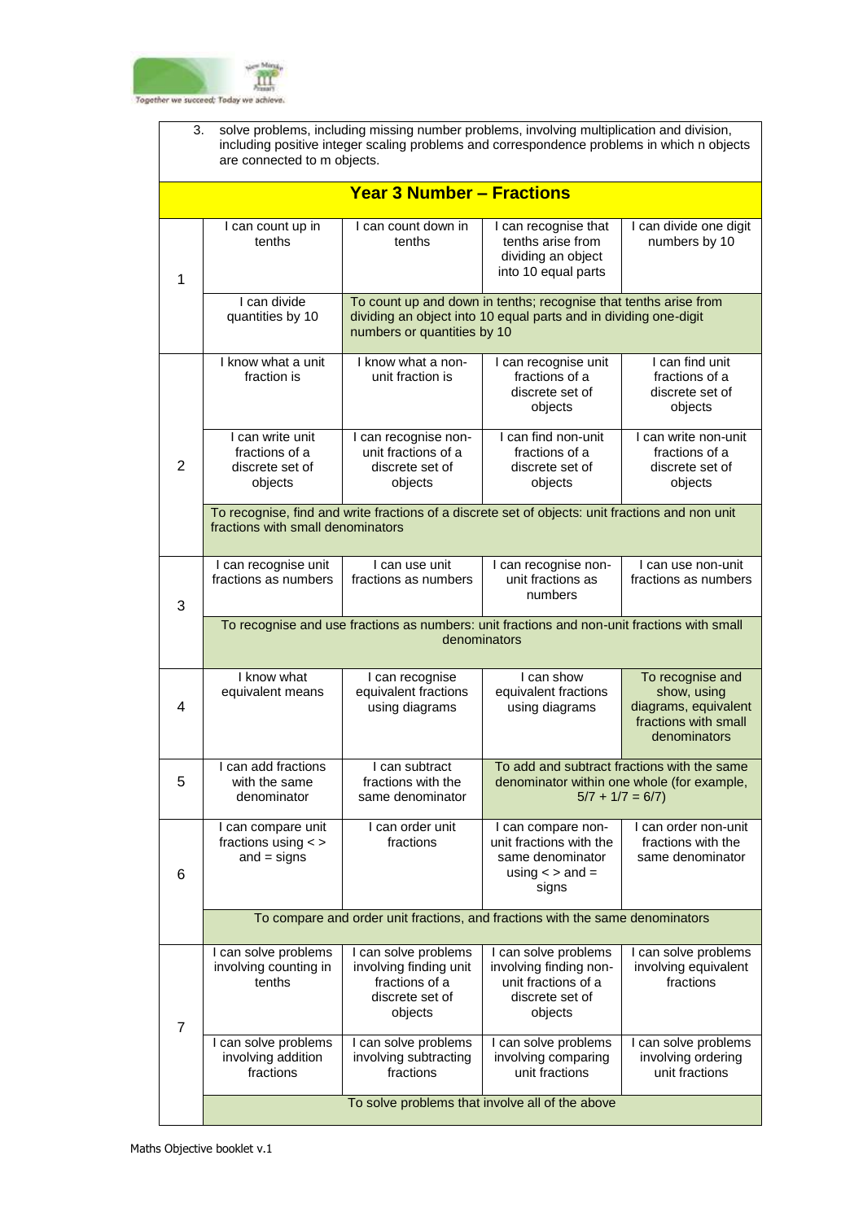| 3. | solve problems, including missing number problems, involving multiplication and division, including positive integer scaling problems and correspondence problems in which n objects are connected to m objects. | | | |
|---|---|---|---|---|

## Year 3 Number – Fractions

| | | | | |
|---|---|---|---|---|
| 1 | I can count up in tenths | I can count down in tenths | I can recognise that tenths arise from dividing an object into 10 equal parts | I can divide one digit numbers by 10 |
| | I can divide quantities by 10 | To count up and down in tenths; recognise that tenths arise from dividing an object into 10 equal parts and in dividing one-digit numbers or quantities by 10 | | |
| 2 | I know what a unit fraction is | I know what a non-unit fraction is | I can recognise unit fractions of a discrete set of objects | I can find unit fractions of a discrete set of objects |
| | I can write unit fractions of a discrete set of objects | I can recognise non-unit fractions of a discrete set of objects | I can find non-unit fractions of a discrete set of objects | I can write non-unit fractions of a discrete set of objects |
| | To recognise, find and write fractions of a discrete set of objects: unit fractions and non unit fractions with small denominators | | | |
| 3 | I can recognise unit fractions as numbers | I can use unit fractions as numbers | I can recognise non-unit fractions as numbers | I can use non-unit fractions as numbers |
| | To recognise and use fractions as numbers: unit fractions and non-unit fractions with small denominators | | | |
| 4 | I know what equivalent means | I can recognise equivalent fractions using diagrams | I can show equivalent fractions using diagrams | To recognise and show, using diagrams, equivalent fractions with small denominators |
| 5 | I can add fractions with the same denominator | I can subtract fractions with the same denominator | To add and subtract fractions with the same denominator within one whole (for example, 5/7 + 1/7 = 6/7) | |
| 6 | I can compare unit fractions using < > and = signs | I can order unit fractions | I can compare non-unit fractions with the same denominator using < > and = signs | I can order non-unit fractions with the same denominator |
| | To compare and order unit fractions, and fractions with the same denominators | | | |
| 7 | I can solve problems involving counting in tenths | I can solve problems involving finding unit fractions of a discrete set of objects | I can solve problems involving finding non-unit fractions of a discrete set of objects | I can solve problems involving equivalent fractions |
| | I can solve problems involving addition fractions | I can solve problems involving subtracting fractions | I can solve problems involving comparing unit fractions | I can solve problems involving ordering unit fractions |
| | To solve problems that involve all of the above | | | |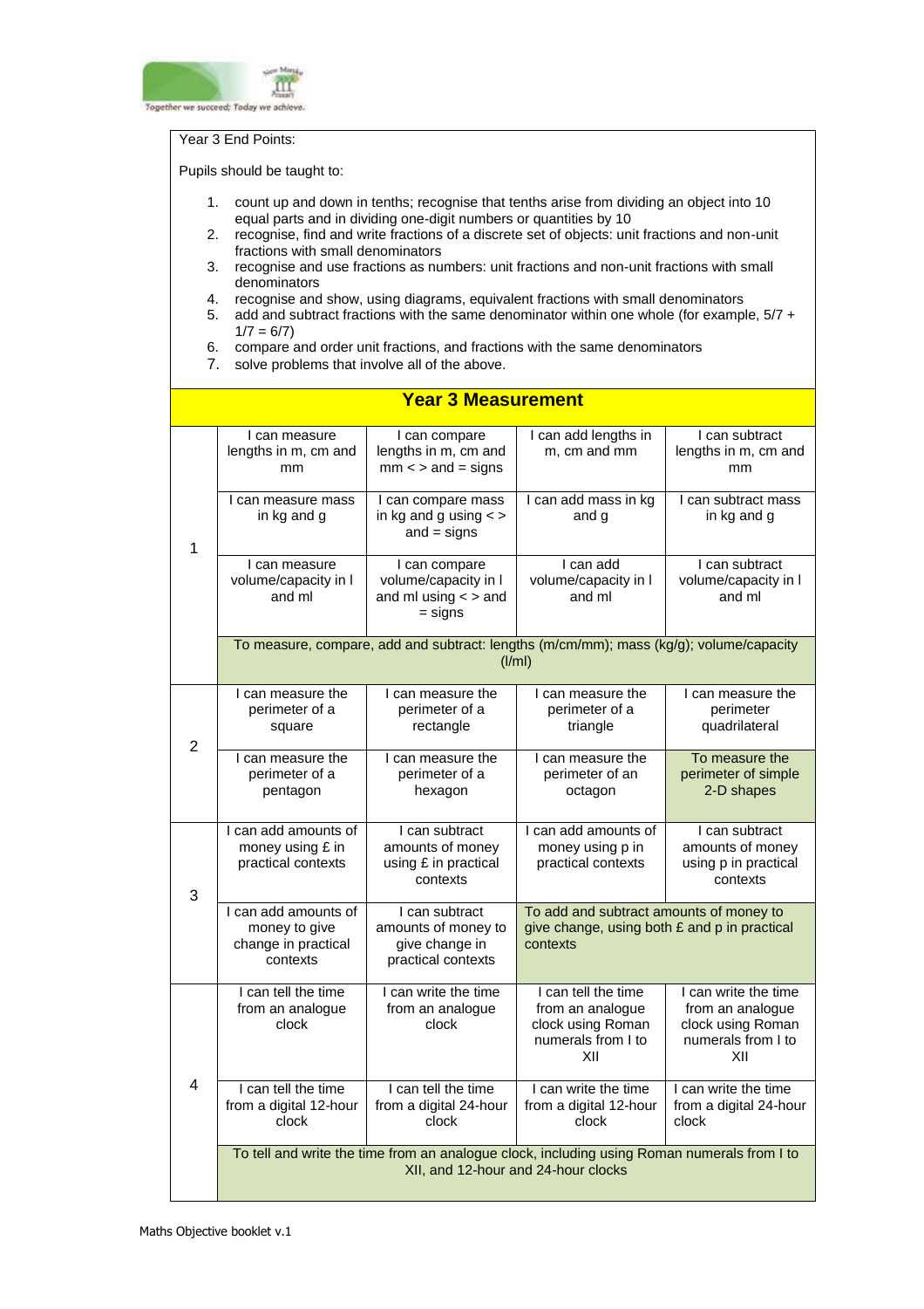Year 3 End Points:

Pupils should be taught to:

1. count up and down in tenths; recognise that tenths arise from dividing an object into 10 equal parts and in dividing one-digit numbers or quantities by 10
2. recognise, find and write fractions of a discrete set of objects: unit fractions and non-unit fractions with small denominators
3. recognise and use fractions as numbers: unit fractions and non-unit fractions with small denominators
4. recognise and show, using diagrams, equivalent fractions with small denominators
5. add and subtract fractions with the same denominator within one whole (for example, 5/7 + 1/7 = 6/7)
6. compare and order unit fractions, and fractions with the same denominators
7. solve problems that involve all of the above.

## Year 3 Measurement

| | | | | |
|---|---|---|---|---|
| 1 | I can measure lengths in m, cm and mm | I can compare lengths in m, cm and mm < > and = signs | I can add lengths in m, cm and mm | I can subtract lengths in m, cm and mm |
| | I can measure mass in kg and g | I can compare mass in kg and g using < > and = signs | I can add mass in kg and g | I can subtract mass in kg and g |
| | I can measure volume/capacity in l and ml | I can compare volume/capacity in l and ml using < > and = signs | I can add volume/capacity in l and ml | I can subtract volume/capacity in l and ml |
| | To measure, compare, add and subtract: lengths (m/cm/mm); mass (kg/g); volume/capacity (l/ml) | | | |
| 2 | I can measure the perimeter of a square | I can measure the perimeter of a rectangle | I can measure the perimeter of a triangle | I can measure the perimeter quadrilateral |
| | I can measure the perimeter of a pentagon | I can measure the perimeter of a hexagon | I can measure the perimeter of an octagon | To measure the perimeter of simple 2-D shapes |
| 3 | I can add amounts of money using £ in practical contexts | I can subtract amounts of money using £ in practical contexts | I can add amounts of money using p in practical contexts | I can subtract amounts of money using p in practical contexts |
| | I can add amounts of money to give change in practical contexts | I can subtract amounts of money to give change in practical contexts | To add and subtract amounts of money to give change, using both £ and p in practical contexts | |
| 4 | I can tell the time from an analogue clock | I can write the time from an analogue clock | I can tell the time from an analogue clock using Roman numerals from I to XII | I can write the time from an analogue clock using Roman numerals from I to XII |
| | I can tell the time from a digital 12-hour clock | I can tell the time from a digital 24-hour clock | I can write the time from a digital 12-hour clock | I can write the time from a digital 24-hour clock |
| | To tell and write the time from an analogue clock, including using Roman numerals from I to XII, and 12-hour and 24-hour clocks | | | |

Maths Objective booklet v.1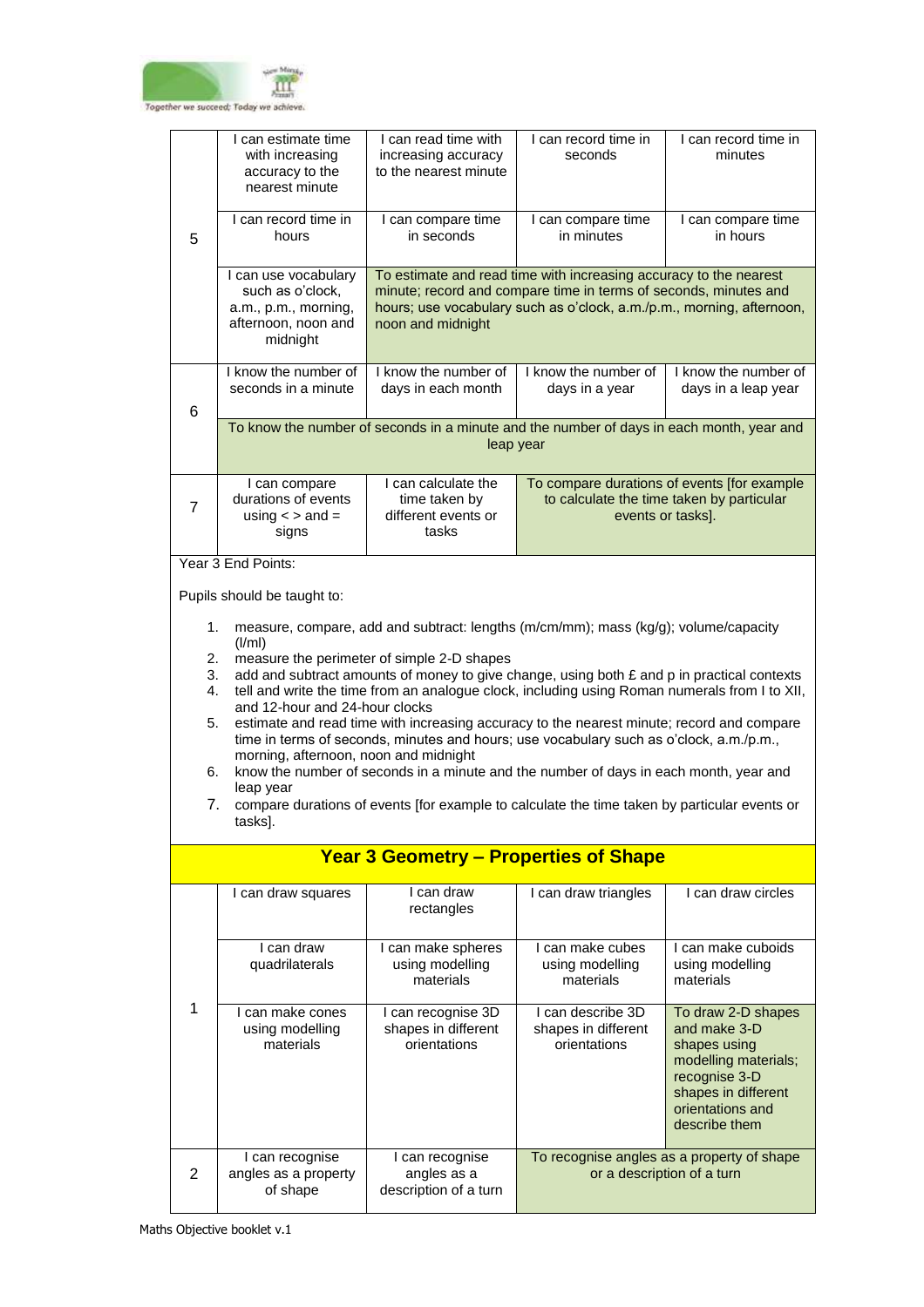| | | | | |
|---|---|---|---|---|
| 5 | I can estimate time with increasing accuracy to the nearest minute | I can read time with increasing accuracy to the nearest minute | I can record time in seconds | I can record time in minutes |
| | I can record time in hours | I can compare time in seconds | I can compare time in minutes | I can compare time in hours |
| | I can use vocabulary such as o'clock, a.m., p.m., morning, afternoon, noon and midnight | To estimate and read time with increasing accuracy to the nearest minute; record and compare time in terms of seconds, minutes and hours; use vocabulary such as o'clock, a.m./p.m., morning, afternoon, noon and midnight | | |
| 6 | I know the number of seconds in a minute | I know the number of days in each month | I know the number of days in a year | I know the number of days in a leap year |
| | To know the number of seconds in a minute and the number of days in each month, year and leap year | | | |
| 7 | I can compare durations of events using < > and = signs | I can calculate the time taken by different events or tasks | To compare durations of events [for example to calculate the time taken by particular events or tasks]. | |

Year 3 End Points:

Pupils should be taught to:

1. measure, compare, add and subtract: lengths (m/cm/mm); mass (kg/g); volume/capacity (l/ml)
2. measure the perimeter of simple 2-D shapes
3. add and subtract amounts of money to give change, using both £ and p in practical contexts
4. tell and write the time from an analogue clock, including using Roman numerals from I to XII, and 12-hour and 24-hour clocks
5. estimate and read time with increasing accuracy to the nearest minute; record and compare time in terms of seconds, minutes and hours; use vocabulary such as o'clock, a.m./p.m., morning, afternoon, noon and midnight
6. know the number of seconds in a minute and the number of days in each month, year and leap year
7. compare durations of events [for example to calculate the time taken by particular events or tasks].

## Year 3 Geometry – Properties of Shape

| | | | | |
|---|---|---|---|---|
| 1 | I can draw squares | I can draw rectangles | I can draw triangles | I can draw circles |
| | I can draw quadrilaterals | I can make spheres using modelling materials | I can make cubes using modelling materials | I can make cuboids using modelling materials |
| | I can make cones using modelling materials | I can recognise 3D shapes in different orientations | I can describe 3D shapes in different orientations | To draw 2-D shapes and make 3-D shapes using modelling materials; recognise 3-D shapes in different orientations and describe them |
| 2 | I can recognise angles as a property of shape | I can recognise angles as a description of a turn | To recognise angles as a property of shape or a description of a turn | |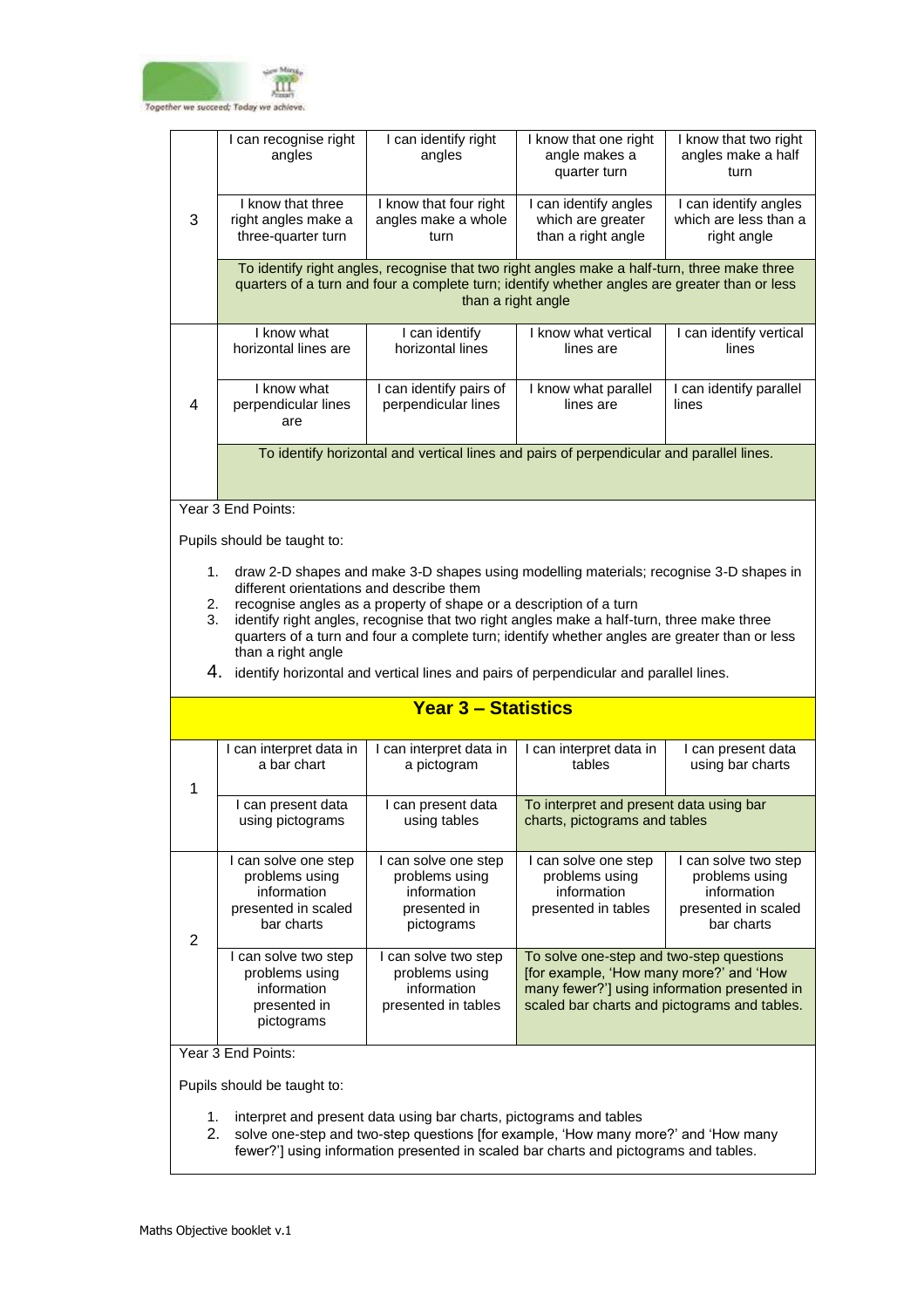| | | | | |
|---|---|---|---|---|
| 3 | I can recognise right angles | I can identify right angles | I know that one right angle makes a quarter turn | I know that two right angles make a half turn |
| | I know that three right angles make a three-quarter turn | I know that four right angles make a whole turn | I can identify angles which are greater than a right angle | I can identify angles which are less than a right angle |
| | To identify right angles, recognise that two right angles make a half-turn, three make three quarters of a turn and four a complete turn; identify whether angles are greater than or less than a right angle | | | |
| 4 | I know what horizontal lines are | I can identify horizontal lines | I know what vertical lines are | I can identify vertical lines |
| | I know what perpendicular lines are | I can identify pairs of perpendicular lines | I know what parallel lines are | I can identify parallel lines |
| | To identify horizontal and vertical lines and pairs of perpendicular and parallel lines. | | | |

Year 3 End Points:

Pupils should be taught to:

1. draw 2-D shapes and make 3-D shapes using modelling materials; recognise 3-D shapes in different orientations and describe them
2. recognise angles as a property of shape or a description of a turn
3. identify right angles, recognise that two right angles make a half-turn, three make three quarters of a turn and four a complete turn; identify whether angles are greater than or less than a right angle
4. identify horizontal and vertical lines and pairs of perpendicular and parallel lines.

## Year 3 – Statistics

| | | | | |
|---|---|---|---|---|
| 1 | I can interpret data in a bar chart | I can interpret data in a pictogram | I can interpret data in tables | I can present data using bar charts |
| | I can present data using pictograms | I can present data using tables | To interpret and present data using bar charts, pictograms and tables | |
| 2 | I can solve one step problems using information presented in scaled bar charts | I can solve one step problems using information presented in pictograms | I can solve one step problems using information presented in tables | I can solve two step problems using information presented in scaled bar charts |
| | I can solve two step problems using information presented in pictograms | I can solve two step problems using information presented in tables | To solve one-step and two-step questions [for example, 'How many more?' and 'How many fewer?'] using information presented in scaled bar charts and pictograms and tables. | |

Year 3 End Points:

Pupils should be taught to:

1. interpret and present data using bar charts, pictograms and tables
2. solve one-step and two-step questions [for example, 'How many more?' and 'How many fewer?'] using information presented in scaled bar charts and pictograms and tables.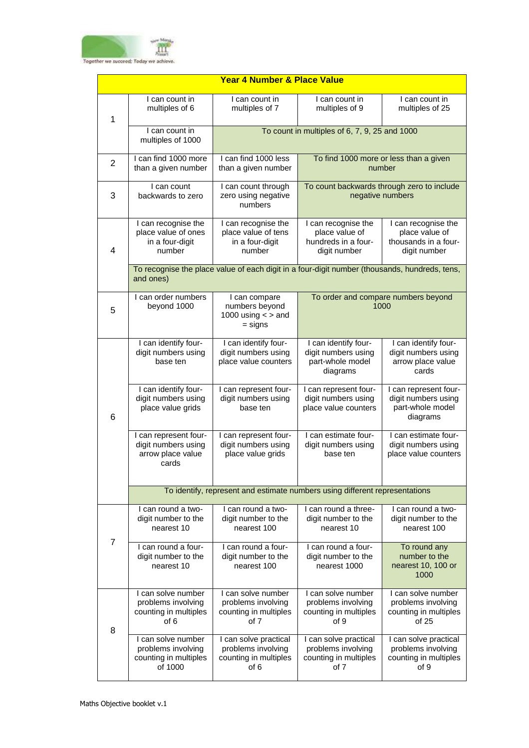| Year 4 Number & Place Value | | | | |
|---|---|---|---|---|
| 1 | I can count in multiples of 6 | I can count in multiples of 7 | I can count in multiples of 9 | I can count in multiples of 25 |
| | I can count in multiples of 1000 | To count in multiples of 6, 7, 9, 25 and 1000 | | |
| 2 | I can find 1000 more than a given number | I can find 1000 less than a given number | To find 1000 more or less than a given number | |
| 3 | I can count backwards to zero | I can count through zero using negative numbers | To count backwards through zero to include negative numbers | |
| 4 | I can recognise the place value of ones in a four-digit number | I can recognise the place value of tens in a four-digit number | I can recognise the place value of hundreds in a four-digit number | I can recognise the place value of thousands in a four-digit number |
| | To recognise the place value of each digit in a four-digit number (thousands, hundreds, tens, and ones) | | | |
| 5 | I can order numbers beyond 1000 | I can compare numbers beyond 1000 using < > and = signs | To order and compare numbers beyond 1000 | |
| 6 | I can identify four-digit numbers using base ten | I can identify four-digit numbers using place value counters | I can identify four-digit numbers using part-whole model diagrams | I can identify four-digit numbers using arrow place value cards |
| | I can identify four-digit numbers using place value grids | I can represent four-digit numbers using base ten | I can represent four-digit numbers using place value counters | I can represent four-digit numbers using part-whole model diagrams |
| | I can represent four-digit numbers using arrow place value cards | I can represent four-digit numbers using place value grids | I can estimate four-digit numbers using base ten | I can estimate four-digit numbers using place value counters |
| | To identify, represent and estimate numbers using different representations | | | |
| 7 | I can round a two-digit number to the nearest 10 | I can round a two-digit number to the nearest 100 | I can round a three-digit number to the nearest 10 | I can round a two-digit number to the nearest 100 |
| | I can round a four-digit number to the nearest 10 | I can round a four-digit number to the nearest 100 | I can round a four-digit number to the nearest 1000 | To round any number to the nearest 10, 100 or 1000 |
| 8 | I can solve number problems involving counting in multiples of 6 | I can solve number problems involving counting in multiples of 7 | I can solve number problems involving counting in multiples of 9 | I can solve number problems involving counting in multiples of 25 |
| | I can solve number problems involving counting in multiples of 1000 | I can solve practical problems involving counting in multiples of 6 | I can solve practical problems involving counting in multiples of 7 | I can solve practical problems involving counting in multiples of 9 |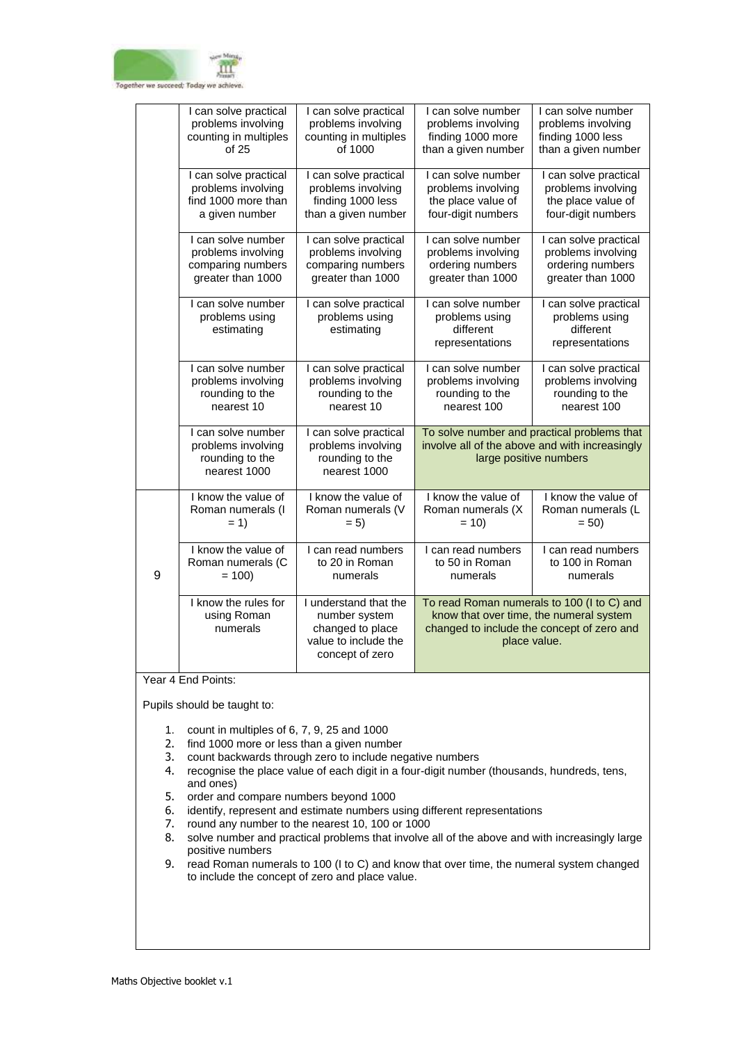| | | | | |
|---|---|---|---|---|
| | I can solve practical problems involving counting in multiples of 25 | I can solve practical problems involving counting in multiples of 1000 | I can solve number problems involving finding 1000 more than a given number | I can solve number problems involving finding 1000 less than a given number |
| | I can solve practical problems involving find 1000 more than a given number | I can solve practical problems involving finding 1000 less than a given number | I can solve number problems involving the place value of four-digit numbers | I can solve practical problems involving the place value of four-digit numbers |
| | I can solve number problems involving comparing numbers greater than 1000 | I can solve practical problems involving comparing numbers greater than 1000 | I can solve number problems involving ordering numbers greater than 1000 | I can solve practical problems involving ordering numbers greater than 1000 |
| | I can solve number problems using estimating | I can solve practical problems using estimating | I can solve number problems using different representations | I can solve practical problems using different representations |
| | I can solve number problems involving rounding to the nearest 10 | I can solve practical problems involving rounding to the nearest 10 | I can solve number problems involving rounding to the nearest 100 | I can solve practical problems involving rounding to the nearest 100 |
| | I can solve number problems involving rounding to the nearest 1000 | I can solve practical problems involving rounding to the nearest 1000 | To solve number and practical problems that involve all of the above and with increasingly large positive numbers | |
| 9 | I know the value of Roman numerals (I = 1) | I know the value of Roman numerals (V = 5) | I know the value of Roman numerals (X = 10) | I know the value of Roman numerals (L = 50) |
| | I know the value of Roman numerals (C = 100) | I can read numbers to 20 in Roman numerals | I can read numbers to 50 in Roman numerals | I can read numbers to 100 in Roman numerals |
| | I know the rules for using Roman numerals | I understand that the number system changed to place value to include the concept of zero | To read Roman numerals to 100 (I to C) and know that over time, the numeral system changed to include the concept of zero and place value. | |

Year 4 End Points:

Pupils should be taught to:

1. count in multiples of 6, 7, 9, 25 and 1000
2. find 1000 more or less than a given number
3. count backwards through zero to include negative numbers
4. recognise the place value of each digit in a four-digit number (thousands, hundreds, tens, and ones)
5. order and compare numbers beyond 1000
6. identify, represent and estimate numbers using different representations
7. round any number to the nearest 10, 100 or 1000
8. solve number and practical problems that involve all of the above and with increasingly large positive numbers
9. read Roman numerals to 100 (I to C) and know that over time, the numeral system changed to include the concept of zero and place value.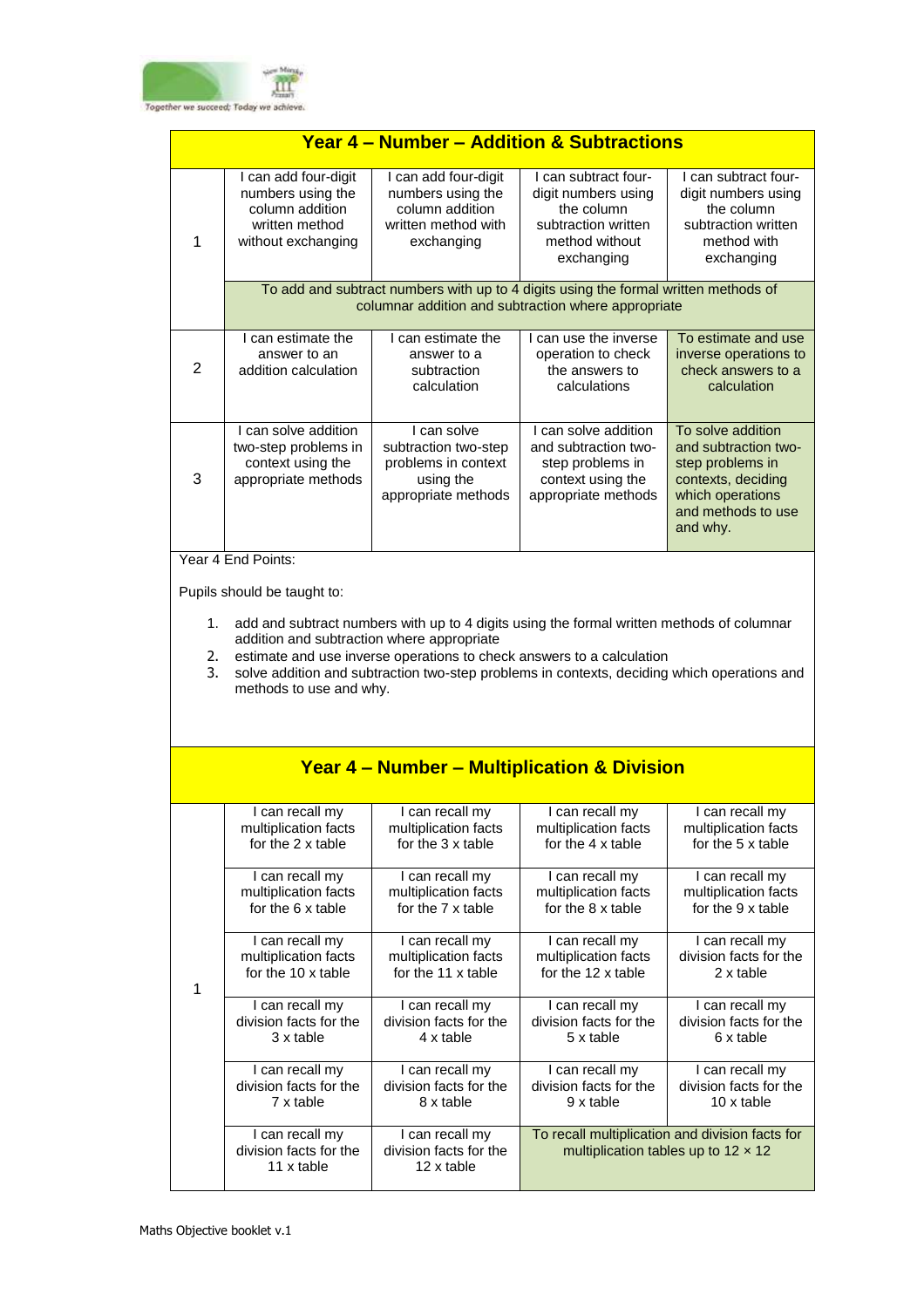## Year 4 – Number – Addition & Subtractions

| | | | | |
|---|---|---|---|---|
| 1 | I can add four-digit numbers using the column addition written method without exchanging | I can add four-digit numbers using the column addition written method with exchanging | I can subtract four-digit numbers using the column subtraction written method without exchanging | I can subtract four-digit numbers using the column subtraction written method with exchanging |
| | To add and subtract numbers with up to 4 digits using the formal written methods of columnar addition and subtraction where appropriate | | | |
| 2 | I can estimate the answer to an addition calculation | I can estimate the answer to a subtraction calculation | I can use the inverse operation to check the answers to calculations | To estimate and use inverse operations to check answers to a calculation |
| 3 | I can solve addition two-step problems in context using the appropriate methods | I can solve subtraction two-step problems in context using the appropriate methods | I can solve addition and subtraction two-step problems in context using the appropriate methods | To solve addition and subtraction two-step problems in contexts, deciding which operations and methods to use and why. |

Year 4 End Points:

Pupils should be taught to:

1. add and subtract numbers with up to 4 digits using the formal written methods of columnar addition and subtraction where appropriate
2. estimate and use inverse operations to check answers to a calculation
3. solve addition and subtraction two-step problems in contexts, deciding which operations and methods to use and why.

## Year 4 – Number – Multiplication & Division

| | | | | |
|---|---|---|---|---|
| 1 | I can recall my multiplication facts for the 2 x table | I can recall my multiplication facts for the 3 x table | I can recall my multiplication facts for the 4 x table | I can recall my multiplication facts for the 5 x table |
| | I can recall my multiplication facts for the 6 x table | I can recall my multiplication facts for the 7 x table | I can recall my multiplication facts for the 8 x table | I can recall my multiplication facts for the 9 x table |
| | I can recall my multiplication facts for the 10 x table | I can recall my multiplication facts for the 11 x table | I can recall my multiplication facts for the 12 x table | I can recall my division facts for the 2 x table |
| | I can recall my division facts for the 3 x table | I can recall my division facts for the 4 x table | I can recall my division facts for the 5 x table | I can recall my division facts for the 6 x table |
| | I can recall my division facts for the 7 x table | I can recall my division facts for the 8 x table | I can recall my division facts for the 9 x table | I can recall my division facts for the 10 x table |
| | I can recall my division facts for the 11 x table | I can recall my division facts for the 12 x table | To recall multiplication and division facts for multiplication tables up to 12 × 12 | |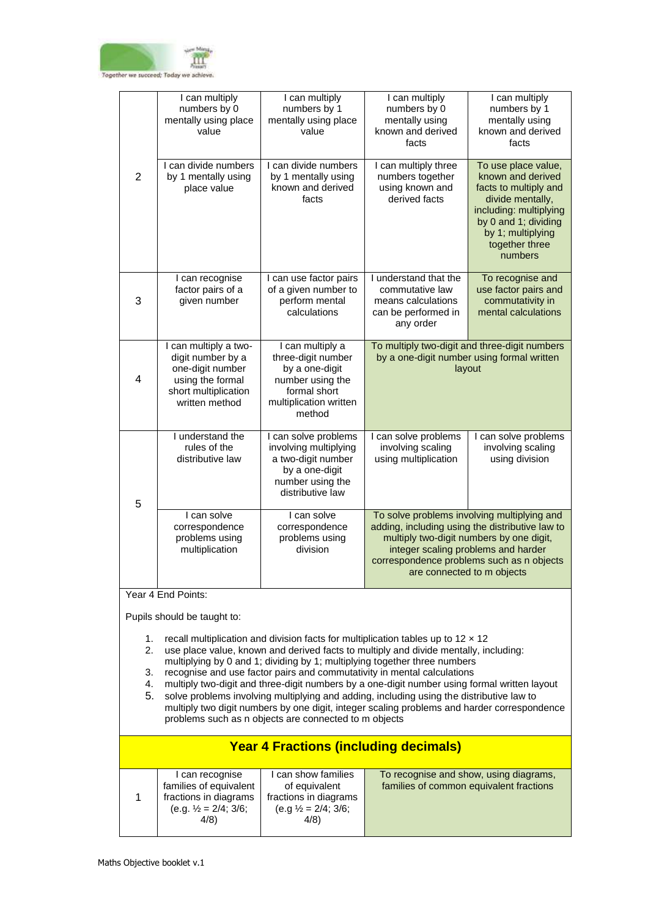| | | | | |
|---|---|---|---|---|
| 2 | I can multiply numbers by 0 mentally using place value | I can multiply numbers by 1 mentally using place value | I can multiply numbers by 0 mentally using known and derived facts | I can multiply numbers by 1 mentally using known and derived facts |
| | I can divide numbers by 1 mentally using place value | I can divide numbers by 1 mentally using known and derived facts | I can multiply three numbers together using known and derived facts | To use place value, known and derived facts to multiply and divide mentally, including: multiplying by 0 and 1; dividing by 1; multiplying together three numbers |
| 3 | I can recognise factor pairs of a given number | I can use factor pairs of a given number to perform mental calculations | I understand that the commutative law means calculations can be performed in any order | To recognise and use factor pairs and commutativity in mental calculations |
| 4 | I can multiply a two-digit number by a one-digit number using the formal short multiplication written method | I can multiply a three-digit number by a one-digit number using the formal short multiplication written method | To multiply two-digit and three-digit numbers by a one-digit number using formal written layout | |
| 5 | I understand the rules of the distributive law | I can solve problems involving multiplying a two-digit number by a one-digit number using the distributive law | I can solve problems involving scaling using multiplication | I can solve problems involving scaling using division |
| | I can solve correspondence problems using multiplication | I can solve correspondence problems using division | To solve problems involving multiplying and adding, including using the distributive law to multiply two-digit numbers by one digit, integer scaling problems and harder correspondence problems such as n objects are connected to m objects | |

Year 4 End Points:

Pupils should be taught to:

1. recall multiplication and division facts for multiplication tables up to 12 × 12
2. use place value, known and derived facts to multiply and divide mentally, including: multiplying by 0 and 1; dividing by 1; multiplying together three numbers
3. recognise and use factor pairs and commutativity in mental calculations
4. multiply two-digit and three-digit numbers by a one-digit number using formal written layout
5. solve problems involving multiplying and adding, including using the distributive law to multiply two digit numbers by one digit, integer scaling problems and harder correspondence problems such as n objects are connected to m objects

## Year 4 Fractions (including decimals)

| | | | | |
|---|---|---|---|---|
| 1 | I can recognise families of equivalent fractions in diagrams (e.g. ½ = 2/4; 3/6; 4/8) | I can show families of equivalent fractions in diagrams (e.g ½ = 2/4; 3/6; 4/8) | To recognise and show, using diagrams, families of common equivalent fractions | |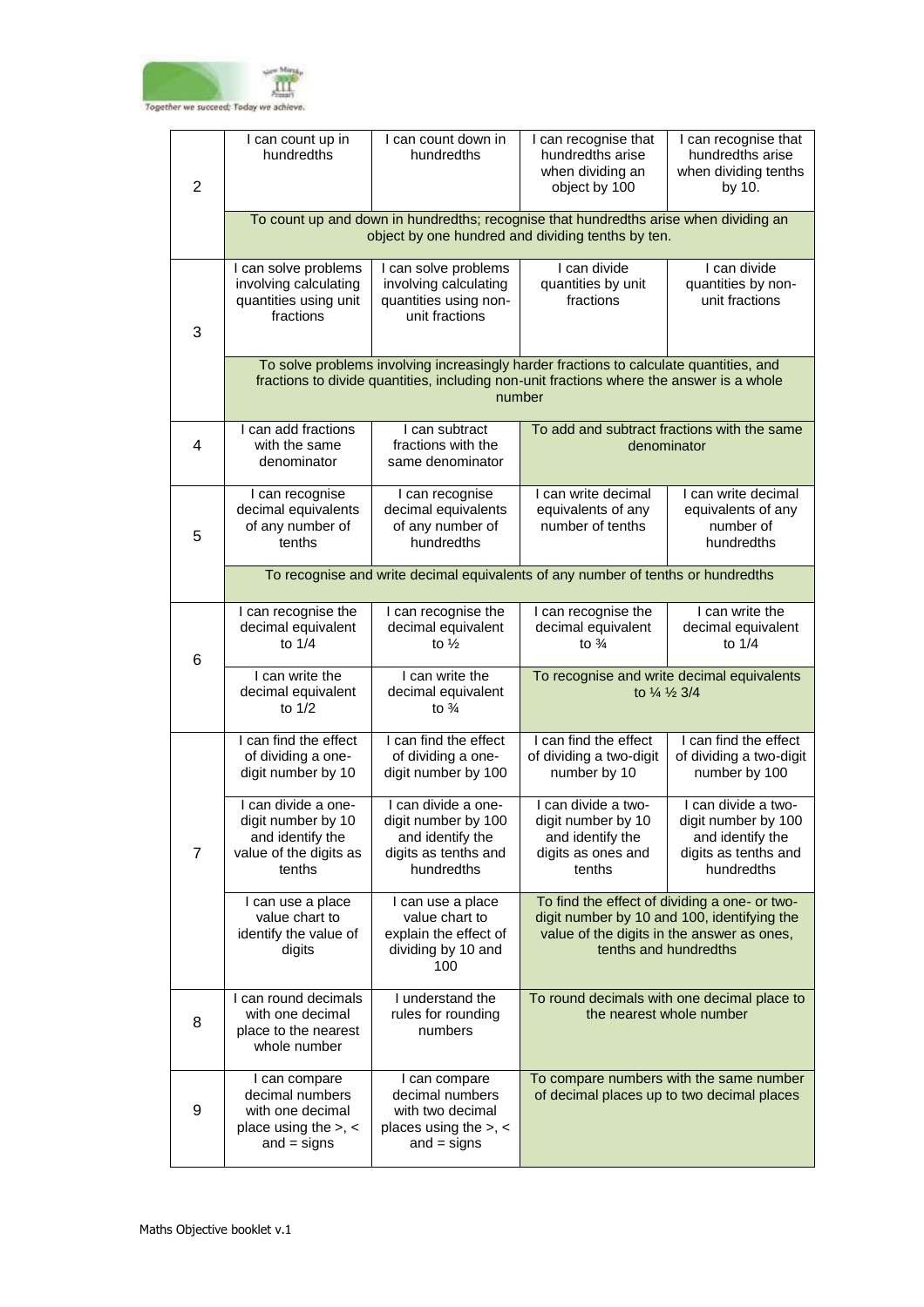| | | | | |
|---|---|---|---|---|
| 2 | I can count up in hundredths | I can count down in hundredths | I can recognise that hundredths arise when dividing an object by 100 | I can recognise that hundredths arise when dividing tenths by 10. |
| | To count up and down in hundredths; recognise that hundredths arise when dividing an object by one hundred and dividing tenths by ten. | | | |
| 3 | I can solve problems involving calculating quantities using unit fractions | I can solve problems involving calculating quantities using non-unit fractions | I can divide quantities by unit fractions | I can divide quantities by non-unit fractions |
| | To solve problems involving increasingly harder fractions to calculate quantities, and fractions to divide quantities, including non-unit fractions where the answer is a whole number | | | |
| 4 | I can add fractions with the same denominator | I can subtract fractions with the same denominator | To add and subtract fractions with the same denominator | |
| 5 | I can recognise decimal equivalents of any number of tenths | I can recognise decimal equivalents of any number of hundredths | I can write decimal equivalents of any number of tenths | I can write decimal equivalents of any number of hundredths |
| | To recognise and write decimal equivalents of any number of tenths or hundredths | | | |
| 6 | I can recognise the decimal equivalent to 1/4 | I can recognise the decimal equivalent to ½ | I can recognise the decimal equivalent to ¾ | I can write the decimal equivalent to 1/4 |
| | I can write the decimal equivalent to 1/2 | I can write the decimal equivalent to ¾ | To recognise and write decimal equivalents to ¼ ½ 3/4 | |
| 7 | I can find the effect of dividing a one-digit number by 10 | I can find the effect of dividing a one-digit number by 100 | I can find the effect of dividing a two-digit number by 10 | I can find the effect of dividing a two-digit number by 100 |
| | I can divide a one-digit number by 10 and identify the value of the digits as tenths | I can divide a one-digit number by 100 and identify the digits as tenths and hundredths | I can divide a two-digit number by 10 and identify the digits as ones and tenths | I can divide a two-digit number by 100 and identify the digits as tenths and hundredths |
| | I can use a place value chart to identify the value of digits | I can use a place value chart to explain the effect of dividing by 10 and 100 | To find the effect of dividing a one- or two-digit number by 10 and 100, identifying the value of the digits in the answer as ones, tenths and hundredths | |
| 8 | I can round decimals with one decimal place to the nearest whole number | I understand the rules for rounding numbers | To round decimals with one decimal place to the nearest whole number | |
| 9 | I can compare decimal numbers with one decimal place using the >, < and = signs | I can compare decimal numbers with two decimal places using the >, < and = signs | To compare numbers with the same number of decimal places up to two decimal places | |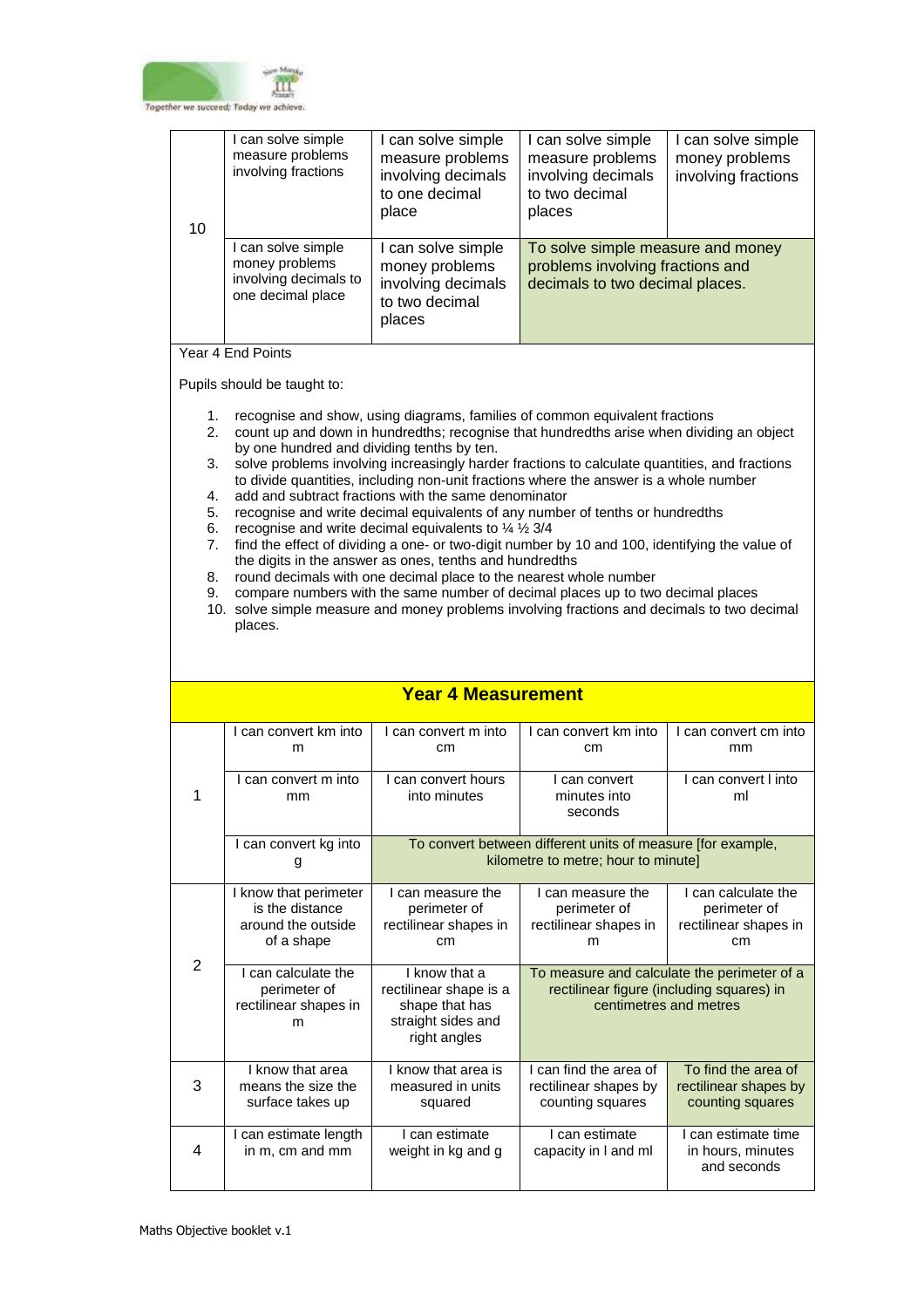| 10 | I can solve simple measure problems involving fractions | I can solve simple measure problems involving decimals to one decimal place | I can solve simple measure problems involving decimals to two decimal places | I can solve simple money problems involving fractions |
|---|---|---|---|---|
| | I can solve simple money problems involving decimals to one decimal place | I can solve simple money problems involving decimals to two decimal places | To solve simple measure and money problems involving fractions and decimals to two decimal places. | |

Year 4 End Points

Pupils should be taught to:

1. recognise and show, using diagrams, families of common equivalent fractions
2. count up and down in hundredths; recognise that hundredths arise when dividing an object by one hundred and dividing tenths by ten.
3. solve problems involving increasingly harder fractions to calculate quantities, and fractions to divide quantities, including non-unit fractions where the answer is a whole number
4. add and subtract fractions with the same denominator
5. recognise and write decimal equivalents of any number of tenths or hundredths
6. recognise and write decimal equivalents to ¼ ½ 3/4
7. find the effect of dividing a one- or two-digit number by 10 and 100, identifying the value of the digits in the answer as ones, tenths and hundredths
8. round decimals with one decimal place to the nearest whole number
9. compare numbers with the same number of decimal places up to two decimal places
10. solve simple measure and money problems involving fractions and decimals to two decimal places.

## Year 4 Measurement

| | | | | |
|---|---|---|---|---|
| 1 | I can convert km into m | I can convert m into cm | I can convert km into cm | I can convert cm into mm |
| | I can convert m into mm | I can convert hours into minutes | I can convert minutes into seconds | I can convert l into ml |
| | I can convert kg into g | To convert between different units of measure [for example, kilometre to metre; hour to minute] | | |
| 2 | I know that perimeter is the distance around the outside of a shape | I can measure the perimeter of rectilinear shapes in cm | I can measure the perimeter of rectilinear shapes in m | I can calculate the perimeter of rectilinear shapes in cm |
| | I can calculate the perimeter of rectilinear shapes in m | I know that a rectilinear shape is a shape that has straight sides and right angles | To measure and calculate the perimeter of a rectilinear figure (including squares) in centimetres and metres | |
| 3 | I know that area means the size the surface takes up | I know that area is measured in units squared | I can find the area of rectilinear shapes by counting squares | To find the area of rectilinear shapes by counting squares |
| 4 | I can estimate length in m, cm and mm | I can estimate weight in kg and g | I can estimate capacity in l and ml | I can estimate time in hours, minutes and seconds |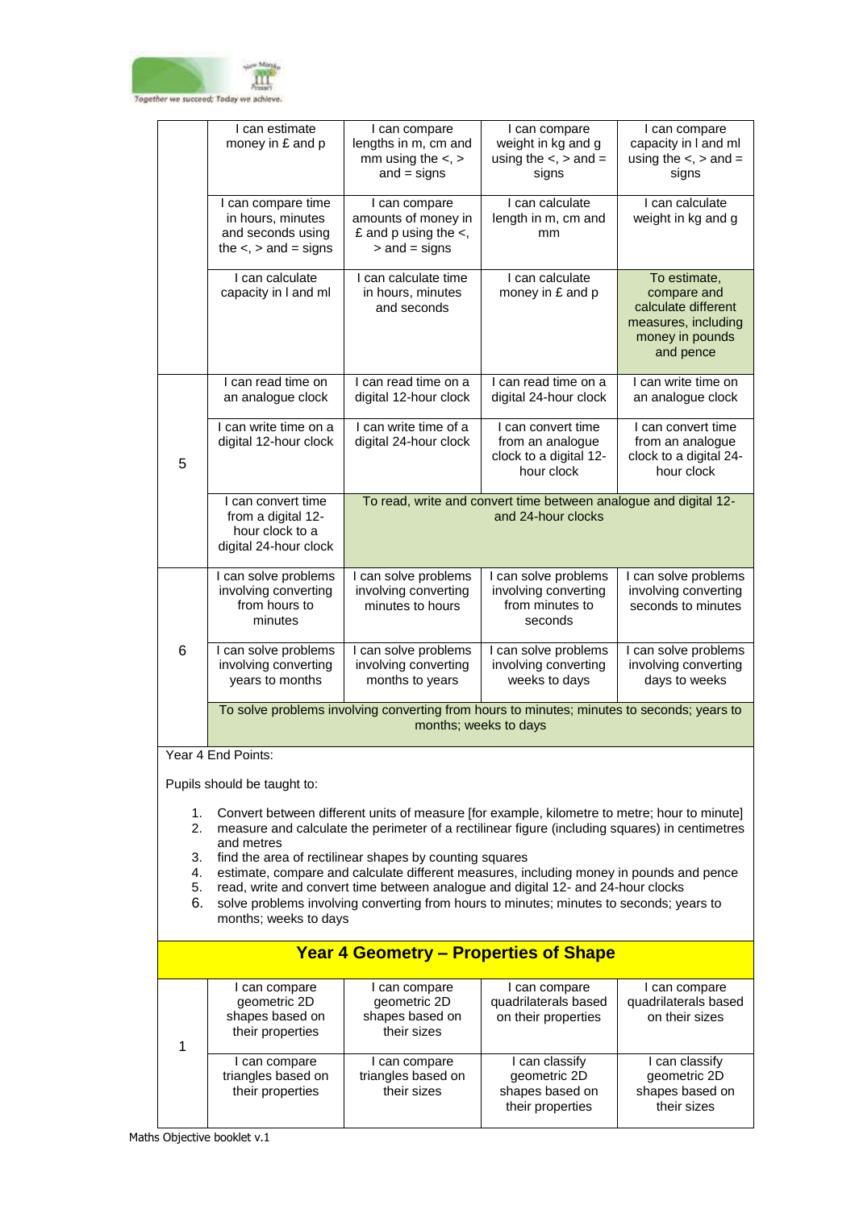| | | | | |
|---|---|---|---|---|
| | I can estimate money in £ and p | I can compare lengths in m, cm and mm using the <, > and = signs | I can compare weight in kg and g using the <, > and = signs | I can compare capacity in l and ml using the <, > and = signs |
| | I can compare time in hours, minutes and seconds using the <, > and = signs | I can compare amounts of money in £ and p using the <, > and = signs | I can calculate length in m, cm and mm | I can calculate weight in kg and g |
| | I can calculate capacity in l and ml | I can calculate time in hours, minutes and seconds | I can calculate money in £ and p | To estimate, compare and calculate different measures, including money in pounds and pence |
| 5 | I can read time on an analogue clock | I can read time on a digital 12-hour clock | I can read time on a digital 24-hour clock | I can write time on an analogue clock |
| | I can write time on a digital 12-hour clock | I can write time of a digital 24-hour clock | I can convert time from an analogue clock to a digital 12-hour clock | I can convert time from an analogue clock to a digital 24-hour clock |
| | I can convert time from a digital 12-hour clock to a digital 24-hour clock | To read, write and convert time between analogue and digital 12- and 24-hour clocks | | |
| 6 | I can solve problems involving converting from hours to minutes | I can solve problems involving converting minutes to hours | I can solve problems involving converting from minutes to seconds | I can solve problems involving converting seconds to minutes |
| | I can solve problems involving converting years to months | I can solve problems involving converting months to years | I can solve problems involving converting weeks to days | I can solve problems involving converting days to weeks |
| | To solve problems involving converting from hours to minutes; minutes to seconds; years to months; weeks to days | | | |

Year 4 End Points:

Pupils should be taught to:

1. Convert between different units of measure [for example, kilometre to metre; hour to minute]
2. measure and calculate the perimeter of a rectilinear figure (including squares) in centimetres and metres
3. find the area of rectilinear shapes by counting squares
4. estimate, compare and calculate different measures, including money in pounds and pence
5. read, write and convert time between analogue and digital 12- and 24-hour clocks
6. solve problems involving converting from hours to minutes; minutes to seconds; years to months; weeks to days

## Year 4 Geometry – Properties of Shape

| | | | | |
|---|---|---|---|---|
| 1 | I can compare geometric 2D shapes based on their properties | I can compare geometric 2D shapes based on their sizes | I can compare quadrilaterals based on their properties | I can compare quadrilaterals based on their sizes |
| | I can compare triangles based on their properties | I can compare triangles based on their sizes | I can classify geometric 2D shapes based on their properties | I can classify geometric 2D shapes based on their sizes |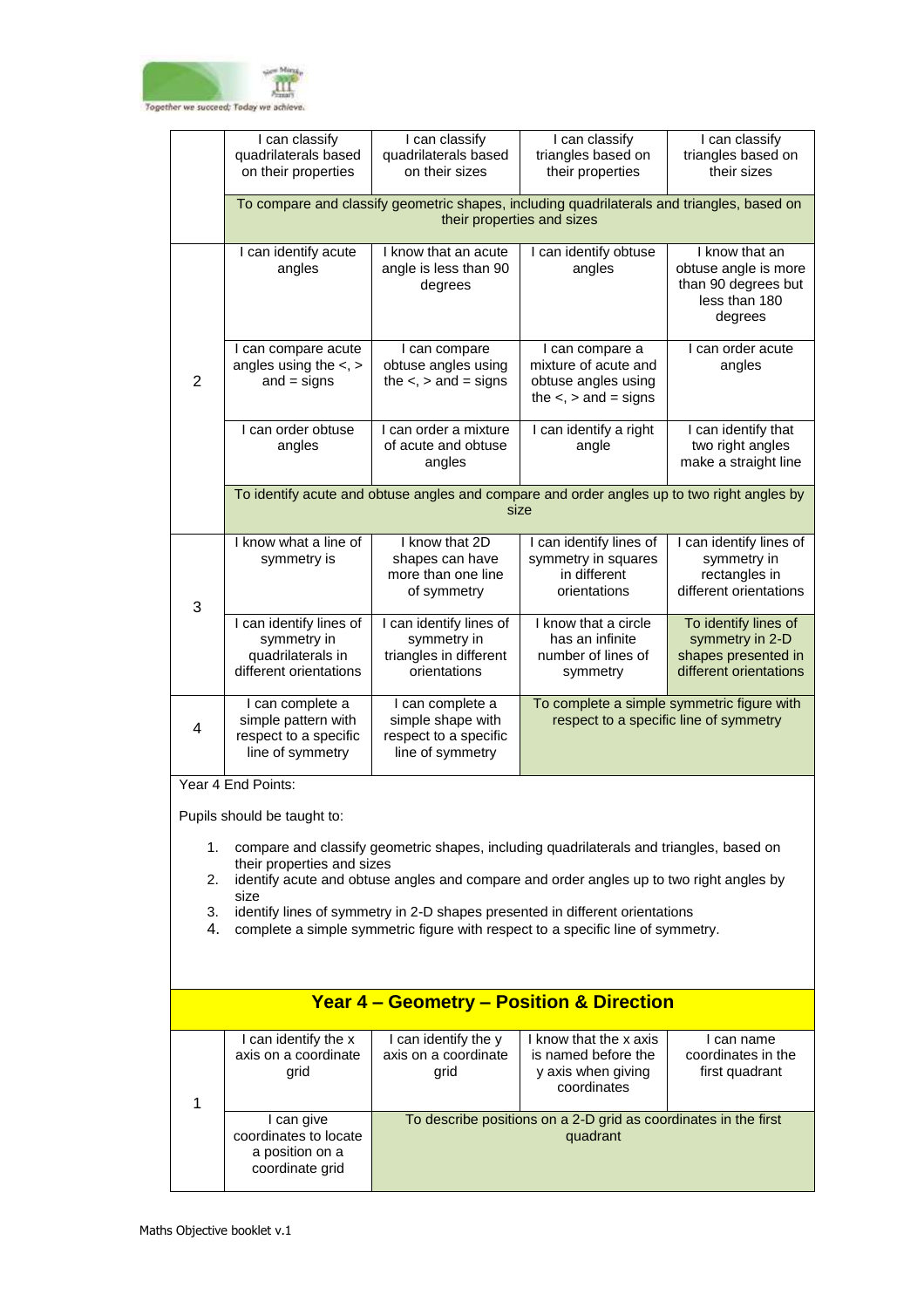| | | | | |
|---|---|---|---|---|
| | I can classify quadrilaterals based on their properties | I can classify quadrilaterals based on their sizes | I can classify triangles based on their properties | I can classify triangles based on their sizes |
| | To compare and classify geometric shapes, including quadrilaterals and triangles, based on their properties and sizes | | | |
| 2 | I can identify acute angles | I know that an acute angle is less than 90 degrees | I can identify obtuse angles | I know that an obtuse angle is more than 90 degrees but less than 180 degrees |
| | I can compare acute angles using the <, > and = signs | I can compare obtuse angles using the <, > and = signs | I can compare a mixture of acute and obtuse angles using the <, > and = signs | I can order acute angles |
| | I can order obtuse angles | I can order a mixture of acute and obtuse angles | I can identify a right angle | I can identify that two right angles make a straight line |
| | To identify acute and obtuse angles and compare and order angles up to two right angles by size | | | |
| 3 | I know what a line of symmetry is | I know that 2D shapes can have more than one line of symmetry | I can identify lines of symmetry in squares in different orientations | I can identify lines of symmetry in rectangles in different orientations |
| | I can identify lines of symmetry in quadrilaterals in different orientations | I can identify lines of symmetry in triangles in different orientations | I know that a circle has an infinite number of lines of symmetry | To identify lines of symmetry in 2-D shapes presented in different orientations |
| 4 | I can complete a simple pattern with respect to a specific line of symmetry | I can complete a simple shape with respect to a specific line of symmetry | To complete a simple symmetric figure with respect to a specific line of symmetry | |

Year 4 End Points:

Pupils should be taught to:

1. compare and classify geometric shapes, including quadrilaterals and triangles, based on their properties and sizes
2. identify acute and obtuse angles and compare and order angles up to two right angles by size
3. identify lines of symmetry in 2-D shapes presented in different orientations
4. complete a simple symmetric figure with respect to a specific line of symmetry.

## Year 4 – Geometry – Position & Direction

| | | | | |
|---|---|---|---|---|
| 1 | I can identify the x axis on a coordinate grid | I can identify the y axis on a coordinate grid | I know that the x axis is named before the y axis when giving coordinates | I can name coordinates in the first quadrant |
| | I can give coordinates to locate a position on a coordinate grid | To describe positions on a 2-D grid as coordinates in the first quadrant | | |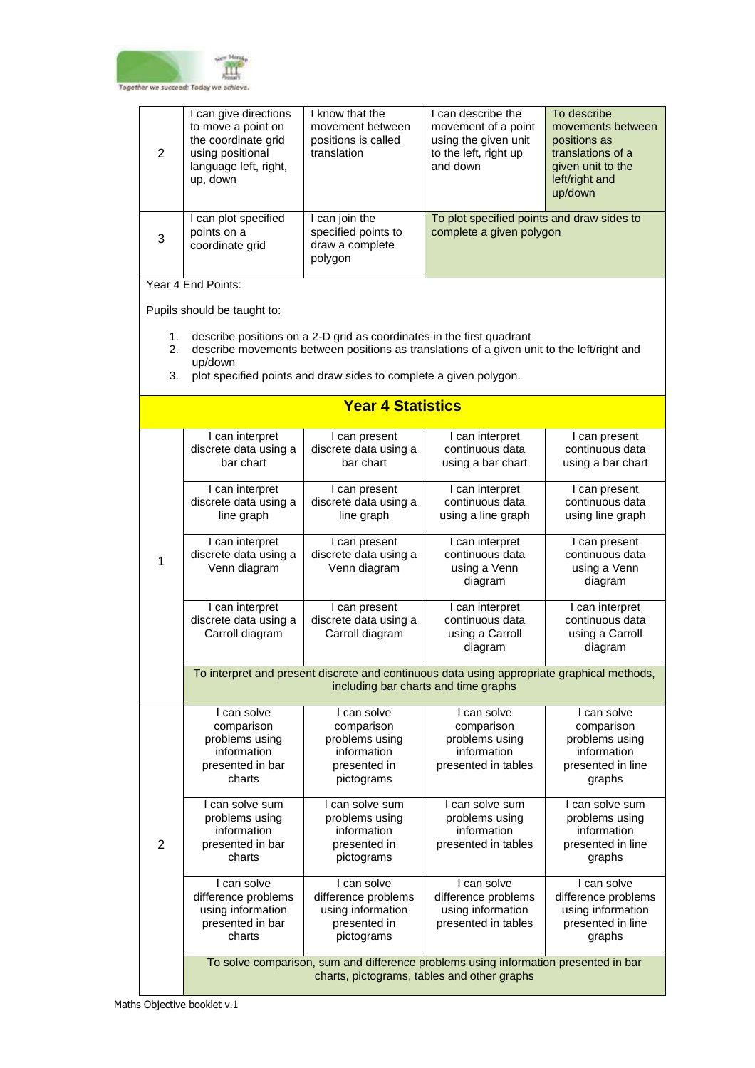| | | | | |
|---|---|---|---|---|
| 2 | I can give directions to move a point on the coordinate grid using positional language left, right, up, down | I know that the movement between positions is called translation | I can describe the movement of a point using the given unit to the left, right up and down | To describe movements between positions as translations of a given unit to the left/right and up/down |
| 3 | I can plot specified points on a coordinate grid | I can join the specified points to draw a complete polygon | To plot specified points and draw sides to complete a given polygon | |

Year 4 End Points:

Pupils should be taught to:

1. describe positions on a 2-D grid as coordinates in the first quadrant
2. describe movements between positions as translations of a given unit to the left/right and up/down
3. plot specified points and draw sides to complete a given polygon.

## Year 4 Statistics

| | | | | |
|---|---|---|---|---|
| 1 | I can interpret discrete data using a bar chart | I can present discrete data using a bar chart | I can interpret continuous data using a bar chart | I can present continuous data using a bar chart |
| | I can interpret discrete data using a line graph | I can present discrete data using a line graph | I can interpret continuous data using a line graph | I can present continuous data using line graph |
| | I can interpret discrete data using a Venn diagram | I can present discrete data using a Venn diagram | I can interpret continuous data using a Venn diagram | I can present continuous data using a Venn diagram |
| | I can interpret discrete data using a Carroll diagram | I can present discrete data using a Carroll diagram | I can interpret continuous data using a Carroll diagram | I can interpret continuous data using a Carroll diagram |
| | To interpret and present discrete and continuous data using appropriate graphical methods, including bar charts and time graphs | | | |
| 2 | I can solve comparison problems using information presented in bar charts | I can solve comparison problems using information presented in pictograms | I can solve comparison problems using information presented in tables | I can solve comparison problems using information presented in line graphs |
| | I can solve sum problems using information presented in bar charts | I can solve sum problems using information presented in pictograms | I can solve sum problems using information presented in tables | I can solve sum problems using information presented in line graphs |
| | I can solve difference problems using information presented in bar charts | I can solve difference problems using information presented in pictograms | I can solve difference problems using information presented in tables | I can solve difference problems using information presented in line graphs |
| | To solve comparison, sum and difference problems using information presented in bar charts, pictograms, tables and other graphs | | | |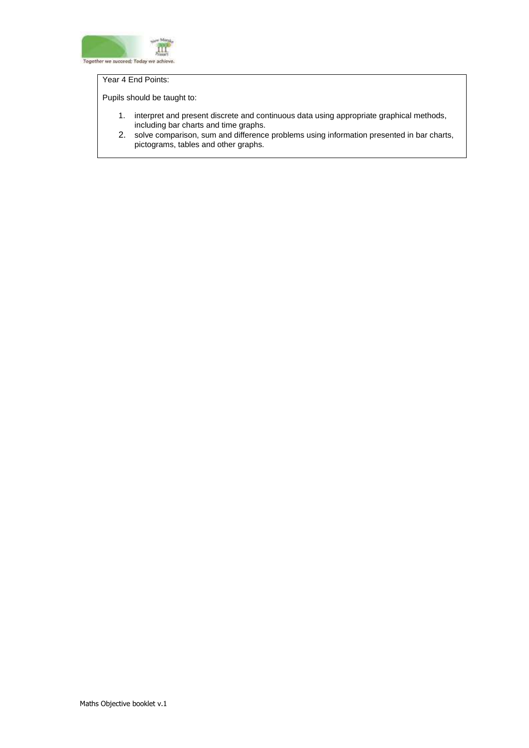Year 4 End Points:

Pupils should be taught to:

1. interpret and present discrete and continuous data using appropriate graphical methods, including bar charts and time graphs.
2. solve comparison, sum and difference problems using information presented in bar charts, pictograms, tables and other graphs.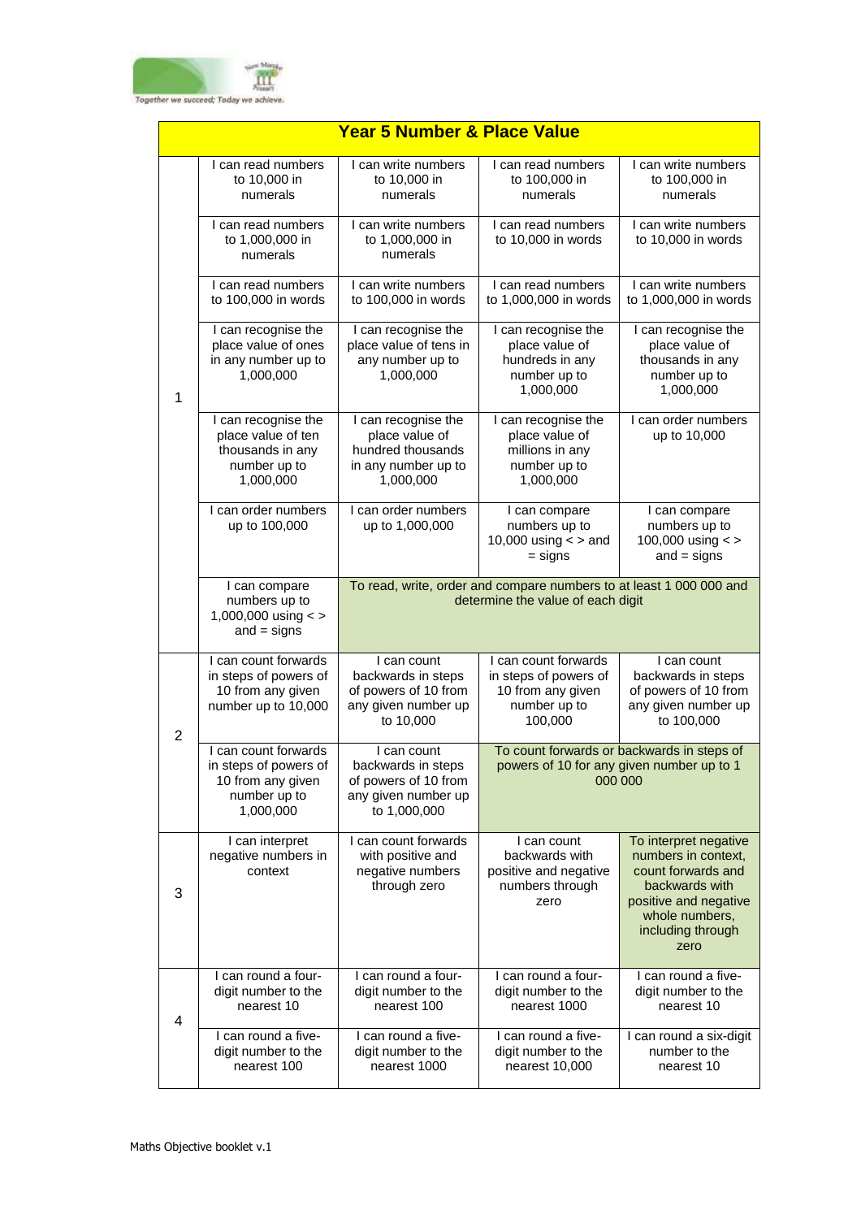Together we succeed; Today we achieve.

| Year 5 Number & Place Value | | | | |
|---|---|---|---|---|
| 1 | I can read numbers to 10,000 in numerals | I can write numbers to 10,000 in numerals | I can read numbers to 100,000 in numerals | I can write numbers to 100,000 in numerals |
| | I can read numbers to 1,000,000 in numerals | I can write numbers to 1,000,000 in numerals | I can read numbers to 10,000 in words | I can write numbers to 10,000 in words |
| | I can read numbers to 100,000 in words | I can write numbers to 100,000 in words | I can read numbers to 1,000,000 in words | I can write numbers to 1,000,000 in words |
| | I can recognise the place value of ones in any number up to 1,000,000 | I can recognise the place value of tens in any number up to 1,000,000 | I can recognise the place value of hundreds in any number up to 1,000,000 | I can recognise the place value of thousands in any number up to 1,000,000 |
| | I can recognise the place value of ten thousands in any number up to 1,000,000 | I can recognise the place value of hundred thousands in any number up to 1,000,000 | I can recognise the place value of millions in any number up to 1,000,000 | I can order numbers up to 10,000 |
| | I can order numbers up to 100,000 | I can order numbers up to 1,000,000 | I can compare numbers up to 10,000 using < > and = signs | I can compare numbers up to 100,000 using < > and = signs |
| | I can compare numbers up to 1,000,000 using < > and = signs | To read, write, order and compare numbers to at least 1 000 000 and determine the value of each digit | | |
| 2 | I can count forwards in steps of powers of 10 from any given number up to 10,000 | I can count backwards in steps of powers of 10 from any given number up to 10,000 | I can count forwards in steps of powers of 10 from any given number up to 100,000 | I can count backwards in steps of powers of 10 from any given number up to 100,000 |
| | I can count forwards in steps of powers of 10 from any given number up to 1,000,000 | I can count backwards in steps of powers of 10 from any given number up to 1,000,000 | To count forwards or backwards in steps of powers of 10 for any given number up to 1 000 000 | |
| 3 | I can interpret negative numbers in context | I can count forwards with positive and negative numbers through zero | I can count backwards with positive and negative numbers through zero | To interpret negative numbers in context, count forwards and backwards with positive and negative whole numbers, including through zero |
| 4 | I can round a four-digit number to the nearest 10 | I can round a four-digit number to the nearest 100 | I can round a four-digit number to the nearest 1000 | I can round a five-digit number to the nearest 10 |
| | I can round a five-digit number to the nearest 100 | I can round a five-digit number to the nearest 1000 | I can round a five-digit number to the nearest 10,000 | I can round a six-digit number to the nearest 10 |

Maths Objective booklet v.1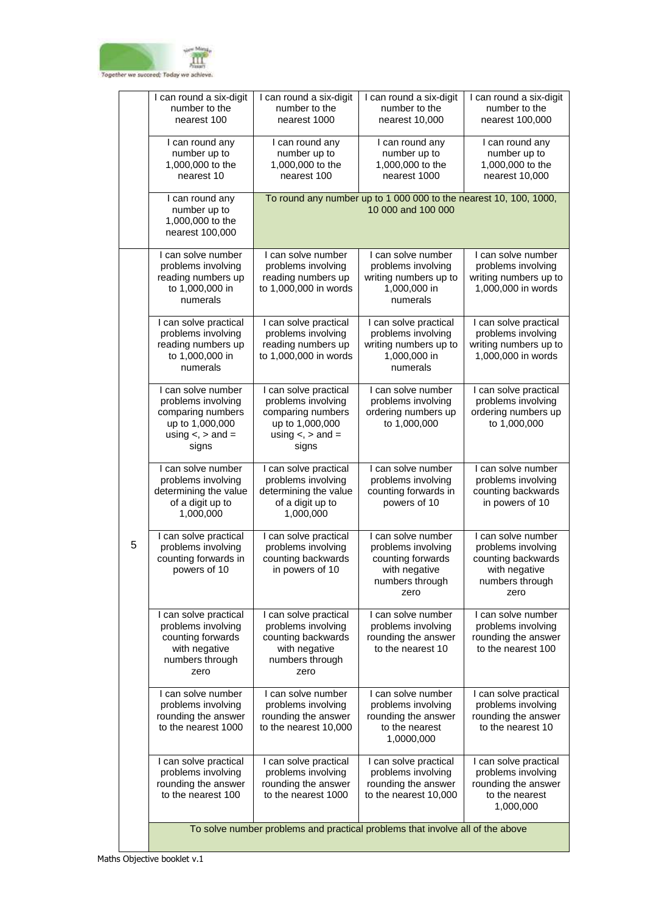| | | | | |
|---|---|---|---|---|
| | I can round a six-digit number to the nearest 100 | I can round a six-digit number to the nearest 1000 | I can round a six-digit number to the nearest 10,000 | I can round a six-digit number to the nearest 100,000 |
| | I can round any number up to 1,000,000 to the nearest 10 | I can round any number up to 1,000,000 to the nearest 100 | I can round any number up to 1,000,000 to the nearest 1000 | I can round any number up to 1,000,000 to the nearest 10,000 |
| | I can round any number up to 1,000,000 to the nearest 100,000 | To round any number up to 1 000 000 to the nearest 10, 100, 1000, 10 000 and 100 000 | | |
| | I can solve number problems involving reading numbers up to 1,000,000 in numerals | I can solve number problems involving reading numbers up to 1,000,000 in words | I can solve number problems involving writing numbers up to 1,000,000 in numerals | I can solve number problems involving writing numbers up to 1,000,000 in words |
| | I can solve practical problems involving reading numbers up to 1,000,000 in numerals | I can solve practical problems involving reading numbers up to 1,000,000 in words | I can solve practical problems involving writing numbers up to 1,000,000 in numerals | I can solve practical problems involving writing numbers up to 1,000,000 in words |
| | I can solve number problems involving comparing numbers up to 1,000,000 using <, > and = signs | I can solve practical problems involving comparing numbers up to 1,000,000 using <, > and = signs | I can solve number problems involving ordering numbers up to 1,000,000 | I can solve practical problems involving ordering numbers up to 1,000,000 |
| | I can solve number problems involving determining the value of a digit up to 1,000,000 | I can solve practical problems involving determining the value of a digit up to 1,000,000 | I can solve number problems involving counting forwards in powers of 10 | I can solve number problems involving counting backwards in powers of 10 |
| 5 | I can solve practical problems involving counting forwards in powers of 10 | I can solve practical problems involving counting backwards in powers of 10 | I can solve number problems involving counting forwards with negative numbers through zero | I can solve number problems involving counting backwards with negative numbers through zero |
| | I can solve practical problems involving counting forwards with negative numbers through zero | I can solve practical problems involving counting backwards with negative numbers through zero | I can solve number problems involving rounding the answer to the nearest 10 | I can solve number problems involving rounding the answer to the nearest 100 |
| | I can solve number problems involving rounding the answer to the nearest 1000 | I can solve number problems involving rounding the answer to the nearest 10,000 | I can solve number problems involving rounding the answer to the nearest 1,0000,000 | I can solve practical problems involving rounding the answer to the nearest 10 |
| | I can solve practical problems involving rounding the answer to the nearest 100 | I can solve practical problems involving rounding the answer to the nearest 1000 | I can solve practical problems involving rounding the answer to the nearest 10,000 | I can solve practical problems involving rounding the answer to the nearest 1,000,000 |
| | To solve number problems and practical problems that involve all of the above | | | |

Maths Objective booklet v.1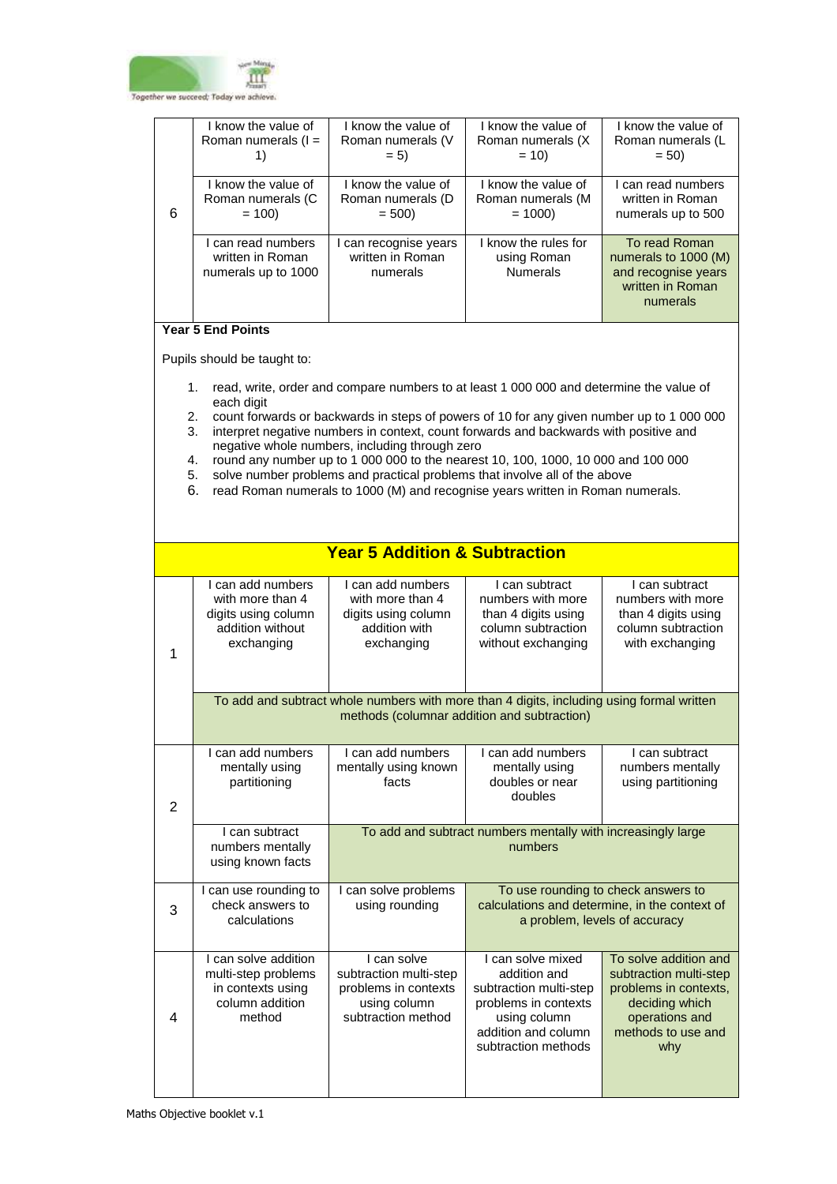| | | | | |
|---|---|---|---|---|
| 6 | I know the value of Roman numerals (I = 1) | I know the value of Roman numerals (V = 5) | I know the value of Roman numerals (X = 10) | I know the value of Roman numerals (L = 50) |
| | I know the value of Roman numerals (C = 100) | I know the value of Roman numerals (D = 500) | I know the value of Roman numerals (M = 1000) | I can read numbers written in Roman numerals up to 500 |
| | I can read numbers written in Roman numerals up to 1000 | I can recognise years written in Roman numerals | I know the rules for using Roman Numerals | To read Roman numerals to 1000 (M) and recognise years written in Roman numerals |

**Year 5 End Points**

Pupils should be taught to:

1. read, write, order and compare numbers to at least 1 000 000 and determine the value of each digit
2. count forwards or backwards in steps of powers of 10 for any given number up to 1 000 000
3. interpret negative numbers in context, count forwards and backwards with positive and negative whole numbers, including through zero
4. round any number up to 1 000 000 to the nearest 10, 100, 1000, 10 000 and 100 000
5. solve number problems and practical problems that involve all of the above
6. read Roman numerals to 1000 (M) and recognise years written in Roman numerals.

## Year 5 Addition & Subtraction

| | | | | |
|---|---|---|---|---|
| 1 | I can add numbers with more than 4 digits using column addition without exchanging | I can add numbers with more than 4 digits using column addition with exchanging | I can subtract numbers with more than 4 digits using column subtraction without exchanging | I can subtract numbers with more than 4 digits using column subtraction with exchanging |
| | To add and subtract whole numbers with more than 4 digits, including using formal written methods (columnar addition and subtraction) | | | |
| 2 | I can add numbers mentally using partitioning | I can add numbers mentally using known facts | I can add numbers mentally using doubles or near doubles | I can subtract numbers mentally using partitioning |
| | I can subtract numbers mentally using known facts | To add and subtract numbers mentally with increasingly large numbers | | |
| 3 | I can use rounding to check answers to calculations | I can solve problems using rounding | To use rounding to check answers to calculations and determine, in the context of a problem, levels of accuracy | |
| 4 | I can solve addition multi-step problems in contexts using column addition method | I can solve subtraction multi-step problems in contexts using column subtraction method | I can solve mixed addition and subtraction multi-step problems in contexts using column addition and column subtraction methods | To solve addition and subtraction multi-step problems in contexts, deciding which operations and methods to use and why |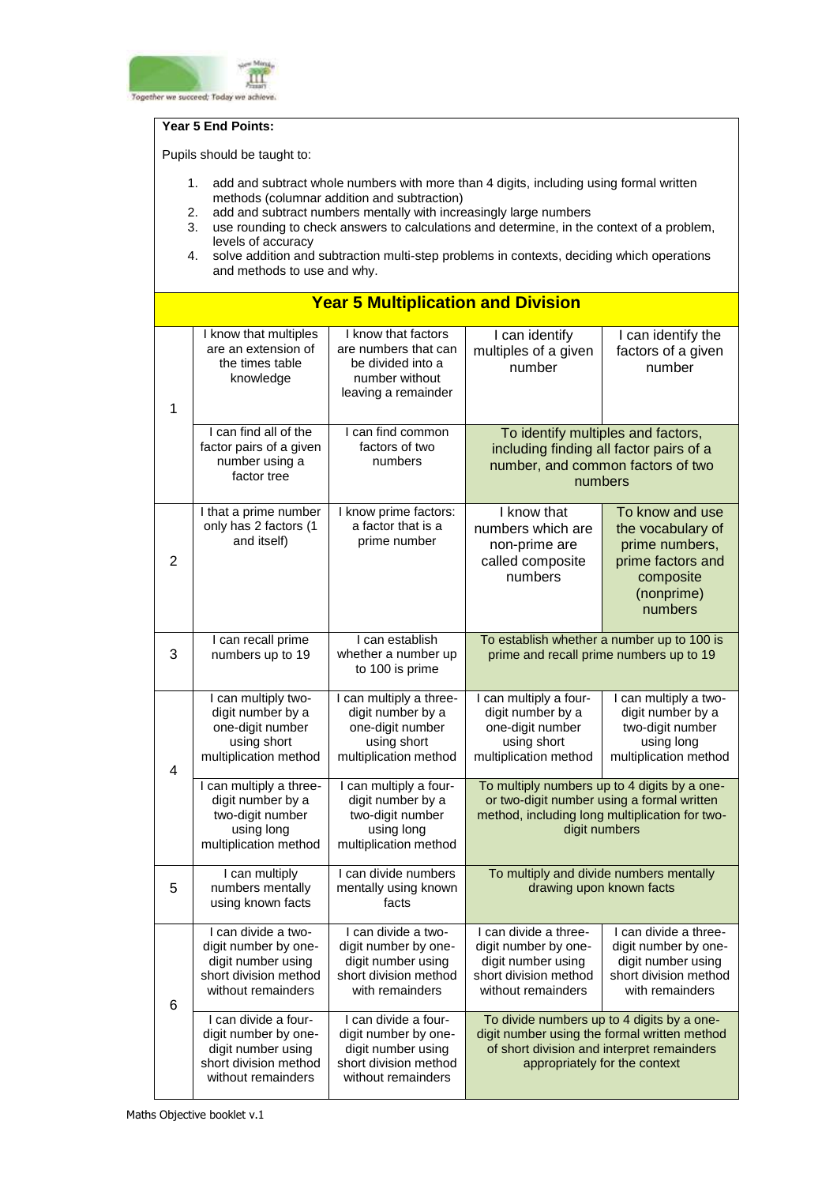**Year 5 End Points:**

Pupils should be taught to:

1. add and subtract whole numbers with more than 4 digits, including using formal written methods (columnar addition and subtraction)
2. add and subtract numbers mentally with increasingly large numbers
3. use rounding to check answers to calculations and determine, in the context of a problem, levels of accuracy
4. solve addition and subtraction multi-step problems in contexts, deciding which operations and methods to use and why.

| Year 5 Multiplication and Division | | | | |
|---|---|---|---|---|
| 1 | I know that multiples are an extension of the times table knowledge | I know that factors are numbers that can be divided into a number without leaving a remainder | I can identify multiples of a given number | I can identify the factors of a given number |
| | I can find all of the factor pairs of a given number using a factor tree | I can find common factors of two numbers | To identify multiples and factors, including finding all factor pairs of a number, and common factors of two numbers | |
| 2 | I that a prime number only has 2 factors (1 and itself) | I know prime factors: a factor that is a prime number | I know that numbers which are non-prime are called composite numbers | To know and use the vocabulary of prime numbers, prime factors and composite (nonprime) numbers |
| 3 | I can recall prime numbers up to 19 | I can establish whether a number up to 100 is prime | To establish whether a number up to 100 is prime and recall prime numbers up to 19 | |
| 4 | I can multiply two-digit number by a one-digit number using short multiplication method | I can multiply a three-digit number by a one-digit number using short multiplication method | I can multiply a four-digit number by a one-digit number using short multiplication method | I can multiply a two-digit number by a two-digit number using long multiplication method |
| | I can multiply a three-digit number by a two-digit number using long multiplication method | I can multiply a four-digit number by a two-digit number using long multiplication method | To multiply numbers up to 4 digits by a one- or two-digit number using a formal written method, including long multiplication for two-digit numbers | |
| 5 | I can multiply numbers mentally using known facts | I can divide numbers mentally using known facts | To multiply and divide numbers mentally drawing upon known facts | |
| 6 | I can divide a two-digit number by one-digit number using short division method without remainders | I can divide a two-digit number by one-digit number using short division method with remainders | I can divide a three-digit number by one-digit number using short division method without remainders | I can divide a three-digit number by one-digit number using short division method with remainders |
| | I can divide a four-digit number by one-digit number using short division method without remainders | I can divide a four-digit number by one-digit number using short division method without remainders | To divide numbers up to 4 digits by a one-digit number using the formal written method of short division and interpret remainders appropriately for the context | |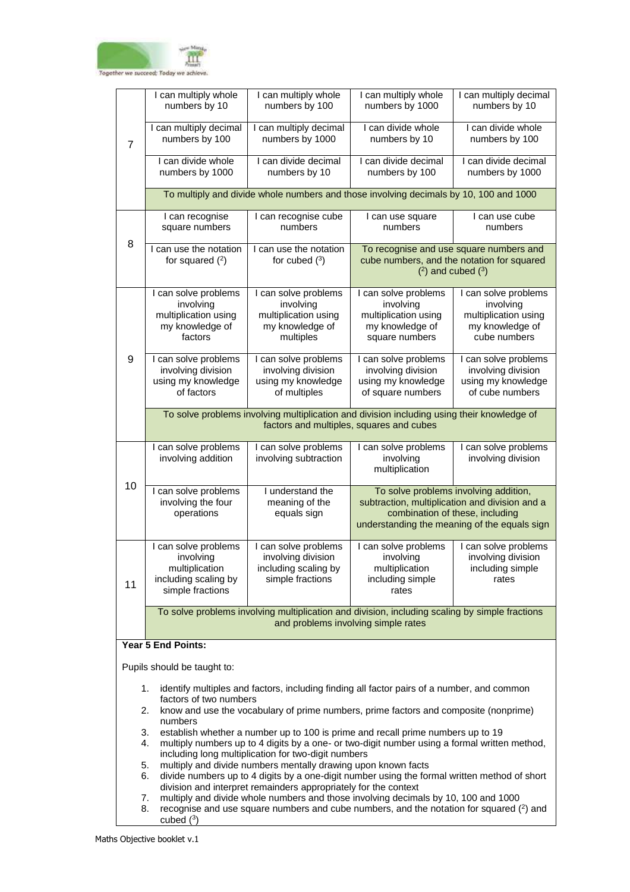| | | | | |
|---|---|---|---|---|
| 7 | I can multiply whole numbers by 10 | I can multiply whole numbers by 100 | I can multiply whole numbers by 1000 | I can multiply decimal numbers by 10 |
| | I can multiply decimal numbers by 100 | I can multiply decimal numbers by 1000 | I can divide whole numbers by 10 | I can divide whole numbers by 100 |
| | I can divide whole numbers by 1000 | I can divide decimal numbers by 10 | I can divide decimal numbers by 100 | I can divide decimal numbers by 1000 |
| | To multiply and divide whole numbers and those involving decimals by 10, 100 and 1000 | | | |
| 8 | I can recognise square numbers | I can recognise cube numbers | I can use square numbers | I can use cube numbers |
| | I can use the notation for squared ($^2$) | I can use the notation for cubed ($^3$) | To recognise and use square numbers and cube numbers, and the notation for squared ($^2$) and cubed ($^3$) | |
| 9 | I can solve problems involving multiplication using my knowledge of factors | I can solve problems involving multiplication using my knowledge of multiples | I can solve problems involving multiplication using my knowledge of square numbers | I can solve problems involving multiplication using my knowledge of cube numbers |
| | I can solve problems involving division using my knowledge of factors | I can solve problems involving division using my knowledge of multiples | I can solve problems involving division using my knowledge of square numbers | I can solve problems involving division using my knowledge of cube numbers |
| | To solve problems involving multiplication and division including using their knowledge of factors and multiples, squares and cubes | | | |
| 10 | I can solve problems involving addition | I can solve problems involving subtraction | I can solve problems involving multiplication | I can solve problems involving division |
| | I can solve problems involving the four operations | I understand the meaning of the equals sign | To solve problems involving addition, subtraction, multiplication and division and a combination of these, including understanding the meaning of the equals sign | |
| 11 | I can solve problems involving multiplication including scaling by simple fractions | I can solve problems involving division including scaling by simple fractions | I can solve problems involving multiplication including simple rates | I can solve problems involving division including simple rates |
| | To solve problems involving multiplication and division, including scaling by simple fractions and problems involving simple rates | | | |

**Year 5 End Points:**

Pupils should be taught to:

1. identify multiples and factors, including finding all factor pairs of a number, and common factors of two numbers
2. know and use the vocabulary of prime numbers, prime factors and composite (nonprime) numbers
3. establish whether a number up to 100 is prime and recall prime numbers up to 19
4. multiply numbers up to 4 digits by a one- or two-digit number using a formal written method, including long multiplication for two-digit numbers
5. multiply and divide numbers mentally drawing upon known facts
6. divide numbers up to 4 digits by a one-digit number using the formal written method of short division and interpret remainders appropriately for the context
7. multiply and divide whole numbers and those involving decimals by 10, 100 and 1000
8. recognise and use square numbers and cube numbers, and the notation for squared ($^2$) and cubed ($^3$)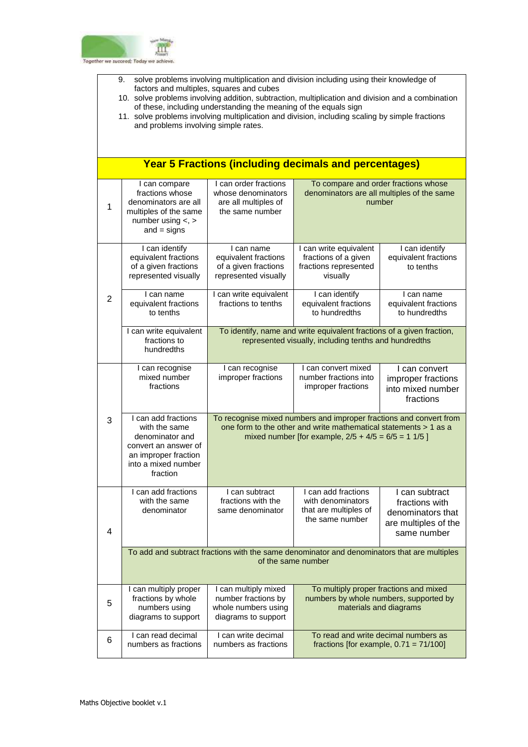9. solve problems involving multiplication and division including using their knowledge of factors and multiples, squares and cubes
10. solve problems involving addition, subtraction, multiplication and division and a combination of these, including understanding the meaning of the equals sign
11. solve problems involving multiplication and division, including scaling by simple fractions and problems involving simple rates.

## Year 5 Fractions (including decimals and percentages)

| | | | | |
|---|---|---|---|---|
| 1 | I can compare fractions whose denominators are all multiples of the same number using <, > and = signs | I can order fractions whose denominators are all multiples of the same number | To compare and order fractions whose denominators are all multiples of the same number | |
| 2 | I can identify equivalent fractions of a given fractions represented visually | I can name equivalent fractions of a given fractions represented visually | I can write equivalent fractions of a given fractions represented visually | I can identify equivalent fractions to tenths |
| | I can name equivalent fractions to tenths | I can write equivalent fractions to tenths | I can identify equivalent fractions to hundredths | I can name equivalent fractions to hundredths |
| | I can write equivalent fractions to hundredths | To identify, name and write equivalent fractions of a given fraction, represented visually, including tenths and hundredths | | |
| 3 | I can recognise mixed number fractions | I can recognise improper fractions | I can convert mixed number fractions into improper fractions | I can convert improper fractions into mixed number fractions |
| | I can add fractions with the same denominator and convert an answer of an improper fraction into a mixed number fraction | To recognise mixed numbers and improper fractions and convert from one form to the other and write mathematical statements > 1 as a mixed number [for example, $2/5 + 4/5 = 6/5 = 1\ 1/5$ ] | | |
| 4 | I can add fractions with the same denominator | I can subtract fractions with the same denominator | I can add fractions with denominators that are multiples of the same number | I can subtract fractions with denominators that are multiples of the same number |
| | To add and subtract fractions with the same denominator and denominators that are multiples of the same number | | | |
| 5 | I can multiply proper fractions by whole numbers using diagrams to support | I can multiply mixed number fractions by whole numbers using diagrams to support | To multiply proper fractions and mixed numbers by whole numbers, supported by materials and diagrams | |
| 6 | I can read decimal numbers as fractions | I can write decimal numbers as fractions | To read and write decimal numbers as fractions [for example, $0.71 = 71/100$] | |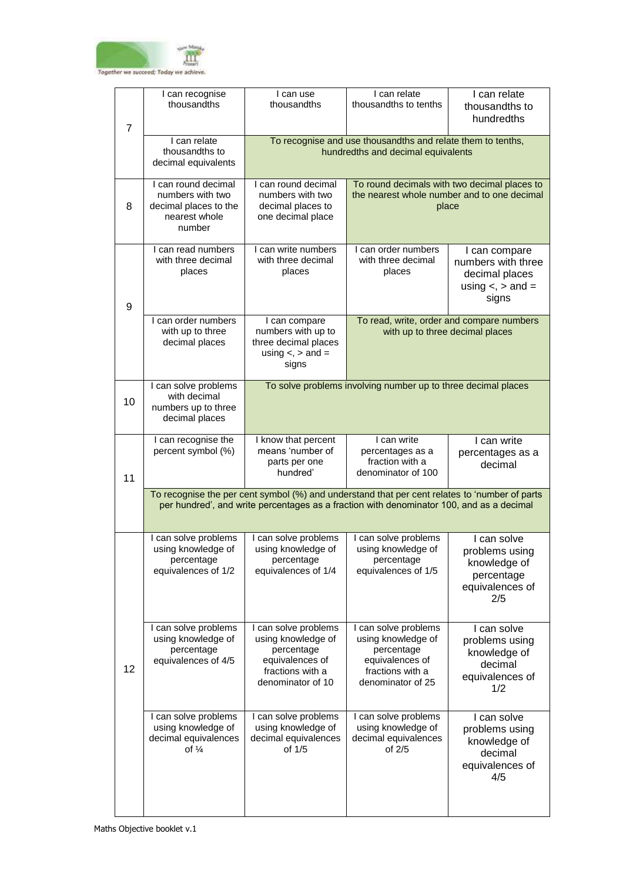| | | | | |
|---|---|---|---|---|
| 7 | I can recognise thousandths | I can use thousandths | I can relate thousandths to tenths | I can relate thousandths to hundredths |
| | I can relate thousandths to decimal equivalents | To recognise and use thousandths and relate them to tenths, hundredths and decimal equivalents | | |
| 8 | I can round decimal numbers with two decimal places to the nearest whole number | I can round decimal numbers with two decimal places to one decimal place | To round decimals with two decimal places to the nearest whole number and to one decimal place | |
| 9 | I can read numbers with three decimal places | I can write numbers with three decimal places | I can order numbers with three decimal places | I can compare numbers with three decimal places using <, > and = signs |
| | I can order numbers with up to three decimal places | I can compare numbers with up to three decimal places using <, > and = signs | To read, write, order and compare numbers with up to three decimal places | |
| 10 | I can solve problems with decimal numbers up to three decimal places | To solve problems involving number up to three decimal places | | |
| 11 | I can recognise the percent symbol (%) | I know that percent means 'number of parts per one hundred' | I can write percentages as a fraction with a denominator of 100 | I can write percentages as a decimal |
| | To recognise the per cent symbol (%) and understand that per cent relates to 'number of parts per hundred', and write percentages as a fraction with denominator 100, and as a decimal | | | |
| 12 | I can solve problems using knowledge of percentage equivalences of 1/2 | I can solve problems using knowledge of percentage equivalences of 1/4 | I can solve problems using knowledge of percentage equivalences of 1/5 | I can solve problems using knowledge of percentage equivalences of 2/5 |
| | I can solve problems using knowledge of percentage equivalences of 4/5 | I can solve problems using knowledge of percentage equivalences of fractions with a denominator of 10 | I can solve problems using knowledge of percentage equivalences of fractions with a denominator of 25 | I can solve problems using knowledge of decimal equivalences of 1/2 |
| | I can solve problems using knowledge of decimal equivalences of ¼ | I can solve problems using knowledge of decimal equivalences of 1/5 | I can solve problems using knowledge of decimal equivalences of 2/5 | I can solve problems using knowledge of decimal equivalences of 4/5 |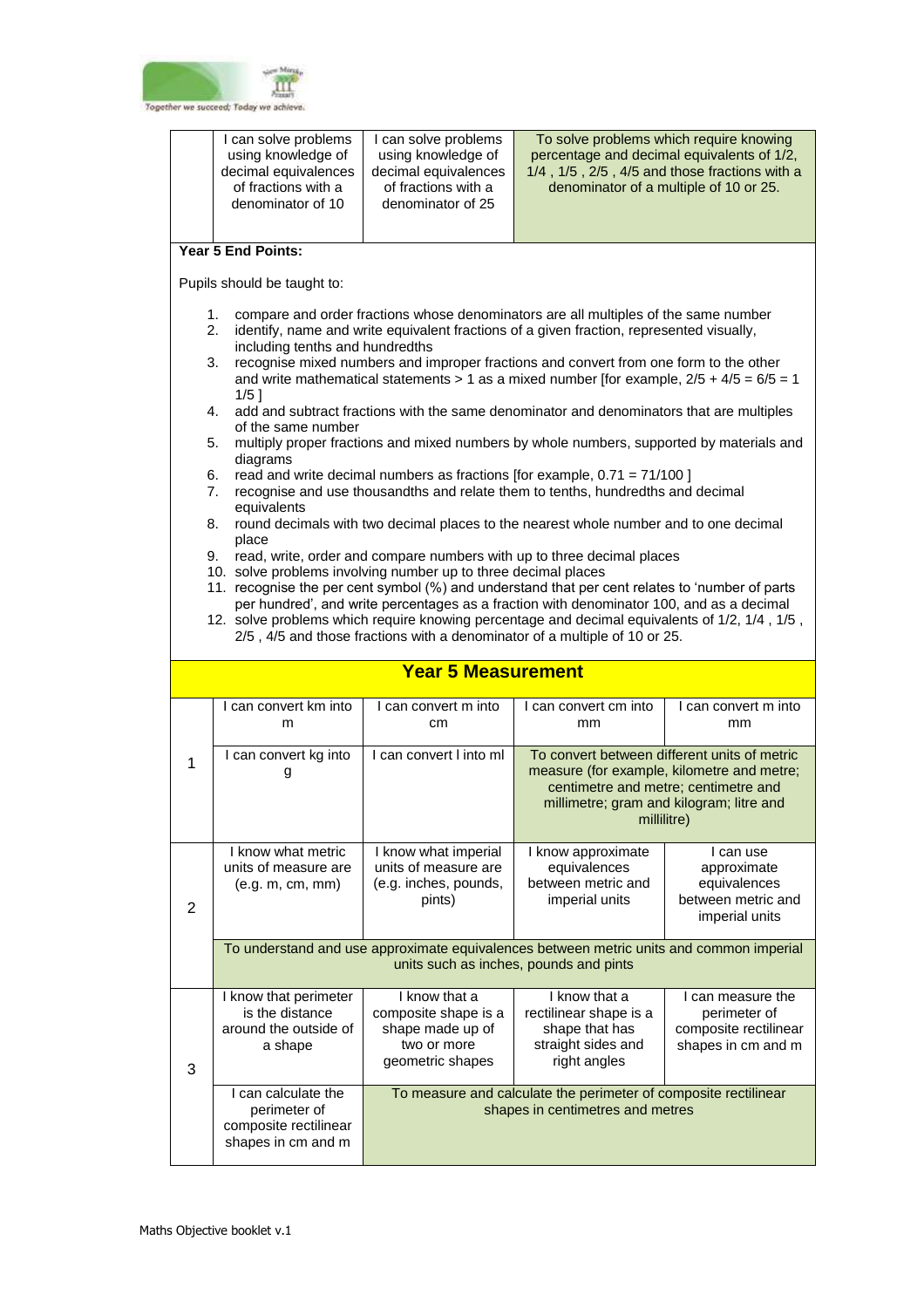| | | | |
|---|---|---|---|
| | I can solve problems using knowledge of decimal equivalences of fractions with a denominator of 10 | I can solve problems using knowledge of decimal equivalences of fractions with a denominator of 25 | To solve problems which require knowing percentage and decimal equivalents of 1/2, 1/4 , 1/5 , 2/5 , 4/5 and those fractions with a denominator of a multiple of 10 or 25. |

**Year 5 End Points:**

Pupils should be taught to:

1. compare and order fractions whose denominators are all multiples of the same number
2. identify, name and write equivalent fractions of a given fraction, represented visually, including tenths and hundredths
3. recognise mixed numbers and improper fractions and convert from one form to the other and write mathematical statements > 1 as a mixed number [for example, 2/5 + 4/5 = 6/5 = 1 1/5 ]
4. add and subtract fractions with the same denominator and denominators that are multiples of the same number
5. multiply proper fractions and mixed numbers by whole numbers, supported by materials and diagrams
6. read and write decimal numbers as fractions [for example, 0.71 = 71/100 ]
7. recognise and use thousandths and relate them to tenths, hundredths and decimal equivalents
8. round decimals with two decimal places to the nearest whole number and to one decimal place
9. read, write, order and compare numbers with up to three decimal places
10. solve problems involving number up to three decimal places
11. recognise the per cent symbol (%) and understand that per cent relates to 'number of parts per hundred', and write percentages as a fraction with denominator 100, and as a decimal
12. solve problems which require knowing percentage and decimal equivalents of 1/2, 1/4 , 1/5 , 2/5 , 4/5 and those fractions with a denominator of a multiple of 10 or 25.

## Year 5 Measurement

| | | | | |
|---|---|---|---|---|
| 1 | I can convert km into m | I can convert m into cm | I can convert cm into mm | I can convert m into mm |
| | I can convert kg into g | I can convert l into ml | To convert between different units of metric measure (for example, kilometre and metre; centimetre and metre; centimetre and millimetre; gram and kilogram; litre and millilitre) | |
| 2 | I know what metric units of measure are (e.g. m, cm, mm) | I know what imperial units of measure are (e.g. inches, pounds, pints) | I know approximate equivalences between metric and imperial units | I can use approximate equivalences between metric and imperial units |
| | To understand and use approximate equivalences between metric units and common imperial units such as inches, pounds and pints | | | |
| 3 | I know that perimeter is the distance around the outside of a shape | I know that a composite shape is a shape made up of two or more geometric shapes | I know that a rectilinear shape is a shape that has straight sides and right angles | I can measure the perimeter of composite rectilinear shapes in cm and m |
| | I can calculate the perimeter of composite rectilinear shapes in cm and m | To measure and calculate the perimeter of composite rectilinear shapes in centimetres and metres | | |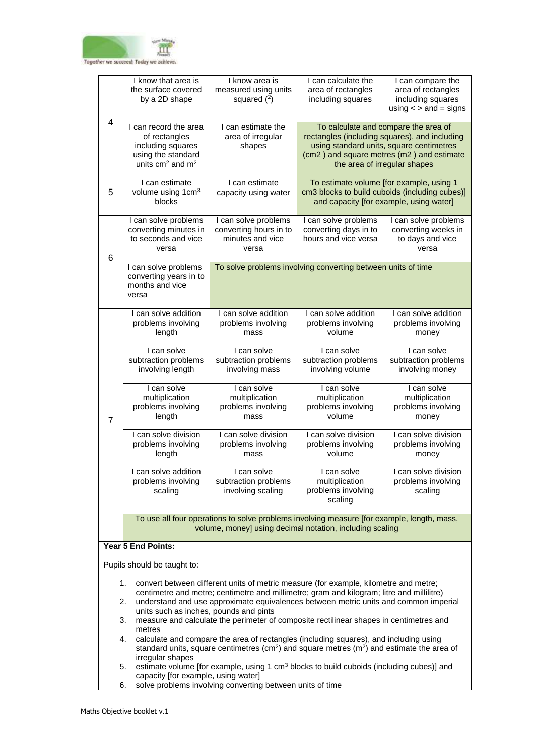| | | | | |
|---|---|---|---|---|
| 4 | I know that area is the surface covered by a 2D shape | I know area is measured using units squared ($^2$) | I can calculate the area of rectangles including squares | I can compare the area of rectangles including squares using < > and = signs |
| | I can record the area of rectangles including squares using the standard units $cm^2$ and $m^2$ | I can estimate the area of irregular shapes | To calculate and compare the area of rectangles (including squares), and including using standard units, square centimetres (cm2 ) and square metres (m2 ) and estimate the area of irregular shapes | |
| 5 | I can estimate volume using $1cm^3$ blocks | I can estimate capacity using water | To estimate volume [for example, using 1 cm3 blocks to build cuboids (including cubes)] and capacity [for example, using water] | |
| 6 | I can solve problems converting minutes in to seconds and vice versa | I can solve problems converting hours in to minutes and vice versa | I can solve problems converting days in to hours and vice versa | I can solve problems converting weeks in to days and vice versa |
| | I can solve problems converting years in to months and vice versa | To solve problems involving converting between units of time | | |
| 7 | I can solve addition problems involving length | I can solve addition problems involving mass | I can solve addition problems involving volume | I can solve addition problems involving money |
| | I can solve subtraction problems involving length | I can solve subtraction problems involving mass | I can solve subtraction problems involving volume | I can solve subtraction problems involving money |
| | I can solve multiplication problems involving length | I can solve multiplication problems involving mass | I can solve multiplication problems involving volume | I can solve multiplication problems involving money |
| | I can solve division problems involving length | I can solve division problems involving mass | I can solve division problems involving volume | I can solve division problems involving money |
| | I can solve addition problems involving scaling | I can solve subtraction problems involving scaling | I can solve multiplication problems involving scaling | I can solve division problems involving scaling |
| | To use all four operations to solve problems involving measure [for example, length, mass, volume, money] using decimal notation, including scaling | | | |

**Year 5 End Points:**

Pupils should be taught to:

1. convert between different units of metric measure (for example, kilometre and metre; centimetre and metre; centimetre and millimetre; gram and kilogram; litre and millilitre)
2. understand and use approximate equivalences between metric units and common imperial units such as inches, pounds and pints
3. measure and calculate the perimeter of composite rectilinear shapes in centimetres and metres
4. calculate and compare the area of rectangles (including squares), and including using standard units, square centimetres ($cm^2$) and square metres ($m^2$) and estimate the area of irregular shapes
5. estimate volume [for example, using 1 $cm^3$ blocks to build cuboids (including cubes)] and capacity [for example, using water]
6. solve problems involving converting between units of time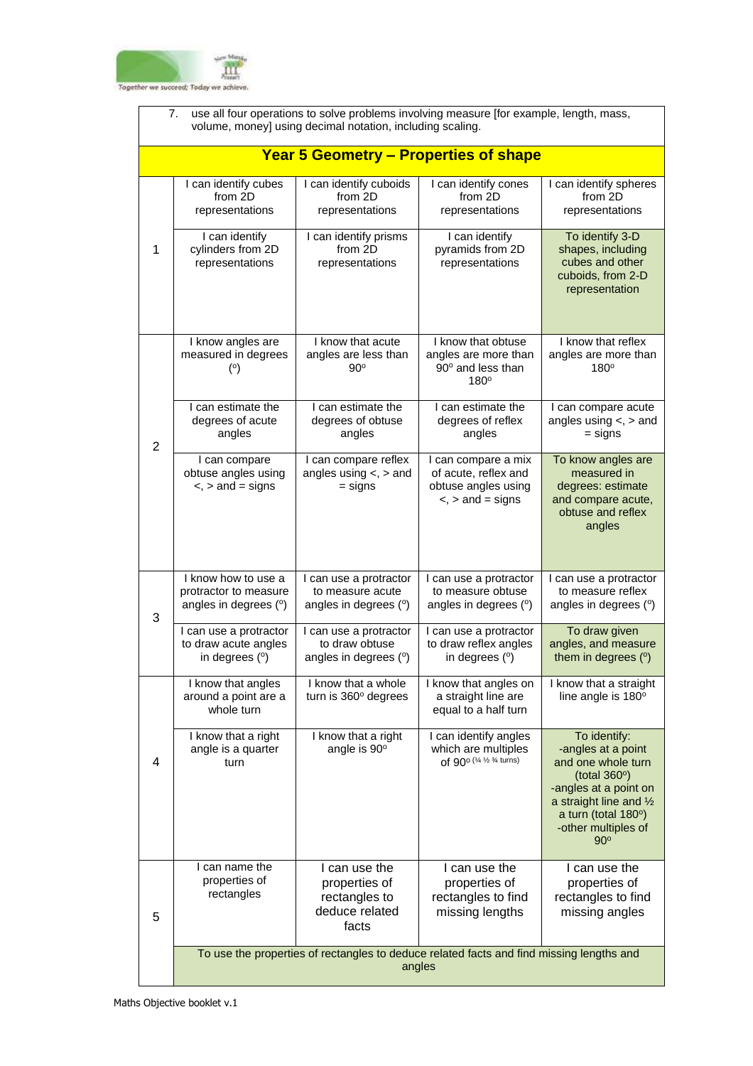| | | | | |
|---|---|---|---|---|
| 7. use all four operations to solve problems involving measure [for example, length, mass, volume, money] using decimal notation, including scaling. | | | | |
| **Year 5 Geometry – Properties of shape** | | | | |
| 1 | I can identify cubes from 2D representations | I can identify cuboids from 2D representations | I can identify cones from 2D representations | I can identify spheres from 2D representations |
| | I can identify cylinders from 2D representations | I can identify prisms from 2D representations | I can identify pyramids from 2D representations | To identify 3-D shapes, including cubes and other cuboids, from 2-D representation |
| 2 | I know angles are measured in degrees (°) | I know that acute angles are less than 90° | I know that obtuse angles are more than 90° and less than 180° | I know that reflex angles are more than 180° |
| | I can estimate the degrees of acute angles | I can estimate the degrees of obtuse angles | I can estimate the degrees of reflex angles | I can compare acute angles using <, > and = signs |
| | I can compare obtuse angles using <, > and = signs | I can compare reflex angles using <, > and = signs | I can compare a mix of acute, reflex and obtuse angles using <, > and = signs | To know angles are measured in degrees: estimate and compare acute, obtuse and reflex angles |
| 3 | I know how to use a protractor to measure angles in degrees (°) | I can use a protractor to measure acute angles in degrees (°) | I can use a protractor to measure obtuse angles in degrees (°) | I can use a protractor to measure reflex angles in degrees (°) |
| | I can use a protractor to draw acute angles in degrees (°) | I can use a protractor to draw obtuse angles in degrees (°) | I can use a protractor to draw reflex angles in degrees (°) | To draw given angles, and measure them in degrees (°) |
| 4 | I know that angles around a point are a whole turn | I know that a whole turn is 360° degrees | I know that angles on a straight line are equal to a half turn | I know that a straight line angle is 180° |
| | I know that a right angle is a quarter turn | I know that a right angle is 90° | I can identify angles which are multiples of 90° (¼ ½ ¾ turns) | To identify:<br>-angles at a point and one whole turn (total 360°)<br>-angles at a point on a straight line and ½ a turn (total 180°)<br>-other multiples of 90° |
| 5 | I can name the properties of rectangles | I can use the properties of rectangles to deduce related facts | I can use the properties of rectangles to find missing lengths | I can use the properties of rectangles to find missing angles |
| | To use the properties of rectangles to deduce related facts and find missing lengths and angles | | | |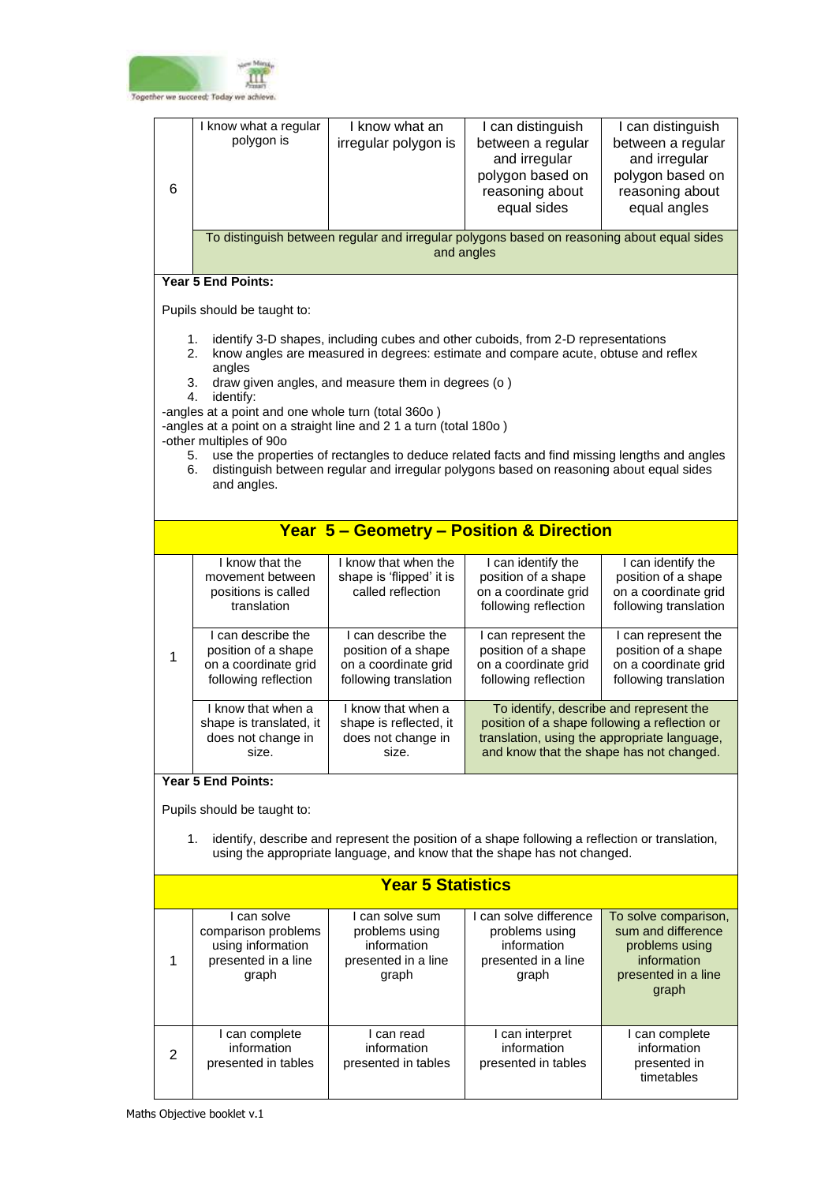| | | | | |
|---|---|---|---|---|
| 6 | I know what a regular polygon is | I know what an irregular polygon is | I can distinguish between a regular and irregular polygon based on reasoning about equal sides | I can distinguish between a regular and irregular polygon based on reasoning about equal angles |
| | To distinguish between regular and irregular polygons based on reasoning about equal sides and angles | | | |

**Year 5 End Points:**

Pupils should be taught to:

1. identify 3-D shapes, including cubes and other cuboids, from 2-D representations
2. know angles are measured in degrees: estimate and compare acute, obtuse and reflex angles
3. draw given angles, and measure them in degrees (o )
4. identify:

-angles at a point and one whole turn (total 360o )
-angles at a point on a straight line and 2 1 a turn (total 180o )
-other multiples of 90o

5. use the properties of rectangles to deduce related facts and find missing lengths and angles
6. distinguish between regular and irregular polygons based on reasoning about equal sides and angles.

## Year 5 – Geometry – Position & Direction

| | | | | |
|---|---|---|---|---|
| 1 | I know that the movement between positions is called translation | I know that when the shape is 'flipped' it is called reflection | I can identify the position of a shape on a coordinate grid following reflection | I can identify the position of a shape on a coordinate grid following translation |
| | I can describe the position of a shape on a coordinate grid following reflection | I can describe the position of a shape on a coordinate grid following translation | I can represent the position of a shape on a coordinate grid following reflection | I can represent the position of a shape on a coordinate grid following translation |
| | I know that when a shape is translated, it does not change in size. | I know that when a shape is reflected, it does not change in size. | To identify, describe and represent the position of a shape following a reflection or translation, using the appropriate language, and know that the shape has not changed. | |

**Year 5 End Points:**

Pupils should be taught to:

1. identify, describe and represent the position of a shape following a reflection or translation, using the appropriate language, and know that the shape has not changed.

## Year 5 Statistics

| | | | | |
|---|---|---|---|---|
| 1 | I can solve comparison problems using information presented in a line graph | I can solve sum problems using information presented in a line graph | I can solve difference problems using information presented in a line graph | To solve comparison, sum and difference problems using information presented in a line graph |
| 2 | I can complete information presented in tables | I can read information presented in tables | I can interpret information presented in tables | I can complete information presented in timetables |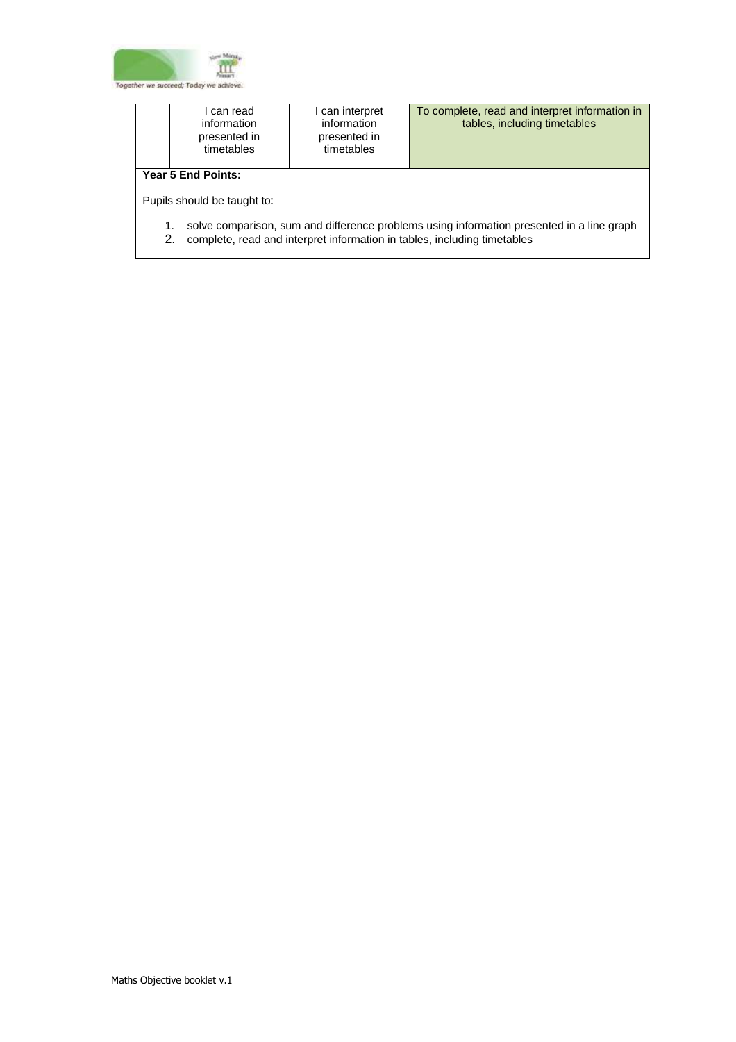| | I can read information presented in timetables | I can interpret information presented in timetables | To complete, read and interpret information in tables, including timetables |
|---|---|---|---|

**Year 5 End Points:**

Pupils should be taught to:

1. solve comparison, sum and difference problems using information presented in a line graph
2. complete, read and interpret information in tables, including timetables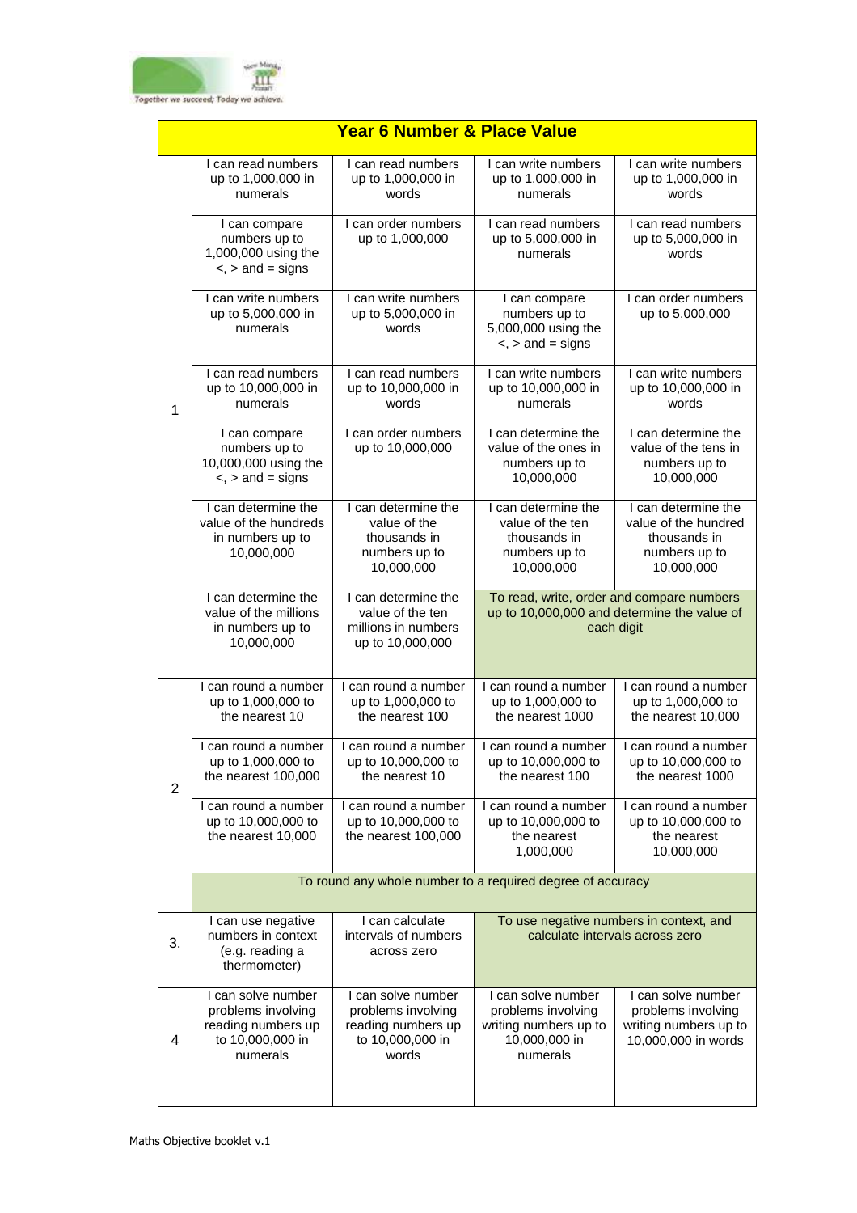| Year 6 Number & Place Value | | | | |
|---|---|---|---|---|
| 1 | I can read numbers up to 1,000,000 in numerals | I can read numbers up to 1,000,000 in words | I can write numbers up to 1,000,000 in numerals | I can write numbers up to 1,000,000 in words |
| | I can compare numbers up to 1,000,000 using the <, > and = signs | I can order numbers up to 1,000,000 | I can read numbers up to 5,000,000 in numerals | I can read numbers up to 5,000,000 in words |
| | I can write numbers up to 5,000,000 in numerals | I can write numbers up to 5,000,000 in words | I can compare numbers up to 5,000,000 using the <, > and = signs | I can order numbers up to 5,000,000 |
| | I can read numbers up to 10,000,000 in numerals | I can read numbers up to 10,000,000 in words | I can write numbers up to 10,000,000 in numerals | I can write numbers up to 10,000,000 in words |
| | I can compare numbers up to 10,000,000 using the <, > and = signs | I can order numbers up to 10,000,000 | I can determine the value of the ones in numbers up to 10,000,000 | I can determine the value of the tens in numbers up to 10,000,000 |
| | I can determine the value of the hundreds in numbers up to 10,000,000 | I can determine the value of the thousands in numbers up to 10,000,000 | I can determine the value of the ten thousands in numbers up to 10,000,000 | I can determine the value of the hundred thousands in numbers up to 10,000,000 |
| | I can determine the value of the millions in numbers up to 10,000,000 | I can determine the value of the ten millions in numbers up to 10,000,000 | To read, write, order and compare numbers up to 10,000,000 and determine the value of each digit | |
| 2 | I can round a number up to 1,000,000 to the nearest 10 | I can round a number up to 1,000,000 to the nearest 100 | I can round a number up to 1,000,000 to the nearest 1000 | I can round a number up to 1,000,000 to the nearest 10,000 |
| | I can round a number up to 1,000,000 to the nearest 100,000 | I can round a number up to 10,000,000 to the nearest 10 | I can round a number up to 10,000,000 to the nearest 100 | I can round a number up to 10,000,000 to the nearest 1000 |
| | I can round a number up to 10,000,000 to the nearest 10,000 | I can round a number up to 10,000,000 to the nearest 100,000 | I can round a number up to 10,000,000 to the nearest 1,000,000 | I can round a number up to 10,000,000 to the nearest 10,000,000 |
| | To round any whole number to a required degree of accuracy | | | |
| 3. | I can use negative numbers in context (e.g. reading a thermometer) | I can calculate intervals of numbers across zero | To use negative numbers in context, and calculate intervals across zero | |
| 4 | I can solve number problems involving reading numbers up to 10,000,000 in numerals | I can solve number problems involving reading numbers up to 10,000,000 in words | I can solve number problems involving writing numbers up to 10,000,000 in numerals | I can solve number problems involving writing numbers up to 10,000,000 in words |

Maths Objective booklet v.1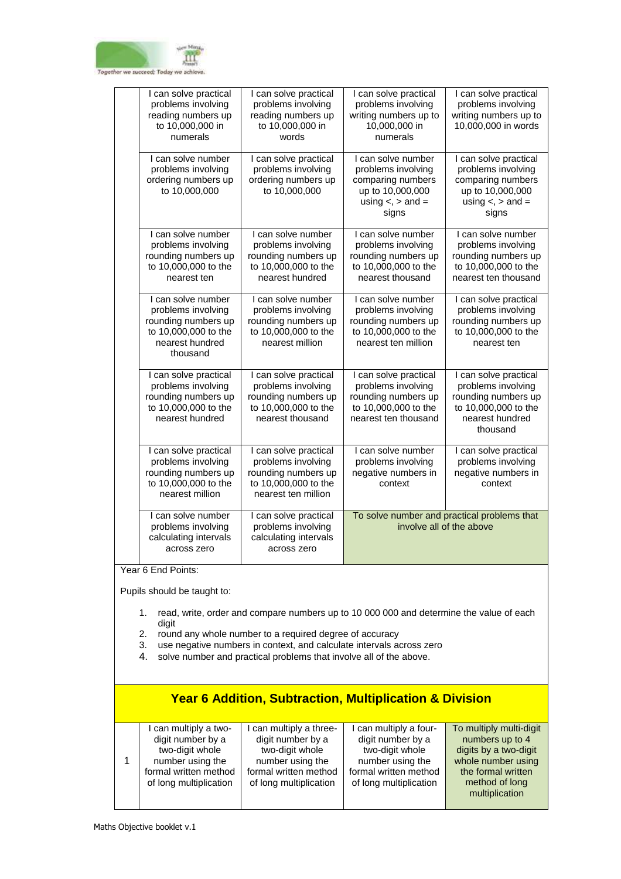| | | | | |
|---|---|---|---|---|
| | I can solve practical problems involving reading numbers up to 10,000,000 in numerals | I can solve practical problems involving reading numbers up to 10,000,000 in words | I can solve practical problems involving writing numbers up to 10,000,000 in numerals | I can solve practical problems involving writing numbers up to 10,000,000 in words |
| | I can solve number problems involving ordering numbers up to 10,000,000 | I can solve practical problems involving ordering numbers up to 10,000,000 | I can solve number problems involving comparing numbers up to 10,000,000 using <, > and = signs | I can solve practical problems involving comparing numbers up to 10,000,000 using <, > and = signs |
| | I can solve number problems involving rounding numbers up to 10,000,000 to the nearest ten | I can solve number problems involving rounding numbers up to 10,000,000 to the nearest hundred | I can solve number problems involving rounding numbers up to 10,000,000 to the nearest thousand | I can solve number problems involving rounding numbers up to 10,000,000 to the nearest ten thousand |
| | I can solve number problems involving rounding numbers up to 10,000,000 to the nearest hundred thousand | I can solve number problems involving rounding numbers up to 10,000,000 to the nearest million | I can solve number problems involving rounding numbers up to 10,000,000 to the nearest ten million | I can solve practical problems involving rounding numbers up to 10,000,000 to the nearest ten |
| | I can solve practical problems involving rounding numbers up to 10,000,000 to the nearest hundred | I can solve practical problems involving rounding numbers up to 10,000,000 to the nearest thousand | I can solve practical problems involving rounding numbers up to 10,000,000 to the nearest ten thousand | I can solve practical problems involving rounding numbers up to 10,000,000 to the nearest hundred thousand |
| | I can solve practical problems involving rounding numbers up to 10,000,000 to the nearest million | I can solve practical problems involving rounding numbers up to 10,000,000 to the nearest ten million | I can solve number problems involving negative numbers in context | I can solve practical problems involving negative numbers in context |
| | I can solve number problems involving calculating intervals across zero | I can solve practical problems involving calculating intervals across zero | To solve number and practical problems that involve all of the above | |

Year 6 End Points:

Pupils should be taught to:

1. read, write, order and compare numbers up to 10 000 000 and determine the value of each digit
2. round any whole number to a required degree of accuracy
3. use negative numbers in context, and calculate intervals across zero
4. solve number and practical problems that involve all of the above.

## Year 6 Addition, Subtraction, Multiplication & Division

| | | | | |
|---|---|---|---|---|
| 1 | I can multiply a two-digit number by a two-digit whole number using the formal written method of long multiplication | I can multiply a three-digit number by a two-digit whole number using the formal written method of long multiplication | I can multiply a four-digit number by a two-digit whole number using the formal written method of long multiplication | To multiply multi-digit numbers up to 4 digits by a two-digit whole number using the formal written method of long multiplication |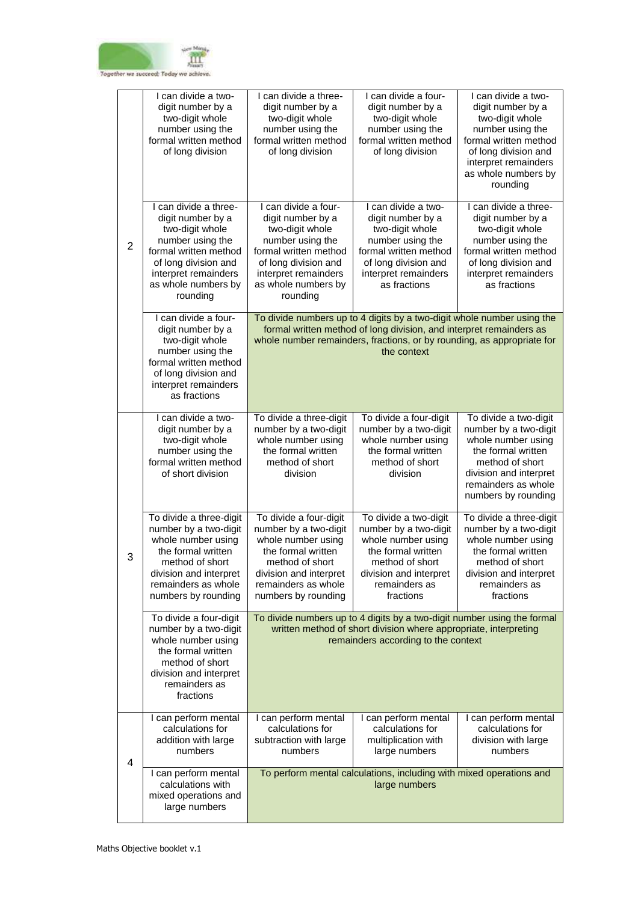| | | | | |
|---|---|---|---|---|
| | I can divide a two-digit number by a two-digit whole number using the formal written method of long division | I can divide a three-digit number by a two-digit whole number using the formal written method of long division | I can divide a four-digit number by a two-digit whole number using the formal written method of long division | I can divide a two-digit number by a two-digit whole number using the formal written method of long division and interpret remainders as whole numbers by rounding |
| 2 | I can divide a three-digit number by a two-digit whole number using the formal written method of long division and interpret remainders as whole numbers by rounding | I can divide a four-digit number by a two-digit whole number using the formal written method of long division and interpret remainders as whole numbers by rounding | I can divide a two-digit number by a two-digit whole number using the formal written method of long division and interpret remainders as fractions | I can divide a three-digit number by a two-digit whole number using the formal written method of long division and interpret remainders as fractions |
| | I can divide a four-digit number by a two-digit whole number using the formal written method of long division and interpret remainders as fractions | To divide numbers up to 4 digits by a two-digit whole number using the formal written method of long division, and interpret remainders as whole number remainders, fractions, or by rounding, as appropriate for the context | | |
| | I can divide a two-digit number by a two-digit whole number using the formal written method of short division | To divide a three-digit number by a two-digit whole number using the formal written method of short division | To divide a four-digit number by a two-digit whole number using the formal written method of short division | To divide a two-digit number by a two-digit whole number using the formal written method of short division and interpret remainders as whole numbers by rounding |
| 3 | To divide a three-digit number by a two-digit whole number using the formal written method of short division and interpret remainders as whole numbers by rounding | To divide a four-digit number by a two-digit whole number using the formal written method of short division and interpret remainders as whole numbers by rounding | To divide a two-digit number by a two-digit whole number using the formal written method of short division and interpret remainders as fractions | To divide a three-digit number by a two-digit whole number using the formal written method of short division and interpret remainders as fractions |
| | To divide a four-digit number by a two-digit whole number using the formal written method of short division and interpret remainders as fractions | To divide numbers up to 4 digits by a two-digit number using the formal written method of short division where appropriate, interpreting remainders according to the context | | |
| 4 | I can perform mental calculations for addition with large numbers | I can perform mental calculations for subtraction with large numbers | I can perform mental calculations for multiplication with large numbers | I can perform mental calculations for division with large numbers |
| | I can perform mental calculations with mixed operations and large numbers | To perform mental calculations, including with mixed operations and large numbers | | |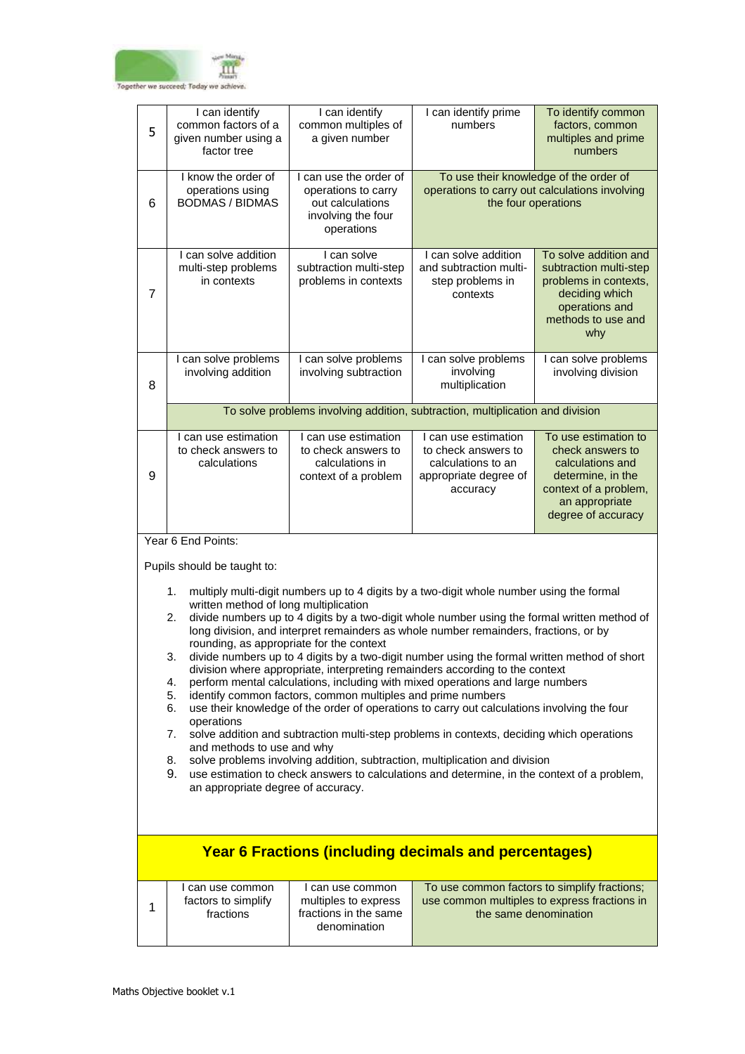| | | | | |
|---|---|---|---|---|
| 5 | I can identify common factors of a given number using a factor tree | I can identify common multiples of a given number | I can identify prime numbers | To identify common factors, common multiples and prime numbers |
| 6 | I know the order of operations using BODMAS / BIDMAS | I can use the order of operations to carry out calculations involving the four operations | To use their knowledge of the order of operations to carry out calculations involving the four operations | |
| 7 | I can solve addition multi-step problems in contexts | I can solve subtraction multi-step problems in contexts | I can solve addition and subtraction multi-step problems in contexts | To solve addition and subtraction multi-step problems in contexts, deciding which operations and methods to use and why |
| 8 | I can solve problems involving addition | I can solve problems involving subtraction | I can solve problems involving multiplication | I can solve problems involving division |
| | To solve problems involving addition, subtraction, multiplication and division | | | |
| 9 | I can use estimation to check answers to calculations | I can use estimation to check answers to calculations in context of a problem | I can use estimation to check answers to calculations to an appropriate degree of accuracy | To use estimation to check answers to calculations and determine, in the context of a problem, an appropriate degree of accuracy |

Year 6 End Points:

Pupils should be taught to:

1. multiply multi-digit numbers up to 4 digits by a two-digit whole number using the formal written method of long multiplication
2. divide numbers up to 4 digits by a two-digit whole number using the formal written method of long division, and interpret remainders as whole number remainders, fractions, or by rounding, as appropriate for the context
3. divide numbers up to 4 digits by a two-digit number using the formal written method of short division where appropriate, interpreting remainders according to the context
4. perform mental calculations, including with mixed operations and large numbers
5. identify common factors, common multiples and prime numbers
6. use their knowledge of the order of operations to carry out calculations involving the four operations
7. solve addition and subtraction multi-step problems in contexts, deciding which operations and methods to use and why
8. solve problems involving addition, subtraction, multiplication and division
9. use estimation to check answers to calculations and determine, in the context of a problem, an appropriate degree of accuracy.

## Year 6 Fractions (including decimals and percentages)

| | | | |
|---|---|---|---|
| 1 | I can use common factors to simplify fractions | I can use common multiples to express fractions in the same denomination | To use common factors to simplify fractions; use common multiples to express fractions in the same denomination |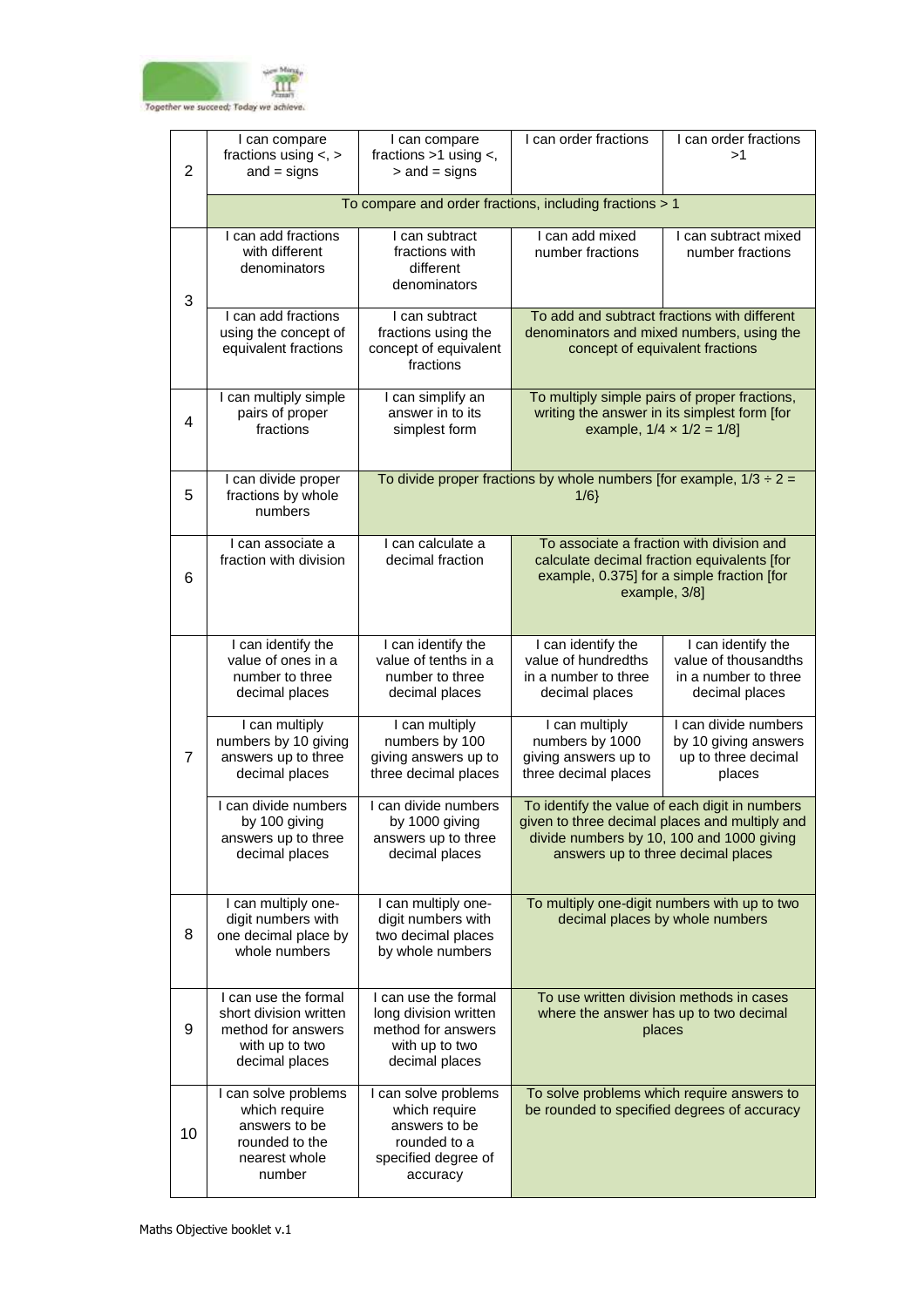| | | | | |
|---|---|---|---|---|
| 2 | I can compare fractions using <, > and = signs | I can compare fractions >1 using <, > and = signs | I can order fractions | I can order fractions >1 |
| | To compare and order fractions, including fractions > 1 | | | |
| 3 | I can add fractions with different denominators | I can subtract fractions with different denominators | I can add mixed number fractions | I can subtract mixed number fractions |
| | I can add fractions using the concept of equivalent fractions | I can subtract fractions using the concept of equivalent fractions | To add and subtract fractions with different denominators and mixed numbers, using the concept of equivalent fractions | |
| 4 | I can multiply simple pairs of proper fractions | I can simplify an answer in to its simplest form | To multiply simple pairs of proper fractions, writing the answer in its simplest form [for example, $1/4 \times 1/2 = 1/8$] | |
| 5 | I can divide proper fractions by whole numbers | To divide proper fractions by whole numbers [for example, $1/3 \div 2 = 1/6$} | | |
| 6 | I can associate a fraction with division | I can calculate a decimal fraction | To associate a fraction with division and calculate decimal fraction equivalents [for example, 0.375] for a simple fraction [for example, 3/8] | |
| 7 | I can identify the value of ones in a number to three decimal places | I can identify the value of tenths in a number to three decimal places | I can identify the value of hundredths in a number to three decimal places | I can identify the value of thousandths in a number to three decimal places |
| | I can multiply numbers by 10 giving answers up to three decimal places | I can multiply numbers by 100 giving answers up to three decimal places | I can multiply numbers by 1000 giving answers up to three decimal places | I can divide numbers by 10 giving answers up to three decimal places |
| | I can divide numbers by 100 giving answers up to three decimal places | I can divide numbers by 1000 giving answers up to three decimal places | To identify the value of each digit in numbers given to three decimal places and multiply and divide numbers by 10, 100 and 1000 giving answers up to three decimal places | |
| 8 | I can multiply one-digit numbers with one decimal place by whole numbers | I can multiply one-digit numbers with two decimal places by whole numbers | To multiply one-digit numbers with up to two decimal places by whole numbers | |
| 9 | I can use the formal short division written method for answers with up to two decimal places | I can use the formal long division written method for answers with up to two decimal places | To use written division methods in cases where the answer has up to two decimal places | |
| 10 | I can solve problems which require answers to be rounded to the nearest whole number | I can solve problems which require answers to be rounded to a specified degree of accuracy | To solve problems which require answers to be rounded to specified degrees of accuracy | |

Maths Objective booklet v.1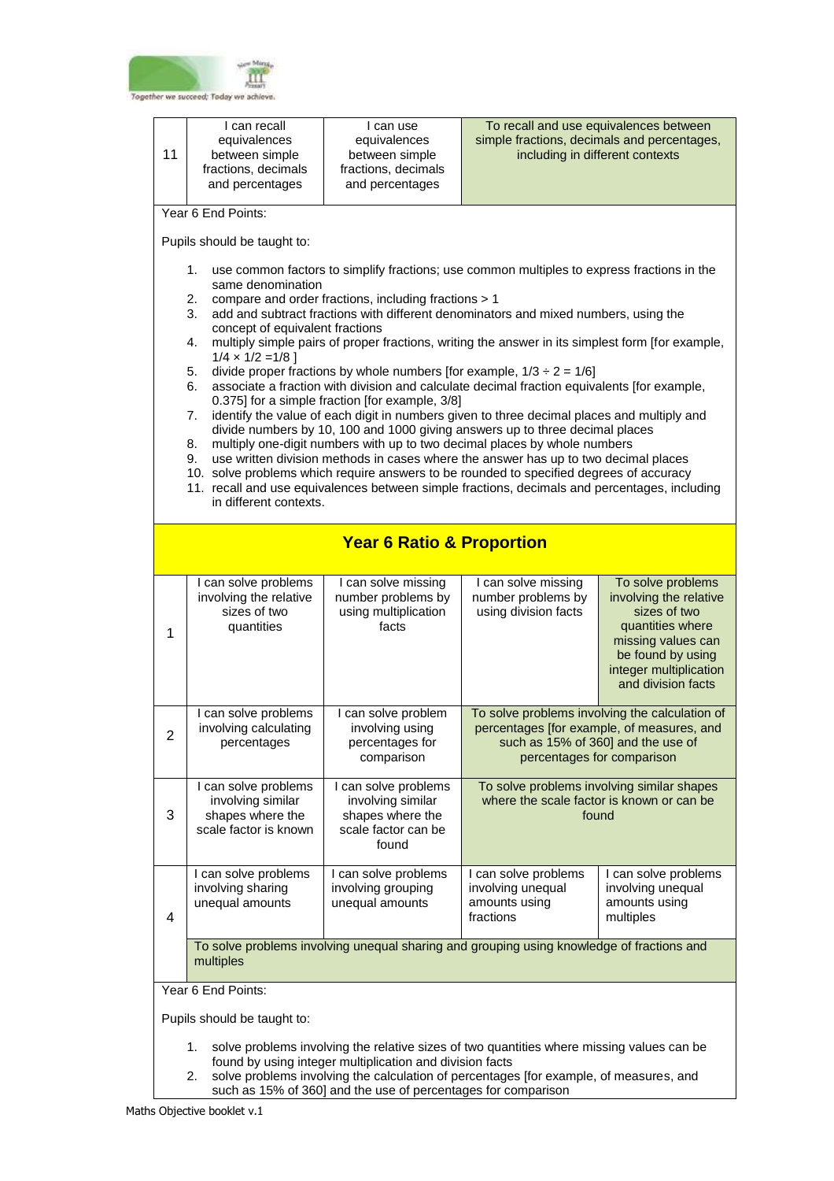| | | | | |
|---|---|---|---|---|
| 11 | I can recall equivalences between simple fractions, decimals and percentages | I can use equivalences between simple fractions, decimals and percentages | To recall and use equivalences between simple fractions, decimals and percentages, including in different contexts | |

Year 6 End Points:

Pupils should be taught to:

1. use common factors to simplify fractions; use common multiples to express fractions in the same denomination
2. compare and order fractions, including fractions > 1
3. add and subtract fractions with different denominators and mixed numbers, using the concept of equivalent fractions
4. multiply simple pairs of proper fractions, writing the answer in its simplest form [for example, $1/4 \times 1/2 = 1/8$ ]
5. divide proper fractions by whole numbers [for example, $1/3 \div 2 = 1/6$]
6. associate a fraction with division and calculate decimal fraction equivalents [for example, 0.375] for a simple fraction [for example, 3/8]
7. identify the value of each digit in numbers given to three decimal places and multiply and divide numbers by 10, 100 and 1000 giving answers up to three decimal places
8. multiply one-digit numbers with up to two decimal places by whole numbers
9. use written division methods in cases where the answer has up to two decimal places
10. solve problems which require answers to be rounded to specified degrees of accuracy
11. recall and use equivalences between simple fractions, decimals and percentages, including in different contexts.

## Year 6 Ratio & Proportion

| | | | | |
|---|---|---|---|---|
| 1 | I can solve problems involving the relative sizes of two quantities | I can solve missing number problems by using multiplication facts | I can solve missing number problems by using division facts | To solve problems involving the relative sizes of two quantities where missing values can be found by using integer multiplication and division facts |
| 2 | I can solve problems involving calculating percentages | I can solve problem involving using percentages for comparison | To solve problems involving the calculation of percentages [for example, of measures, and such as 15% of 360] and the use of percentages for comparison | |
| 3 | I can solve problems involving similar shapes where the scale factor is known | I can solve problems involving similar shapes where the scale factor can be found | To solve problems involving similar shapes where the scale factor is known or can be found | |
| 4 | I can solve problems involving sharing unequal amounts | I can solve problems involving grouping unequal amounts | I can solve problems involving unequal amounts using fractions | I can solve problems involving unequal amounts using multiples |
| | To solve problems involving unequal sharing and grouping using knowledge of fractions and multiples | | | |

Year 6 End Points:

Pupils should be taught to:

1. solve problems involving the relative sizes of two quantities where missing values can be found by using integer multiplication and division facts
2. solve problems involving the calculation of percentages [for example, of measures, and such as 15% of 360] and the use of percentages for comparison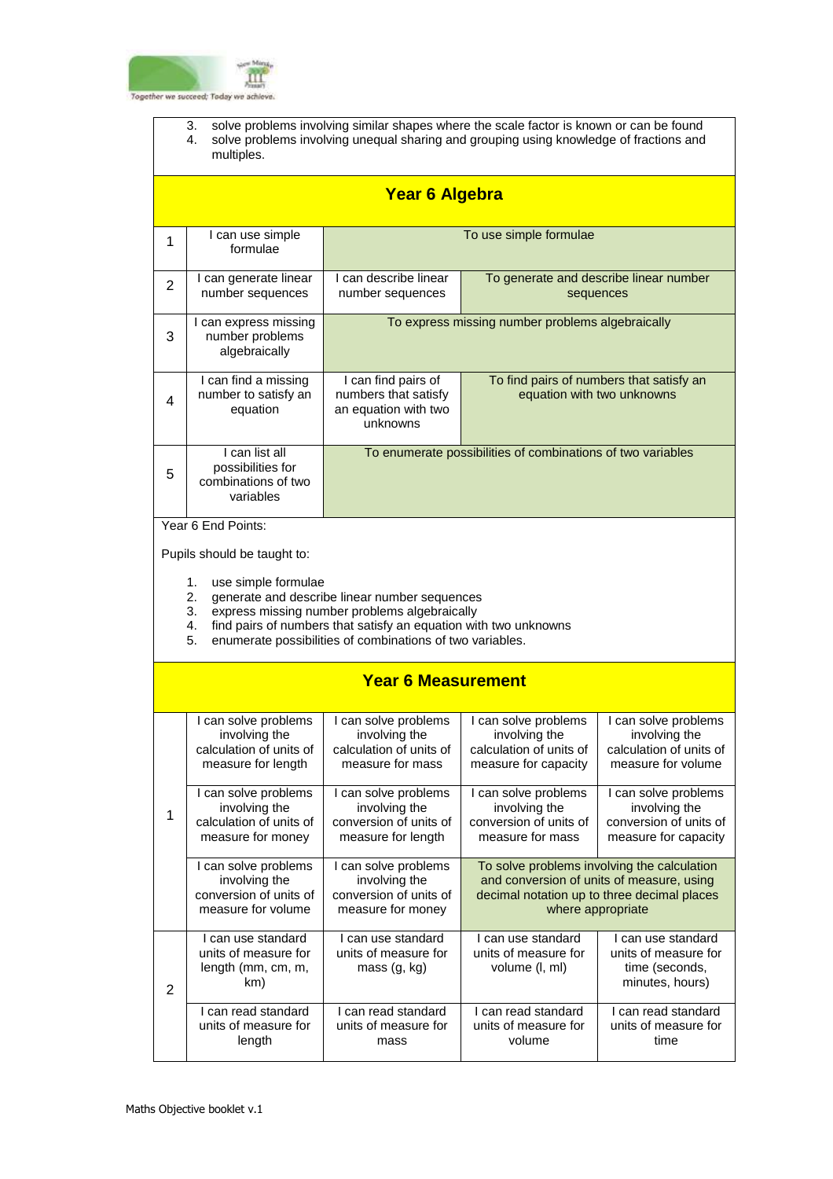3. solve problems involving similar shapes where the scale factor is known or can be found
4. solve problems involving unequal sharing and grouping using knowledge of fractions and multiples.

## Year 6 Algebra

| | | | |
|---|---|---|---|
| 1 | I can use simple formulae | To use simple formulae | |
| 2 | I can generate linear number sequences | I can describe linear number sequences | To generate and describe linear number sequences |
| 3 | I can express missing number problems algebraically | To express missing number problems algebraically | |
| 4 | I can find a missing number to satisfy an equation | I can find pairs of numbers that satisfy an equation with two unknowns | To find pairs of numbers that satisfy an equation with two unknowns |
| 5 | I can list all possibilities for combinations of two variables | To enumerate possibilities of combinations of two variables | |

Year 6 End Points:

Pupils should be taught to:

1. use simple formulae
2. generate and describe linear number sequences
3. express missing number problems algebraically
4. find pairs of numbers that satisfy an equation with two unknowns
5. enumerate possibilities of combinations of two variables.

## Year 6 Measurement

| | | | | |
|---|---|---|---|---|
| 1 | I can solve problems involving the calculation of units of measure for length | I can solve problems involving the calculation of units of measure for mass | I can solve problems involving the calculation of units of measure for capacity | I can solve problems involving the calculation of units of measure for volume |
| | I can solve problems involving the calculation of units of measure for money | I can solve problems involving the conversion of units of measure for length | I can solve problems involving the conversion of units of measure for mass | I can solve problems involving the conversion of units of measure for capacity |
| | I can solve problems involving the conversion of units of measure for volume | I can solve problems involving the conversion of units of measure for money | To solve problems involving the calculation and conversion of units of measure, using decimal notation up to three decimal places where appropriate | |
| 2 | I can use standard units of measure for length (mm, cm, m, km) | I can use standard units of measure for mass (g, kg) | I can use standard units of measure for volume (l, ml) | I can use standard units of measure for time (seconds, minutes, hours) |
| | I can read standard units of measure for length | I can read standard units of measure for mass | I can read standard units of measure for volume | I can read standard units of measure for time |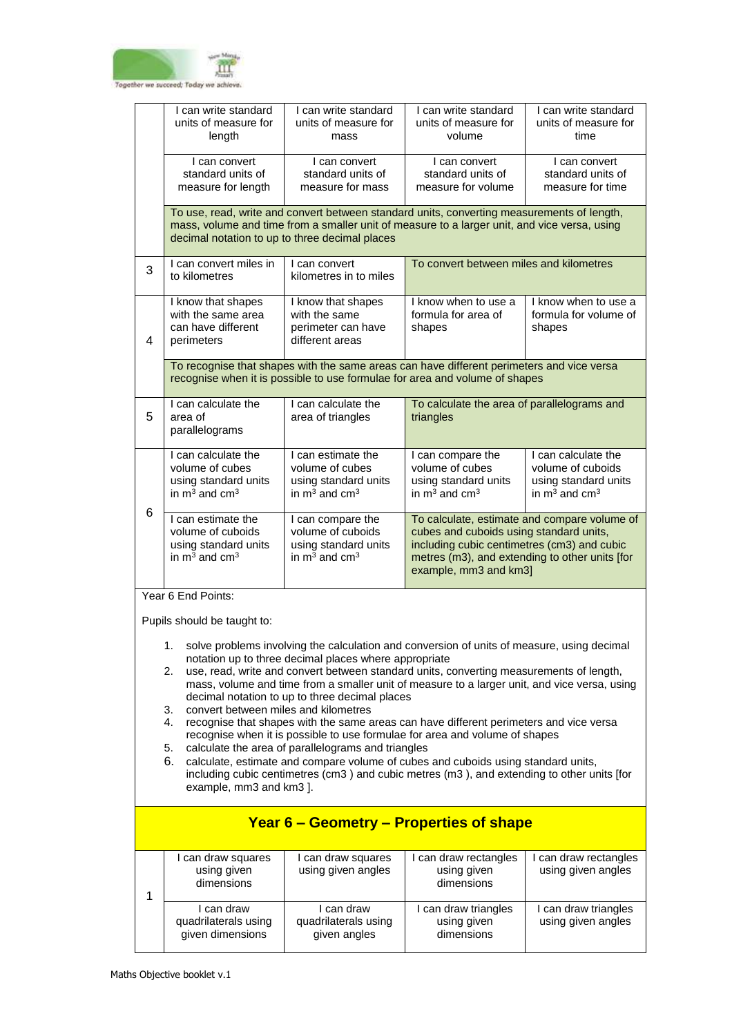| | | | | |
|---|---|---|---|---|
| | I can write standard units of measure for length | I can write standard units of measure for mass | I can write standard units of measure for volume | I can write standard units of measure for time |
| | I can convert standard units of measure for length | I can convert standard units of measure for mass | I can convert standard units of measure for volume | I can convert standard units of measure for time |
| | To use, read, write and convert between standard units, converting measurements of length, mass, volume and time from a smaller unit of measure to a larger unit, and vice versa, using decimal notation to up to three decimal places | | | |
| 3 | I can convert miles in to kilometres | I can convert kilometres in to miles | To convert between miles and kilometres | |
| 4 | I know that shapes with the same area can have different perimeters | I know that shapes with the same perimeter can have different areas | I know when to use a formula for area of shapes | I know when to use a formula for volume of shapes |
| | To recognise that shapes with the same areas can have different perimeters and vice versa recognise when it is possible to use formulae for area and volume of shapes | | | |
| 5 | I can calculate the area of parallelograms | I can calculate the area of triangles | To calculate the area of parallelograms and triangles | |
| 6 | I can calculate the volume of cubes using standard units in $m^3$ and $cm^3$ | I can estimate the volume of cubes using standard units in $m^3$ and $cm^3$ | I can compare the volume of cubes using standard units in $m^3$ and $cm^3$ | I can calculate the volume of cuboids using standard units in $m^3$ and $cm^3$ |
| | I can estimate the volume of cuboids using standard units in $m^3$ and $cm^3$ | I can compare the volume of cuboids using standard units in $m^3$ and $cm^3$ | To calculate, estimate and compare volume of cubes and cuboids using standard units, including cubic centimetres (cm3) and cubic metres (m3), and extending to other units [for example, mm3 and km3] | |

Year 6 End Points:

Pupils should be taught to:

1. solve problems involving the calculation and conversion of units of measure, using decimal notation up to three decimal places where appropriate
2. use, read, write and convert between standard units, converting measurements of length, mass, volume and time from a smaller unit of measure to a larger unit, and vice versa, using decimal notation to up to three decimal places
3. convert between miles and kilometres
4. recognise that shapes with the same areas can have different perimeters and vice versa recognise when it is possible to use formulae for area and volume of shapes
5. calculate the area of parallelograms and triangles
6. calculate, estimate and compare volume of cubes and cuboids using standard units, including cubic centimetres (cm3 ) and cubic metres (m3 ), and extending to other units [for example, mm3 and km3 ].

## Year 6 – Geometry – Properties of shape

| | | | | |
|---|---|---|---|---|
| 1 | I can draw squares using given dimensions | I can draw squares using given angles | I can draw rectangles using given dimensions | I can draw rectangles using given angles |
| | I can draw quadrilaterals using given dimensions | I can draw quadrilaterals using given angles | I can draw triangles using given dimensions | I can draw triangles using given angles |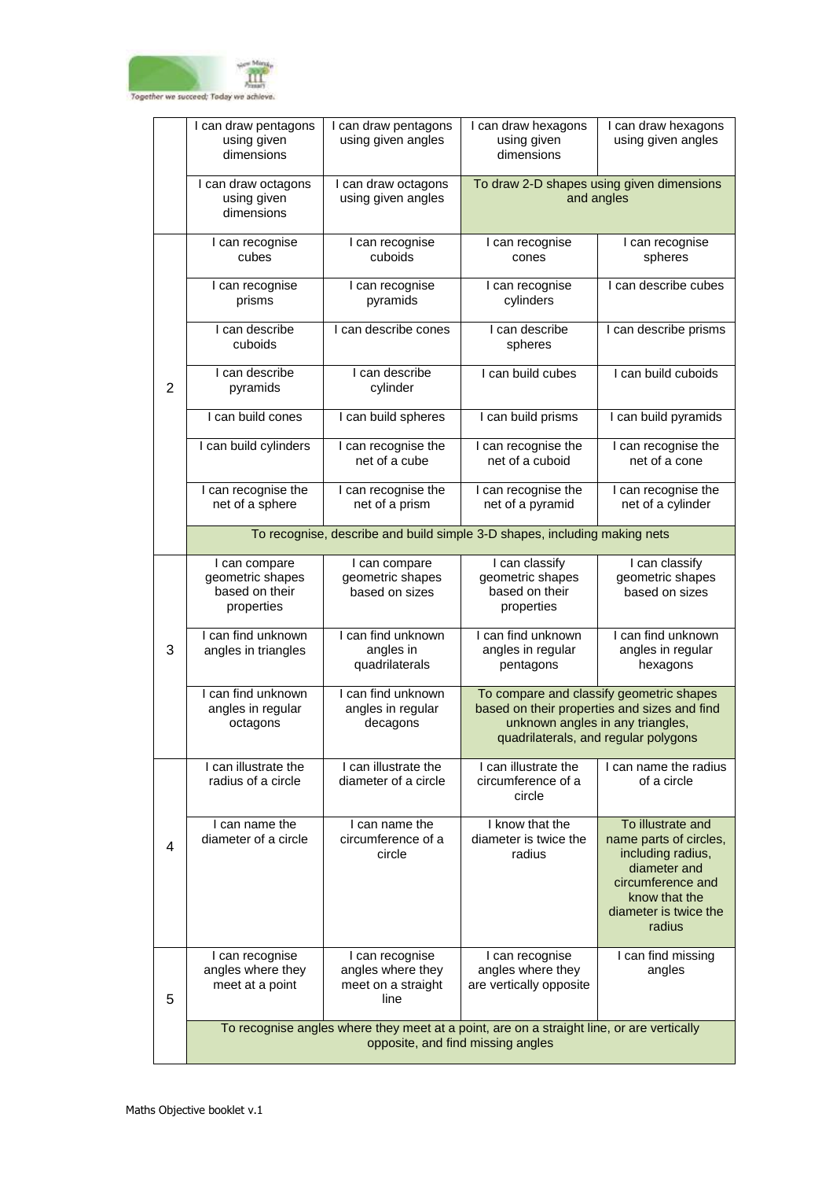| | | | | |
|---|---|---|---|---|
| | I can draw pentagons using given dimensions | I can draw pentagons using given angles | I can draw hexagons using given dimensions | I can draw hexagons using given angles |
| | I can draw octagons using given dimensions | I can draw octagons using given angles | To draw 2-D shapes using given dimensions and angles | |
| 2 | I can recognise cubes | I can recognise cuboids | I can recognise cones | I can recognise spheres |
| | I can recognise prisms | I can recognise pyramids | I can recognise cylinders | I can describe cubes |
| | I can describe cuboids | I can describe cones | I can describe spheres | I can describe prisms |
| | I can describe pyramids | I can describe cylinder | I can build cubes | I can build cuboids |
| | I can build cones | I can build spheres | I can build prisms | I can build pyramids |
| | I can build cylinders | I can recognise the net of a cube | I can recognise the net of a cuboid | I can recognise the net of a cone |
| | I can recognise the net of a sphere | I can recognise the net of a prism | I can recognise the net of a pyramid | I can recognise the net of a cylinder |
| | To recognise, describe and build simple 3-D shapes, including making nets | | | |
| 3 | I can compare geometric shapes based on their properties | I can compare geometric shapes based on sizes | I can classify geometric shapes based on their properties | I can classify geometric shapes based on sizes |
| | I can find unknown angles in triangles | I can find unknown angles in quadrilaterals | I can find unknown angles in regular pentagons | I can find unknown angles in regular hexagons |
| | I can find unknown angles in regular octagons | I can find unknown angles in regular decagons | To compare and classify geometric shapes based on their properties and sizes and find unknown angles in any triangles, quadrilaterals, and regular polygons | |
| 4 | I can illustrate the radius of a circle | I can illustrate the diameter of a circle | I can illustrate the circumference of a circle | I can name the radius of a circle |
| | I can name the diameter of a circle | I can name the circumference of a circle | I know that the diameter is twice the radius | To illustrate and name parts of circles, including radius, diameter and circumference and know that the diameter is twice the radius |
| 5 | I can recognise angles where they meet at a point | I can recognise angles where they meet on a straight line | I can recognise angles where they are vertically opposite | I can find missing angles |
| | To recognise angles where they meet at a point, are on a straight line, or are vertically opposite, and find missing angles | | | |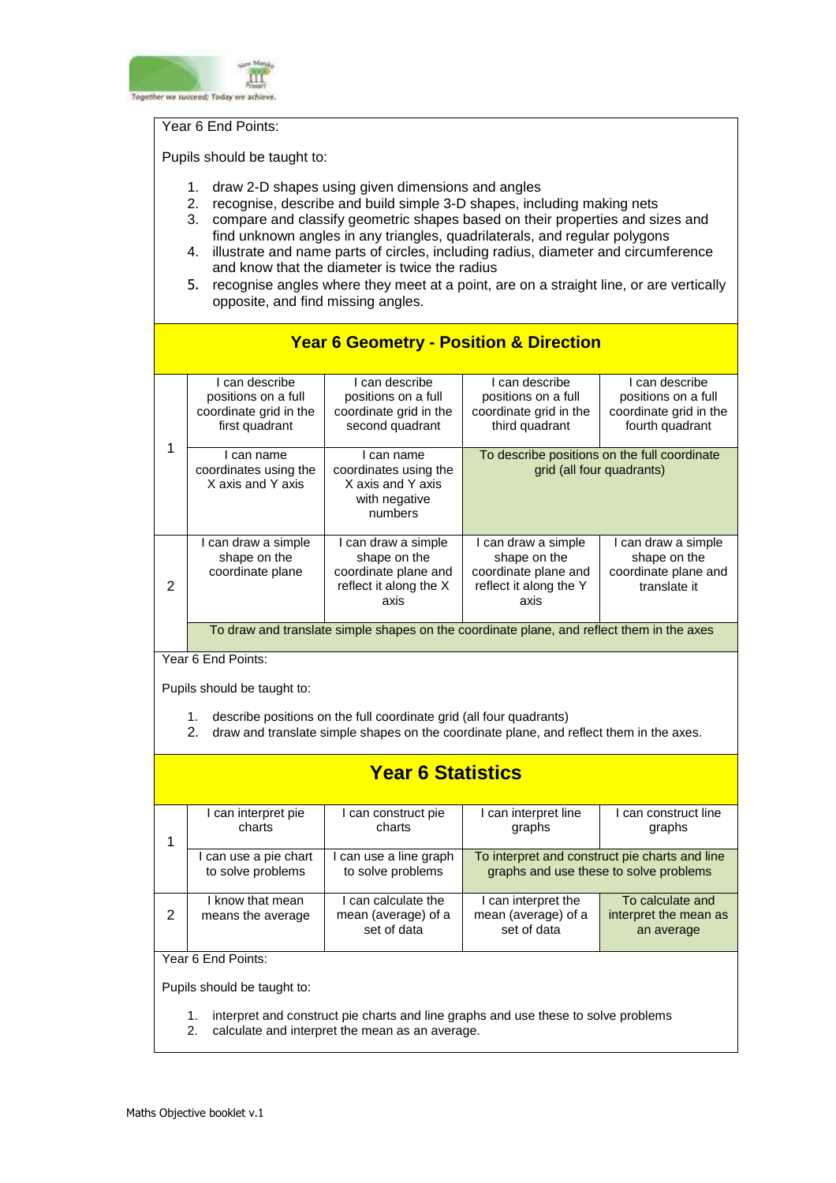Year 6 End Points:

Pupils should be taught to:

1. draw 2-D shapes using given dimensions and angles
2. recognise, describe and build simple 3-D shapes, including making nets
3. compare and classify geometric shapes based on their properties and sizes and find unknown angles in any triangles, quadrilaterals, and regular polygons
4. illustrate and name parts of circles, including radius, diameter and circumference and know that the diameter is twice the radius
5. recognise angles where they meet at a point, are on a straight line, or are vertically opposite, and find missing angles.

## Year 6 Geometry - Position & Direction

| | | | | |
|---|---|---|---|---|
| 1 | I can describe positions on a full coordinate grid in the first quadrant | I can describe positions on a full coordinate grid in the second quadrant | I can describe positions on a full coordinate grid in the third quadrant | I can describe positions on a full coordinate grid in the fourth quadrant |
| | I can name coordinates using the X axis and Y axis | I can name coordinates using the X axis and Y axis with negative numbers | To describe positions on the full coordinate grid (all four quadrants) | |
| 2 | I can draw a simple shape on the coordinate plane | I can draw a simple shape on the coordinate plane and reflect it along the X axis | I can draw a simple shape on the coordinate plane and reflect it along the Y axis | I can draw a simple shape on the coordinate plane and translate it |
| | To draw and translate simple shapes on the coordinate plane, and reflect them in the axes | | | |

Year 6 End Points:

Pupils should be taught to:

1. describe positions on the full coordinate grid (all four quadrants)
2. draw and translate simple shapes on the coordinate plane, and reflect them in the axes.

## Year 6 Statistics

| | | | | |
|---|---|---|---|---|
| 1 | I can interpret pie charts | I can construct pie charts | I can interpret line graphs | I can construct line graphs |
| | I can use a pie chart to solve problems | I can use a line graph to solve problems | To interpret and construct pie charts and line graphs and use these to solve problems | |
| 2 | I know that mean means the average | I can calculate the mean (average) of a set of data | I can interpret the mean (average) of a set of data | To calculate and interpret the mean as an average |

Year 6 End Points:

Pupils should be taught to:

1. interpret and construct pie charts and line graphs and use these to solve problems
2. calculate and interpret the mean as an average.